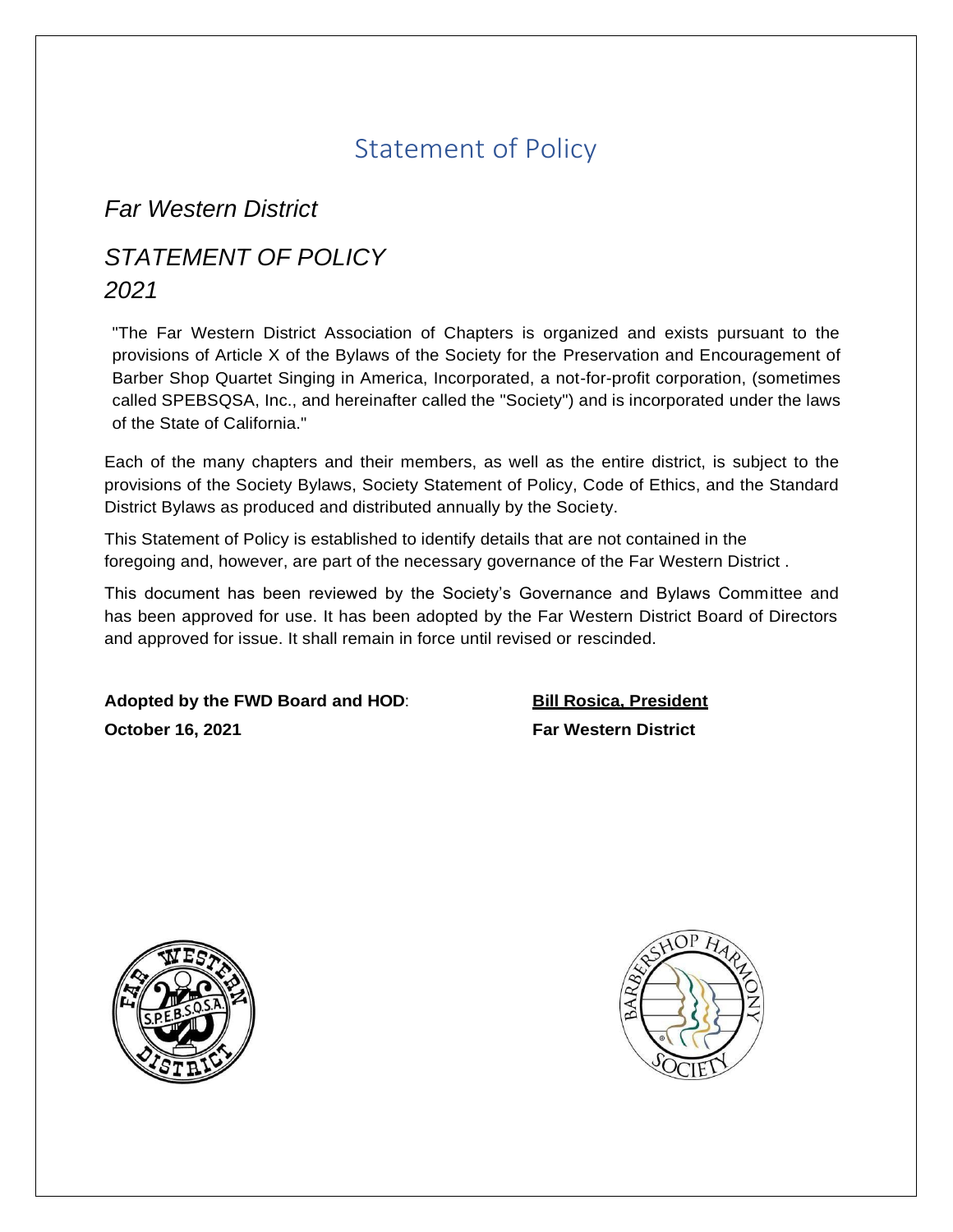# Statement of Policy

## *Far Western District*

## *STATEMENT OF POLICY*
## *2021*

"The Far Western District Association of Chapters is organized and exists pursuant to the provisions of Article X of the Bylaws of the Society for the Preservation and Encouragement of Barber Shop Quartet Singing in America, Incorporated, a not-for-profit corporation, (sometimes called SPEBSQSA, Inc., and hereinafter called the "Society") and is incorporated under the laws of the State of California."

Each of the many chapters and their members, as well as the entire district, is subject to the provisions of the Society Bylaws, Society Statement of Policy, Code of Ethics, and the Standard District Bylaws as produced and distributed annually by the Society.

This Statement of Policy is established to identify details that are not contained in the foregoing and, however, are part of the necessary governance of the Far Western District .

This document has been reviewed by the Society's Governance and Bylaws Committee and has been approved for use. It has been adopted by the Far Western District Board of Directors and approved for issue. It shall remain in force until revised or rescinded.

**Adopted by the FWD Board and HOD**: **October 16, 2021**

**Bill Rosica, President**
**Far Western District**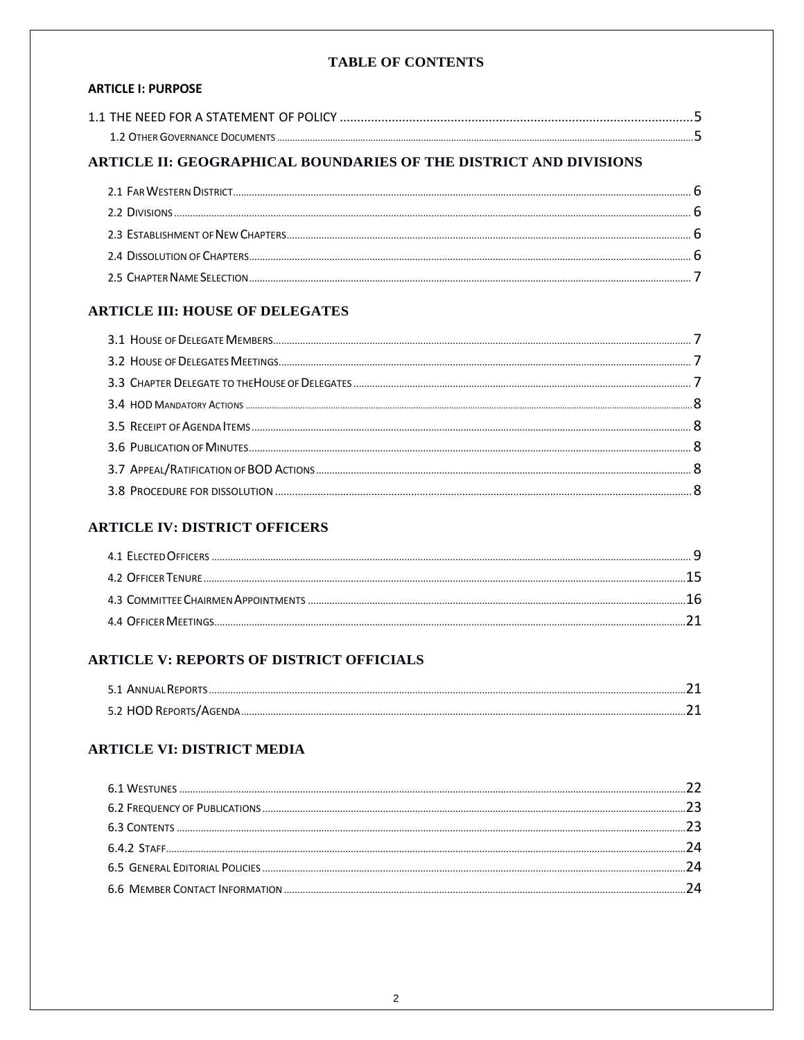# TABLE OF CONTENTS

## ARTICLE I: PURPOSE

1.1 THE NEED FOR A STATEMENT OF POLICY ........ 5
1.2 OTHER GOVERNANCE DOCUMENTS ........ 5

## ARTICLE II: GEOGRAPHICAL BOUNDARIES OF THE DISTRICT AND DIVISIONS

2.1 FAR WESTERN DISTRICT ........ 6
2.2 DIVISIONS ........ 6
2.3 ESTABLISHMENT OF NEW CHAPTERS ........ 6
2.4 DISSOLUTION OF CHAPTERS ........ 6
2.5 CHAPTER NAME SELECTION ........ 7

## ARTICLE III: HOUSE OF DELEGATES

3.1 HOUSE OF DELEGATE MEMBERS ........ 7
3.2 HOUSE OF DELEGATES MEETINGS ........ 7
3.3 CHAPTER DELEGATE TO THEHOUSE OF DELEGATES ........ 7
3.4 HOD MANDATORY ACTIONS ........ 8
3.5 RECEIPT OF AGENDA ITEMS ........ 8
3.6 PUBLICATION OF MINUTES ........ 8
3.7 APPEAL/RATIFICATION OF BOD ACTIONS ........ 8
3.8 PROCEDURE FOR DISSOLUTION ........ 8

## ARTICLE IV: DISTRICT OFFICERS

4.1 ELECTED OFFICERS ........ 9
4.2 OFFICER TENURE ........ 15
4.3 COMMITTEE CHAIRMEN APPOINTMENTS ........ 16
4.4 OFFICER MEETINGS ........ 21

## ARTICLE V: REPORTS OF DISTRICT OFFICIALS

5.1 ANNUAL REPORTS ........ 21
5.2 HOD REPORTS/AGENDA ........ 21

## ARTICLE VI: DISTRICT MEDIA

6.1 WESTUNES ........ 22
6.2 FREQUENCY OF PUBLICATIONS ........ 23
6.3 CONTENTS ........ 23
6.4.2 STAFF ........ 24
6.5 GENERAL EDITORIAL POLICIES ........ 24
6.6 MEMBER CONTACT INFORMATION ........ 24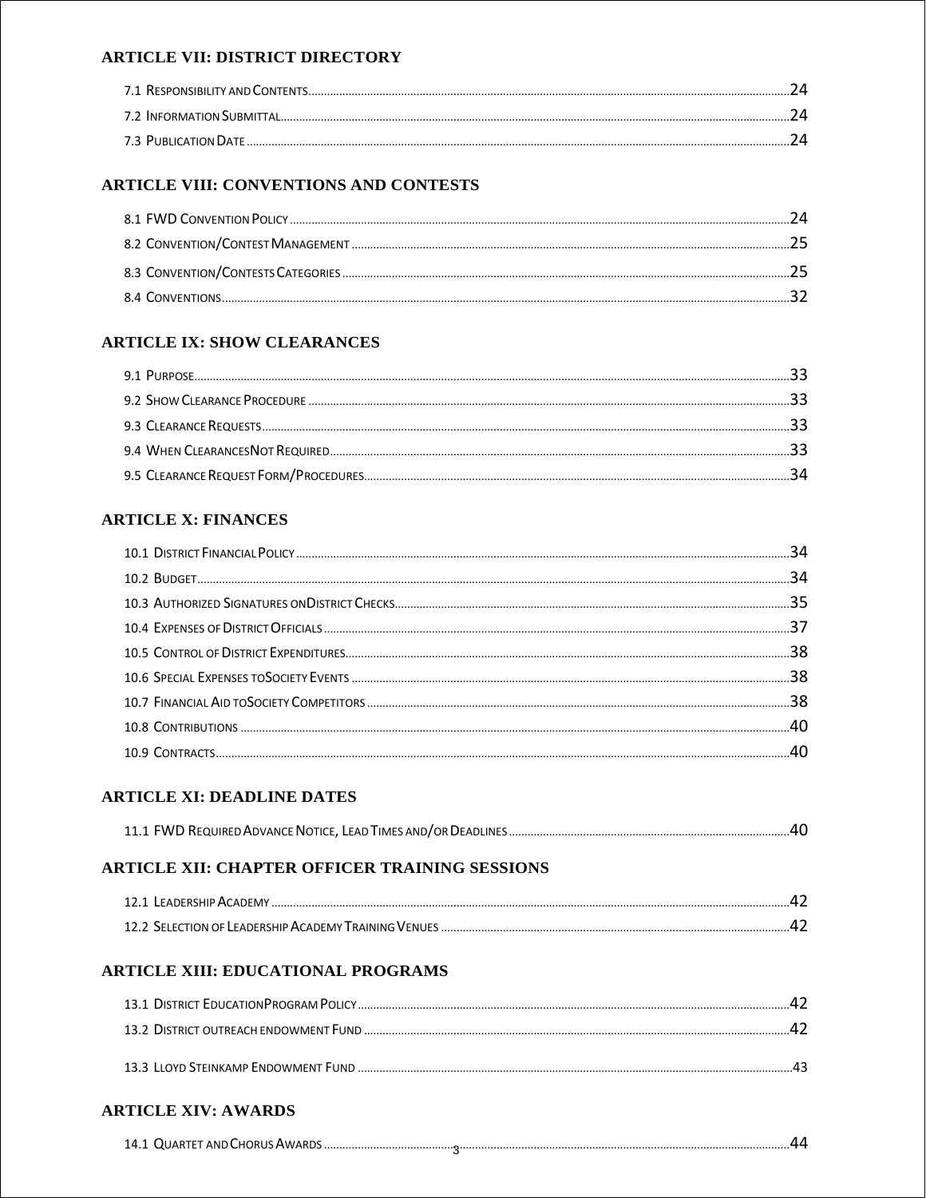## ARTICLE VII: DISTRICT DIRECTORY

7.1 Responsibility and Contents ........................................................ 24
7.2 Information Submittal ........................................................ 24
7.3 Publication Date ........................................................ 24

## ARTICLE VIII: CONVENTIONS AND CONTESTS

8.1 FWD Convention Policy ........................................................ 24
8.2 Convention/Contest Management ........................................................ 25
8.3 Convention/Contests Categories ........................................................ 25
8.4 Conventions ........................................................ 32

## ARTICLE IX: SHOW CLEARANCES

9.1 Purpose ........................................................ 33
9.2 Show Clearance Procedure ........................................................ 33
9.3 Clearance Requests ........................................................ 33
9.4 When ClearancesNot Required ........................................................ 33
9.5 Clearance Request Form/Procedures ........................................................ 34

## ARTICLE X: FINANCES

10.1 District Financial Policy ........................................................ 34
10.2 Budget ........................................................ 34
10.3 Authorized Signatures onDistrict Checks ........................................................ 35
10.4 Expenses of District Officials ........................................................ 37
10.5 Control of District Expenditures ........................................................ 38
10.6 Special Expenses toSociety Events ........................................................ 38
10.7 Financial Aid toSociety Competitors ........................................................ 38
10.8 Contributions ........................................................ 40
10.9 Contracts ........................................................ 40

## ARTICLE XI: DEADLINE DATES

11.1 FWD Required Advance Notice, Lead Times and/or Deadlines ........................................................ 40

## ARTICLE XII: CHAPTER OFFICER TRAINING SESSIONS

12.1 Leadership Academy ........................................................ 42
12.2 Selection of Leadership Academy Training Venues ........................................................ 42

## ARTICLE XIII: EDUCATIONAL PROGRAMS

13.1 District EducationProgram Policy ........................................................ 42
13.2 District outreach endowment Fund ........................................................ 42
13.3 Lloyd Steinkamp Endowment Fund ........................................................ 43

## ARTICLE XIV: AWARDS

14.1 Quartet and Chorus Awards ........................................................ 44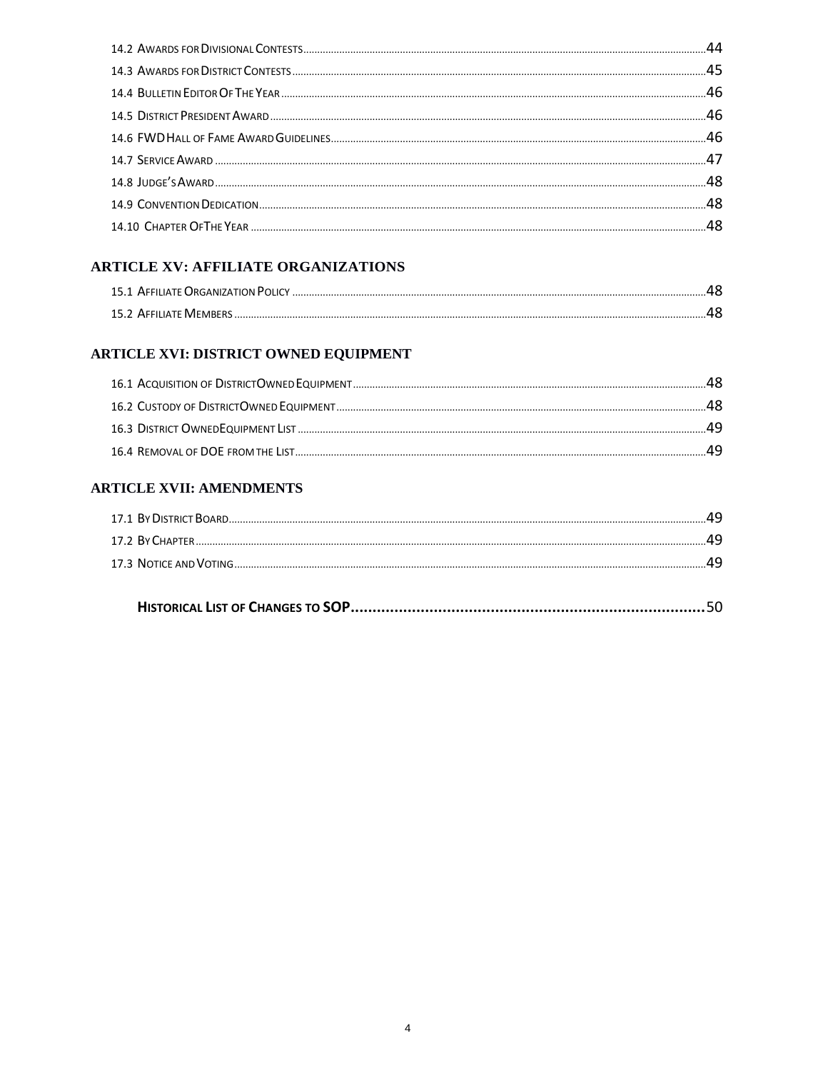14.2 Awards for Divisional Contests ..... 44
14.3 Awards for District Contests ..... 45
14.4 Bulletin Editor Of The Year ..... 46
14.5 District President Award ..... 46
14.6 FWD Hall of Fame Award Guidelines ..... 46
14.7 Service Award ..... 47
14.8 Judge's Award ..... 48
14.9 Convention Dedication ..... 48
14.10 Chapter Of The Year ..... 48

## ARTICLE XV: AFFILIATE ORGANIZATIONS

15.1 Affiliate Organization Policy ..... 48
15.2 Affiliate Members ..... 48

## ARTICLE XVI: DISTRICT OWNED EQUIPMENT

16.1 Acquisition of District Owned Equipment ..... 48
16.2 Custody of District Owned Equipment ..... 48
16.3 District Owned Equipment List ..... 49
16.4 Removal of DOE from the List ..... 49

## ARTICLE XVII: AMENDMENTS

17.1 By District Board ..... 49
17.2 By Chapter ..... 49
17.3 Notice and Voting ..... 49

**Historical List of Changes to SOP** ..... 50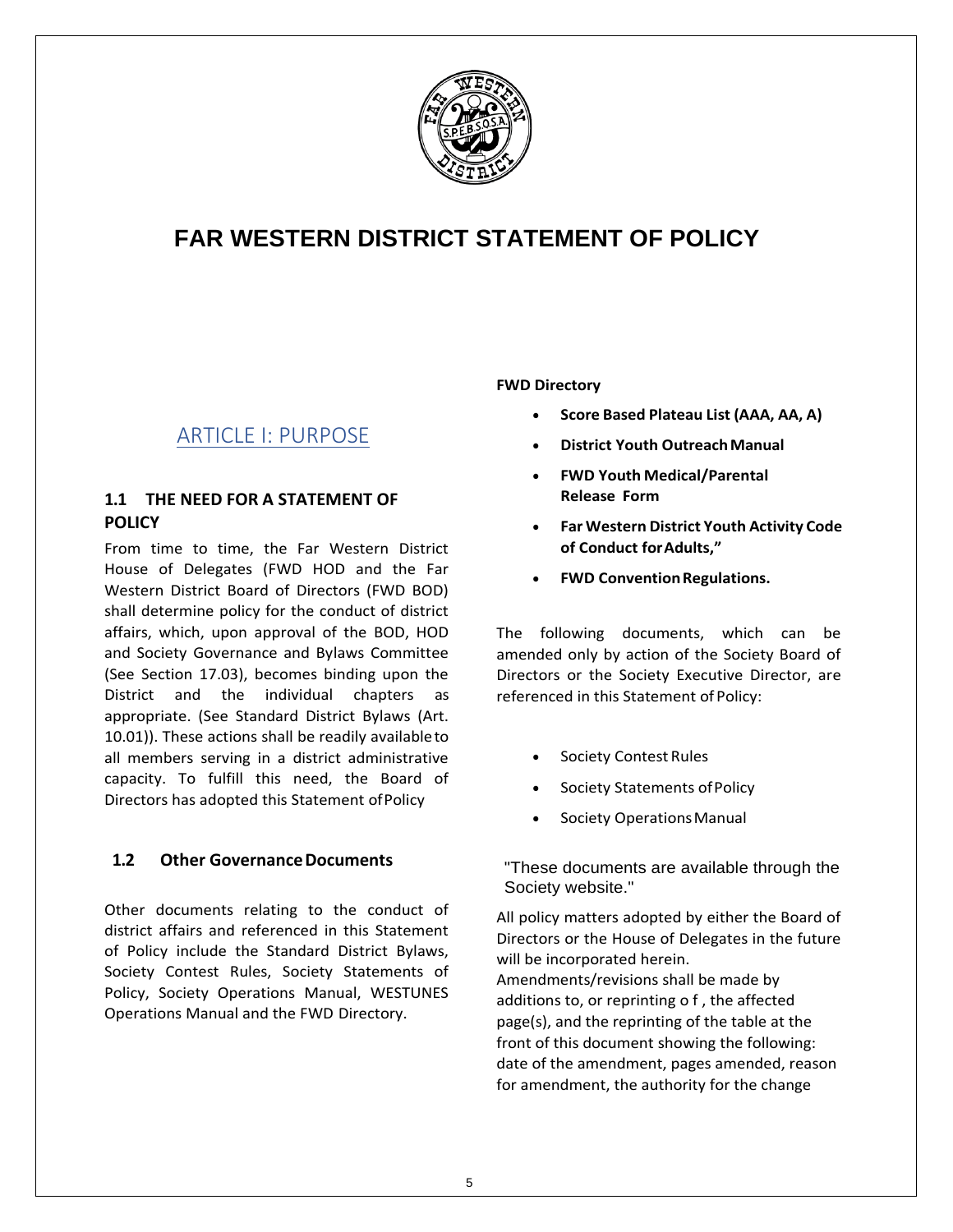# FAR WESTERN DISTRICT STATEMENT OF POLICY

## ARTICLE I: PURPOSE

### 1.1 THE NEED FOR A STATEMENT OF POLICY

From time to time, the Far Western District House of Delegates (FWD HOD and the Far Western District Board of Directors (FWD BOD) shall determine policy for the conduct of district affairs, which, upon approval of the BOD, HOD and Society Governance and Bylaws Committee (See Section 17.03), becomes binding upon the District and the individual chapters as appropriate. (See Standard District Bylaws (Art. 10.01)). These actions shall be readily available to all members serving in a district administrative capacity. To fulfill this need, the Board of Directors has adopted this Statement of Policy

### 1.2 Other Governance Documents

Other documents relating to the conduct of district affairs and referenced in this Statement of Policy include the Standard District Bylaws, Society Contest Rules, Society Statements of Policy, Society Operations Manual, WESTUNES Operations Manual and the FWD Directory.

**FWD Directory**

- **Score Based Plateau List (AAA, AA, A)**
- **District Youth Outreach Manual**
- **FWD Youth Medical/Parental Release Form**
- **Far Western District Youth Activity Code of Conduct for Adults,"**
- **FWD Convention Regulations.**

The following documents, which can be amended only by action of the Society Board of Directors or the Society Executive Director, are referenced in this Statement of Policy:

- Society Contest Rules
- Society Statements of Policy
- Society Operations Manual

"These documents are available through the Society website."

All policy matters adopted by either the Board of Directors or the House of Delegates in the future will be incorporated herein. Amendments/revisions shall be made by additions to, or reprinting of, the affected page(s), and the reprinting of the table at the front of this document showing the following: date of the amendment, pages amended, reason for amendment, the authority for the change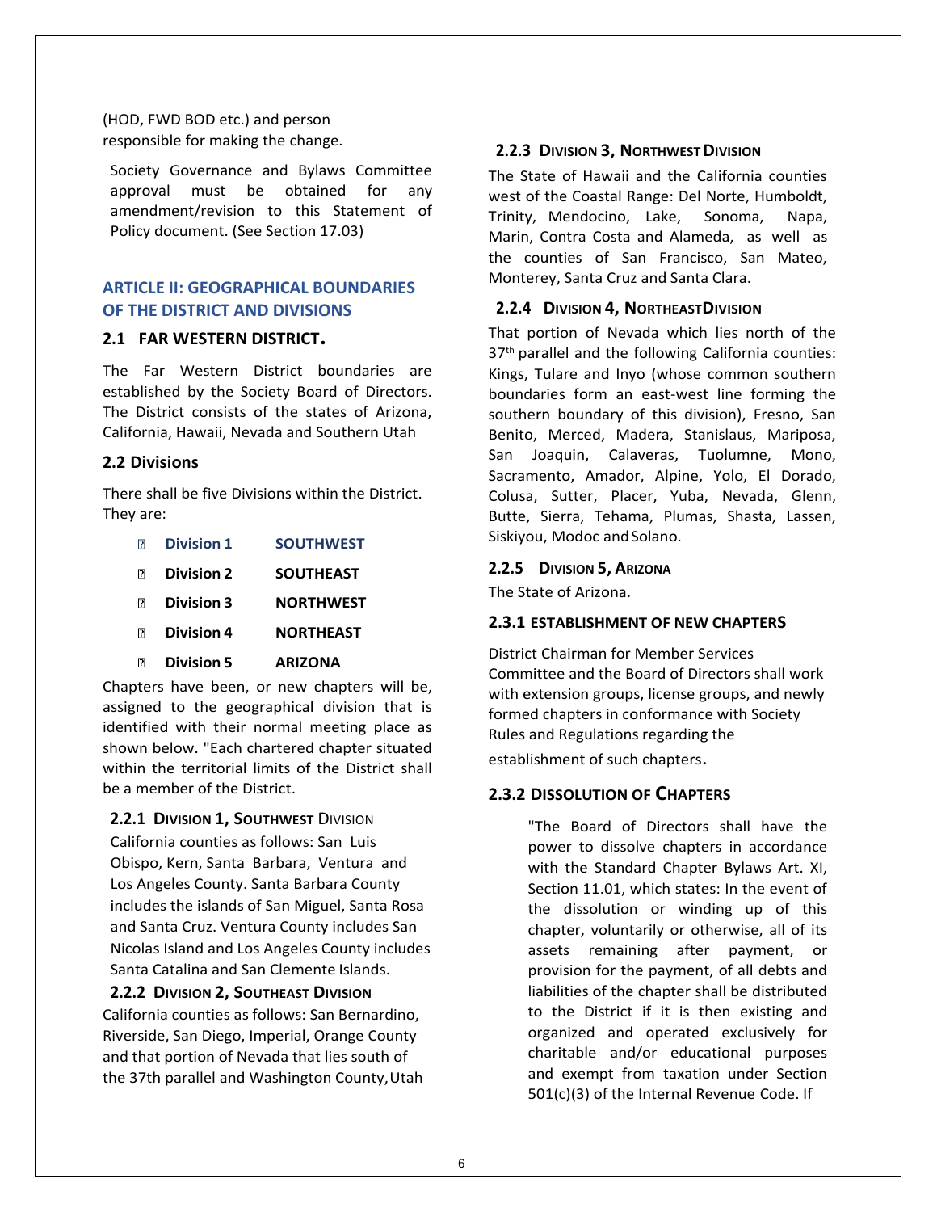(HOD, FWD BOD etc.) and person responsible for making the change.

Society Governance and Bylaws Committee approval must be obtained for any amendment/revision to this Statement of Policy document. (See Section 17.03)

## ARTICLE II: GEOGRAPHICAL BOUNDARIES OF THE DISTRICT AND DIVISIONS

### 2.1 FAR WESTERN DISTRICT.

The Far Western District boundaries are established by the Society Board of Directors. The District consists of the states of Arizona, California, Hawaii, Nevada and Southern Utah

### 2.2 Divisions

There shall be five Divisions within the District. They are:

- **Division 1** **SOUTHWEST**
- **Division 2** **SOUTHEAST**
- **Division 3** **NORTHWEST**
- **Division 4** **NORTHEAST**
- **Division 5** **ARIZONA**

Chapters have been, or new chapters will be, assigned to the geographical division that is identified with their normal meeting place as shown below. "Each chartered chapter situated within the territorial limits of the District shall be a member of the District.

#### 2.2.1 DIVISION 1, SOUTHWEST DIVISION

California counties as follows: San Luis Obispo, Kern, Santa Barbara, Ventura and Los Angeles County. Santa Barbara County includes the islands of San Miguel, Santa Rosa and Santa Cruz. Ventura County includes San Nicolas Island and Los Angeles County includes Santa Catalina and San Clemente Islands.

#### 2.2.2 DIVISION 2, SOUTHEAST DIVISION

California counties as follows: San Bernardino, Riverside, San Diego, Imperial, Orange County and that portion of Nevada that lies south of the 37th parallel and Washington County, Utah

#### 2.2.3 DIVISION 3, NORTHWEST DIVISION

The State of Hawaii and the California counties west of the Coastal Range: Del Norte, Humboldt, Trinity, Mendocino, Lake, Sonoma, Napa, Marin, Contra Costa and Alameda, as well as the counties of San Francisco, San Mateo, Monterey, Santa Cruz and Santa Clara.

#### 2.2.4 DIVISION 4, NORTHEAST DIVISION

That portion of Nevada which lies north of the 37th parallel and the following California counties: Kings, Tulare and Inyo (whose common southern boundaries form an east-west line forming the southern boundary of this division), Fresno, San Benito, Merced, Madera, Stanislaus, Mariposa, San Joaquin, Calaveras, Tuolumne, Mono, Sacramento, Amador, Alpine, Yolo, El Dorado, Colusa, Sutter, Placer, Yuba, Nevada, Glenn, Butte, Sierra, Tehama, Plumas, Shasta, Lassen, Siskiyou, Modoc and Solano.

#### 2.2.5 DIVISION 5, ARIZONA

The State of Arizona.

### 2.3.1 ESTABLISHMENT OF NEW CHAPTERS

District Chairman for Member Services Committee and the Board of Directors shall work with extension groups, license groups, and newly formed chapters in conformance with Society Rules and Regulations regarding the establishment of such chapters.

### 2.3.2 DISSOLUTION OF CHAPTERS

"The Board of Directors shall have the power to dissolve chapters in accordance with the Standard Chapter Bylaws Art. XI, Section 11.01, which states: In the event of the dissolution or winding up of this chapter, voluntarily or otherwise, all of its assets remaining after payment, or provision for the payment, of all debts and liabilities of the chapter shall be distributed to the District if it is then existing and organized and operated exclusively for charitable and/or educational purposes and exempt from taxation under Section 501(c)(3) of the Internal Revenue Code. If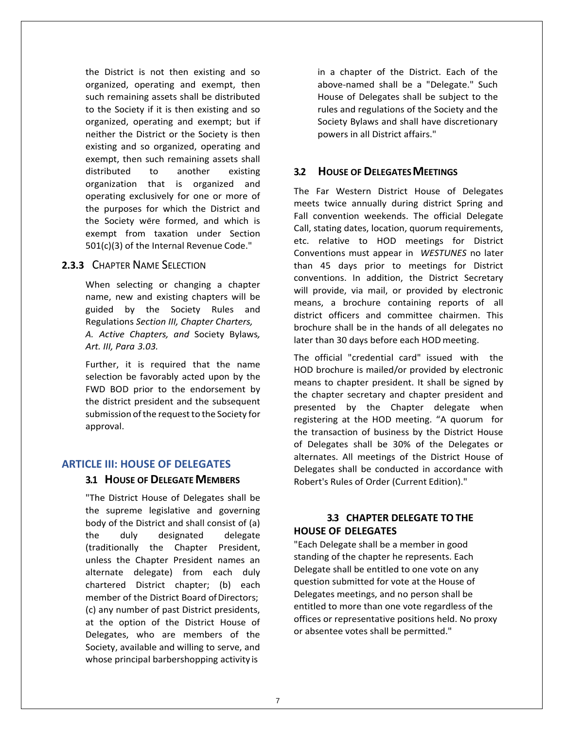the District is not then existing and so organized, operating and exempt, then such remaining assets shall be distributed to the Society if it is then existing and so organized, operating and exempt; but if neither the District or the Society is then existing and so organized, operating and exempt, then such remaining assets shall distributed to another existing organization that is organized and operating exclusively for one or more of the purposes for which the District and the Society wēre formed, and which is exempt from taxation under Section 501(c)(3) of the Internal Revenue Code."

### 2.3.3 Chapter Name Selection

When selecting or changing a chapter name, new and existing chapters will be guided by the Society Rules and Regulations *Section III, Chapter Charters, A. Active Chapters, and* Society Bylaws*, Art. III, Para 3.03.*

Further, it is required that the name selection be favorably acted upon by the FWD BOD prior to the endorsement by the district president and the subsequent submission of the request to the Society for approval.

## ARTICLE III: HOUSE OF DELEGATES

### 3.1 House of Delegate Members

"The District House of Delegates shall be the supreme legislative and governing body of the District and shall consist of (a) the duly designated delegate (traditionally the Chapter President, unless the Chapter President names an alternate delegate) from each duly chartered District chapter; (b) each member of the District Board of Directors; (c) any number of past District presidents, at the option of the District House of Delegates, who are members of the Society, available and willing to serve, and whose principal barbershopping activity is in a chapter of the District. Each of the above-named shall be a "Delegate." Such House of Delegates shall be subject to the rules and regulations of the Society and the Society Bylaws and shall have discretionary powers in all District affairs."

### 3.2 House of Delegates Meetings

The Far Western District House of Delegates meets twice annually during district Spring and Fall convention weekends. The official Delegate Call, stating dates, location, quorum requirements, etc. relative to HOD meetings for District Conventions must appear in *WESTUNES* no later than 45 days prior to meetings for District conventions. In addition, the District Secretary will provide, via mail, or provided by electronic means, a brochure containing reports of all district officers and committee chairmen. This brochure shall be in the hands of all delegates no later than 30 days before each HOD meeting.

The official "credential card" issued with the HOD brochure is mailed/or provided by electronic means to chapter president. It shall be signed by the chapter secretary and chapter president and presented by the Chapter delegate when registering at the HOD meeting. "A quorum for the transaction of business by the District House of Delegates shall be 30% of the Delegates or alternates. All meetings of the District House of Delegates shall be conducted in accordance with Robert's Rules of Order (Current Edition)."

### 3.3 CHAPTER DELEGATE TO THE HOUSE OF DELEGATES

"Each Delegate shall be a member in good standing of the chapter he represents. Each Delegate shall be entitled to one vote on any question submitted for vote at the House of Delegates meetings, and no person shall be entitled to more than one vote regardless of the offices or representative positions held. No proxy or absentee votes shall be permitted."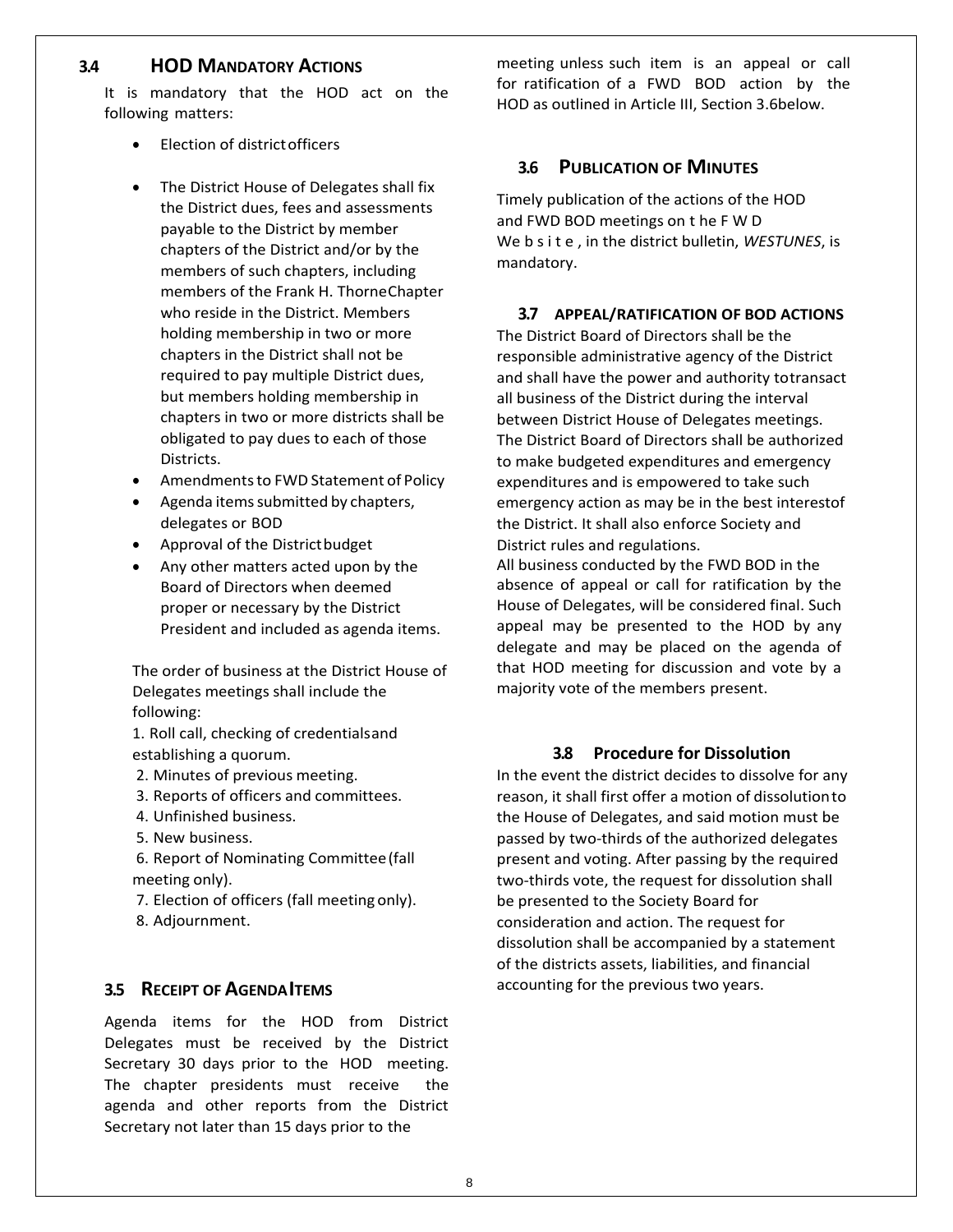### 3.4 HOD MANDATORY ACTIONS

It is mandatory that the HOD act on the following matters:

- Election of district officers
- The District House of Delegates shall fix the District dues, fees and assessments payable to the District by member chapters of the District and/or by the members of such chapters, including members of the Frank H. Thorne Chapter who reside in the District. Members holding membership in two or more chapters in the District shall not be required to pay multiple District dues, but members holding membership in chapters in two or more districts shall be obligated to pay dues to each of those Districts.
- Amendments to FWD Statement of Policy
- Agenda items submitted by chapters, delegates or BOD
- Approval of the District budget
- Any other matters acted upon by the Board of Directors when deemed proper or necessary by the District President and included as agenda items.

The order of business at the District House of Delegates meetings shall include the following:

1. Roll call, checking of credentials and establishing a quorum.
2. Minutes of previous meeting.
3. Reports of officers and committees.
4. Unfinished business.
5. New business.
6. Report of Nominating Committee (fall meeting only).
7. Election of officers (fall meeting only).
8. Adjournment.

### 3.5 RECEIPT OF AGENDA ITEMS

Agenda items for the HOD from District Delegates must be received by the District Secretary 30 days prior to the HOD meeting. The chapter presidents must receive the agenda and other reports from the District Secretary not later than 15 days prior to the meeting unless such item is an appeal or call for ratification of a FWD BOD action by the HOD as outlined in Article III, Section 3.6below.

### 3.6 PUBLICATION OF MINUTES

Timely publication of the actions of the HOD and FWD BOD meetings on the FWD Website, in the district bulletin, *WESTUNES*, is mandatory.

### 3.7 APPEAL/RATIFICATION OF BOD ACTIONS

The District Board of Directors shall be the responsible administrative agency of the District and shall have the power and authority to transact all business of the District during the interval between District House of Delegates meetings. The District Board of Directors shall be authorized to make budgeted expenditures and emergency expenditures and is empowered to take such emergency action as may be in the best interest of the District. It shall also enforce Society and District rules and regulations.

All business conducted by the FWD BOD in the absence of appeal or call for ratification by the House of Delegates, will be considered final. Such appeal may be presented to the HOD by any delegate and may be placed on the agenda of that HOD meeting for discussion and vote by a majority vote of the members present.

### 3.8 Procedure for Dissolution

In the event the district decides to dissolve for any reason, it shall first offer a motion of dissolution to the House of Delegates, and said motion must be passed by two-thirds of the authorized delegates present and voting. After passing by the required two-thirds vote, the request for dissolution shall be presented to the Society Board for consideration and action. The request for dissolution shall be accompanied by a statement of the districts assets, liabilities, and financial accounting for the previous two years.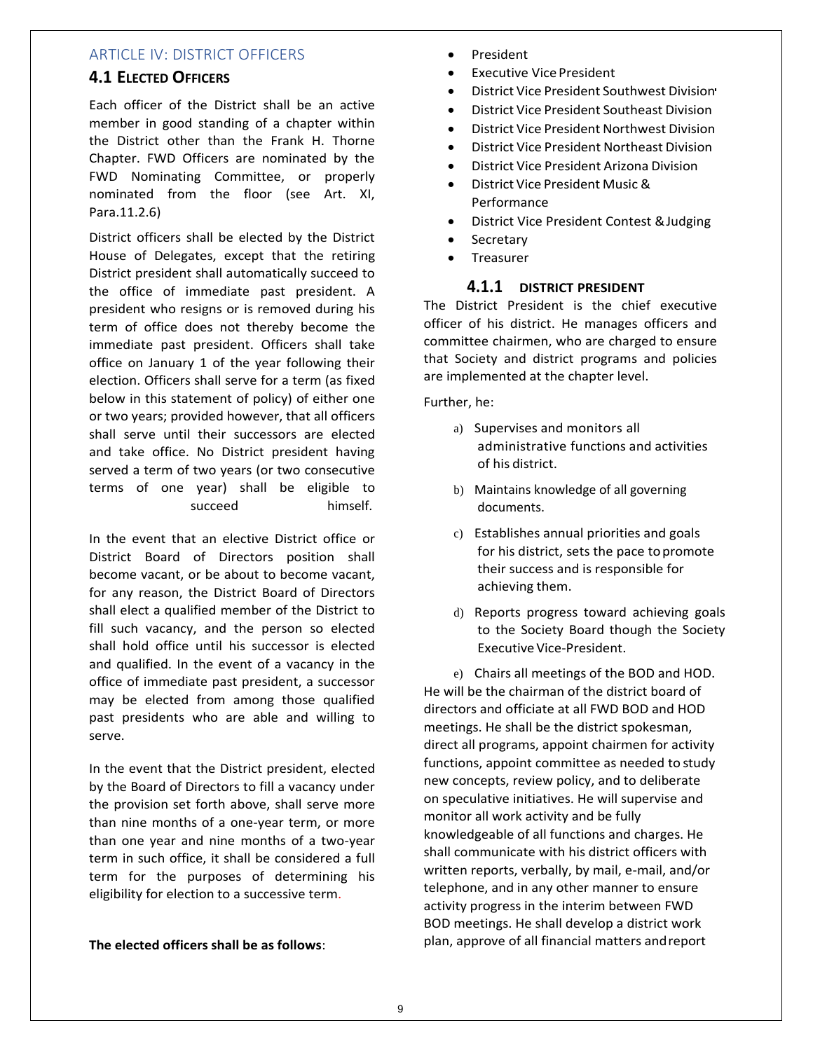## ARTICLE IV: DISTRICT OFFICERS

### 4.1 ELECTED OFFICERS

Each officer of the District shall be an active member in good standing of a chapter within the District other than the Frank H. Thorne Chapter. FWD Officers are nominated by the FWD Nominating Committee, or properly nominated from the floor (see Art. XI, Para.11.2.6)

District officers shall be elected by the District House of Delegates, except that the retiring District president shall automatically succeed to the office of immediate past president. A president who resigns or is removed during his term of office does not thereby become the immediate past president. Officers shall take office on January 1 of the year following their election. Officers shall serve for a term (as fixed below in this statement of policy) of either one or two years; provided however, that all officers shall serve until their successors are elected and take office. No District president having served a term of two years (or two consecutive terms of one year) shall be eligible to succeed himself.

In the event that an elective District office or District Board of Directors position shall become vacant, or be about to become vacant, for any reason, the District Board of Directors shall elect a qualified member of the District to fill such vacancy, and the person so elected shall hold office until his successor is elected and qualified. In the event of a vacancy in the office of immediate past president, a successor may be elected from among those qualified past presidents who are able and willing to serve.

In the event that the District president, elected by the Board of Directors to fill a vacancy under the provision set forth above, shall serve more than nine months of a one-year term, or more than one year and nine months of a two-year term in such office, it shall be considered a full term for the purposes of determining his eligibility for election to a successive term.

**The elected officers shall be as follows**:

- President
- Executive Vice President
- District Vice President Southwest Division
- District Vice President Southeast Division
- District Vice President Northwest Division
- District Vice President Northeast Division
- District Vice President Arizona Division
- District Vice President Music & Performance
- District Vice President Contest & Judging
- Secretary
- Treasurer

#### 4.1.1 DISTRICT PRESIDENT

The District President is the chief executive officer of his district. He manages officers and committee chairmen, who are charged to ensure that Society and district programs and policies are implemented at the chapter level.

Further, he:

a) Supervises and monitors all administrative functions and activities of his district.

b) Maintains knowledge of all governing documents.

c) Establishes annual priorities and goals for his district, sets the pace to promote their success and is responsible for achieving them.

d) Reports progress toward achieving goals to the Society Board though the Society Executive Vice-President.

e) Chairs all meetings of the BOD and HOD. He will be the chairman of the district board of directors and officiate at all FWD BOD and HOD meetings. He shall be the district spokesman, direct all programs, appoint chairmen for activity functions, appoint committee as needed to study new concepts, review policy, and to deliberate on speculative initiatives. He will supervise and monitor all work activity and be fully knowledgeable of all functions and charges. He shall communicate with his district officers with written reports, verbally, by mail, e-mail, and/or telephone, and in any other manner to ensure activity progress in the interim between FWD BOD meetings. He shall develop a district work plan, approve of all financial matters and report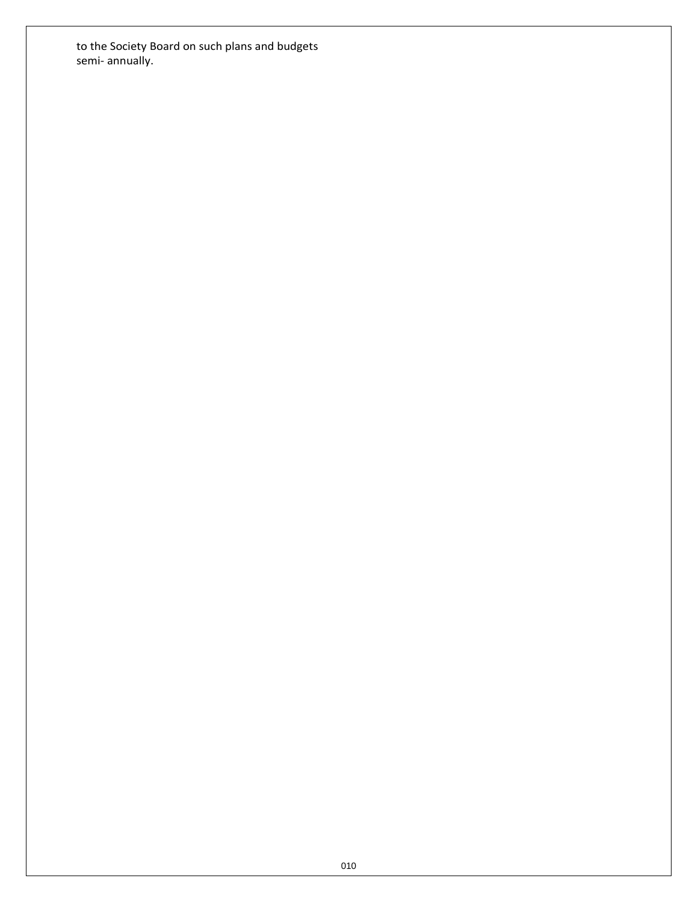to the Society Board on such plans and budgets semi- annually.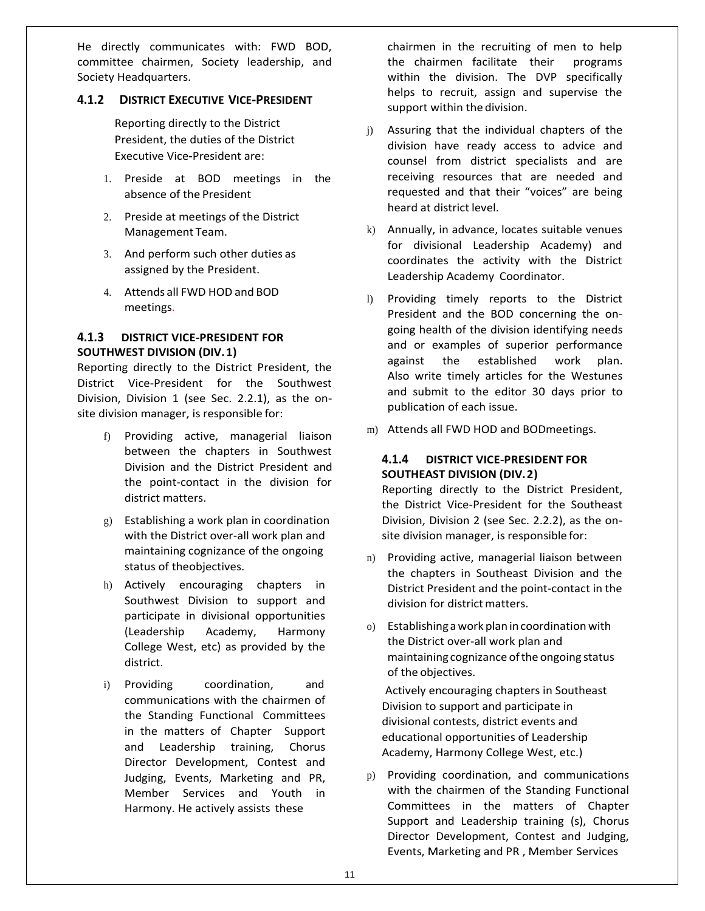He directly communicates with: FWD BOD, committee chairmen, Society leadership, and Society Headquarters.

### 4.1.2 DISTRICT EXECUTIVE VICE-PRESIDENT

Reporting directly to the District President, the duties of the District Executive Vice-President are:

1. Preside at BOD meetings in the absence of the President
2. Preside at meetings of the District Management Team.
3. And perform such other duties as assigned by the President.
4. Attends all FWD HOD and BOD meetings.

### 4.1.3 DISTRICT VICE-PRESIDENT FOR SOUTHWEST DIVISION (DIV. 1)

Reporting directly to the District President, the District Vice-President for the Southwest Division, Division 1 (see Sec. 2.2.1), as the on-site division manager, is responsible for:

f) Providing active, managerial liaison between the chapters in Southwest Division and the District President and the point-contact in the division for district matters.

g) Establishing a work plan in coordination with the District over-all work plan and maintaining cognizance of the ongoing status of theobjectives.

h) Actively encouraging chapters in Southwest Division to support and participate in divisional opportunities (Leadership Academy, Harmony College West, etc) as provided by the district.

i) Providing coordination, and communications with the chairmen of the Standing Functional Committees in the matters of Chapter Support and Leadership training, Chorus Director Development, Contest and Judging, Events, Marketing and PR, Member Services and Youth in Harmony. He actively assists these chairmen in the recruiting of men to help the chairmen facilitate their programs within the division. The DVP specifically helps to recruit, assign and supervise the support within the division.

j) Assuring that the individual chapters of the division have ready access to advice and counsel from district specialists and are receiving resources that are needed and requested and that their "voices" are being heard at district level.

k) Annually, in advance, locates suitable venues for divisional Leadership Academy) and coordinates the activity with the District Leadership Academy Coordinator.

l) Providing timely reports to the District President and the BOD concerning the on-going health of the division identifying needs and or examples of superior performance against the established work plan. Also write timely articles for the Westunes and submit to the editor 30 days prior to publication of each issue.

m) Attends all FWD HOD and BODmeetings.

### 4.1.4 DISTRICT VICE-PRESIDENT FOR SOUTHEAST DIVISION (DIV. 2)

Reporting directly to the District President, the District Vice-President for the Southeast Division, Division 2 (see Sec. 2.2.2), as the on-site division manager, is responsible for:

n) Providing active, managerial liaison between the chapters in Southeast Division and the District President and the point-contact in the division for district matters.

o) Establishing a work plan in coordination with the District over-all work plan and maintaining cognizance of the ongoing status of the objectives.

Actively encouraging chapters in Southeast Division to support and participate in divisional contests, district events and educational opportunities of Leadership Academy, Harmony College West, etc.)

p) Providing coordination, and communications with the chairmen of the Standing Functional Committees in the matters of Chapter Support and Leadership training (s), Chorus Director Development, Contest and Judging, Events, Marketing and PR , Member Services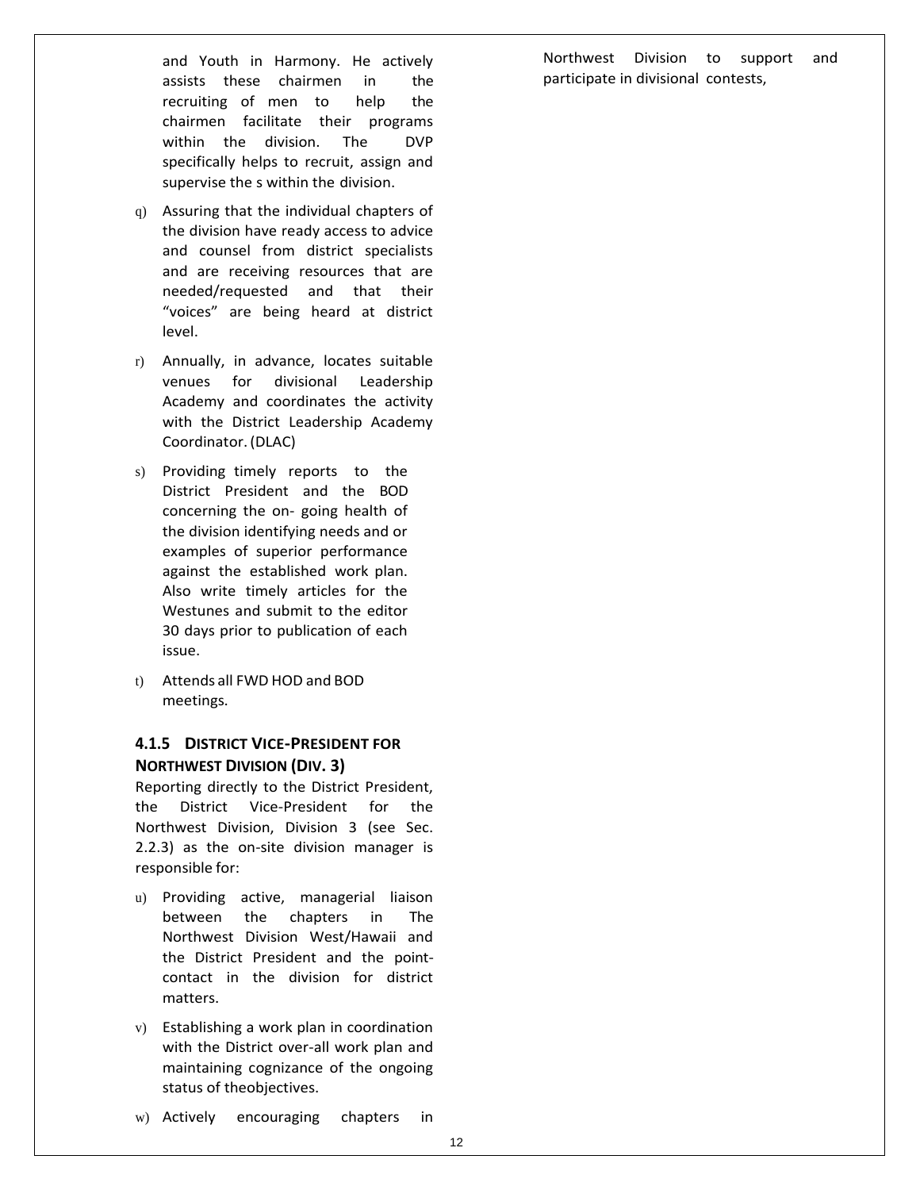and Youth in Harmony. He actively assists these chairmen in the recruiting of men to help the chairmen facilitate their programs within the division. The DVP specifically helps to recruit, assign and supervise the s within the division.

q) Assuring that the individual chapters of the division have ready access to advice and counsel from district specialists and are receiving resources that are needed/requested and that their "voices" are being heard at district level.

r) Annually, in advance, locates suitable venues for divisional Leadership Academy and coordinates the activity with the District Leadership Academy Coordinator. (DLAC)

s) Providing timely reports to the District President and the BOD concerning the on- going health of the division identifying needs and or examples of superior performance against the established work plan. Also write timely articles for the Westunes and submit to the editor 30 days prior to publication of each issue.

t) Attends all FWD HOD and BOD meetings.

### 4.1.5 DISTRICT VICE-PRESIDENT FOR NORTHWEST DIVISION (DIV. 3)

Reporting directly to the District President, the District Vice-President for the Northwest Division, Division 3 (see Sec. 2.2.3) as the on-site division manager is responsible for:

u) Providing active, managerial liaison between the chapters in The Northwest Division West/Hawaii and the District President and the point-contact in the division for district matters.

v) Establishing a work plan in coordination with the District over-all work plan and maintaining cognizance of the ongoing status of theobjectives.

w) Actively encouraging chapters in Northwest Division to support and participate in divisional contests,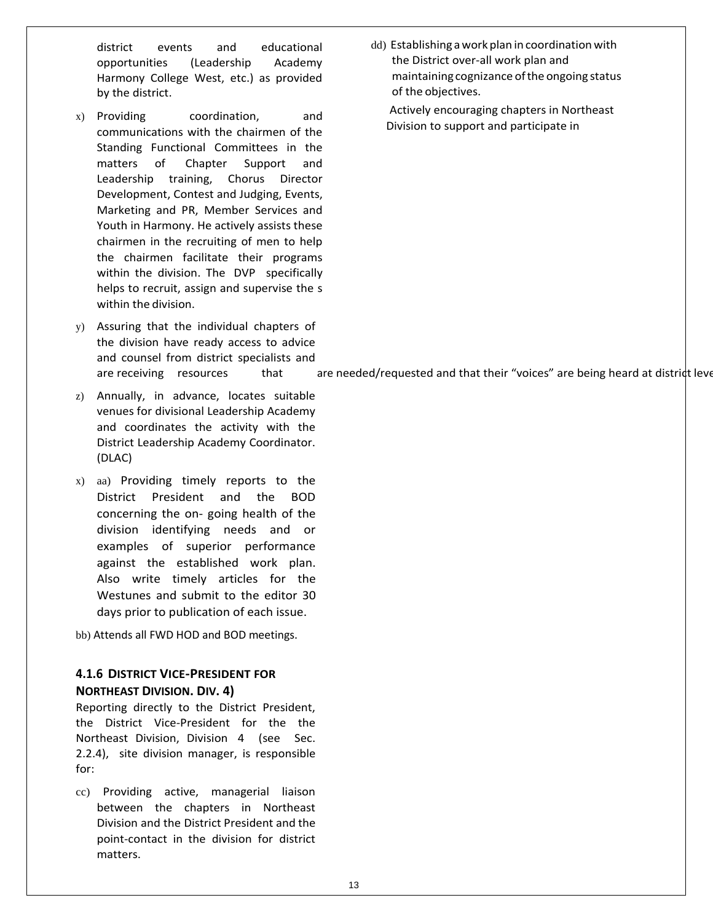district events and educational opportunities (Leadership Academy Harmony College West, etc.) as provided by the district.

x) Providing coordination, and communications with the chairmen of the Standing Functional Committees in the matters of Chapter Support and Leadership training, Chorus Director Development, Contest and Judging, Events, Marketing and PR, Member Services and Youth in Harmony. He actively assists these chairmen in the recruiting of men to help the chairmen facilitate their programs within the division. The DVP specifically helps to recruit, assign and supervise the s within the division.

y) Assuring that the individual chapters of the division have ready access to advice and counsel from district specialists and are receiving resources that are needed/requested and that their "voices" are being heard at district leve

z) Annually, in advance, locates suitable venues for divisional Leadership Academy and coordinates the activity with the District Leadership Academy Coordinator. (DLAC)

x) aa) Providing timely reports to the District President and the BOD concerning the on- going health of the division identifying needs and or examples of superior performance against the established work plan. Also write timely articles for the Westunes and submit to the editor 30 days prior to publication of each issue.

bb) Attends all FWD HOD and BOD meetings.

### 4.1.6 DISTRICT VICE-PRESIDENT FOR NORTHEAST DIVISION. DIV. 4)

Reporting directly to the District President, the District Vice-President for the the Northeast Division, Division 4 (see Sec. 2.2.4), site division manager, is responsible for:

cc) Providing active, managerial liaison between the chapters in Northeast Division and the District President and the point-contact in the division for district matters.

dd) Establishing a work plan in coordination with the District over-all work plan and maintaining cognizance of the ongoing status of the objectives.

Actively encouraging chapters in Northeast Division to support and participate in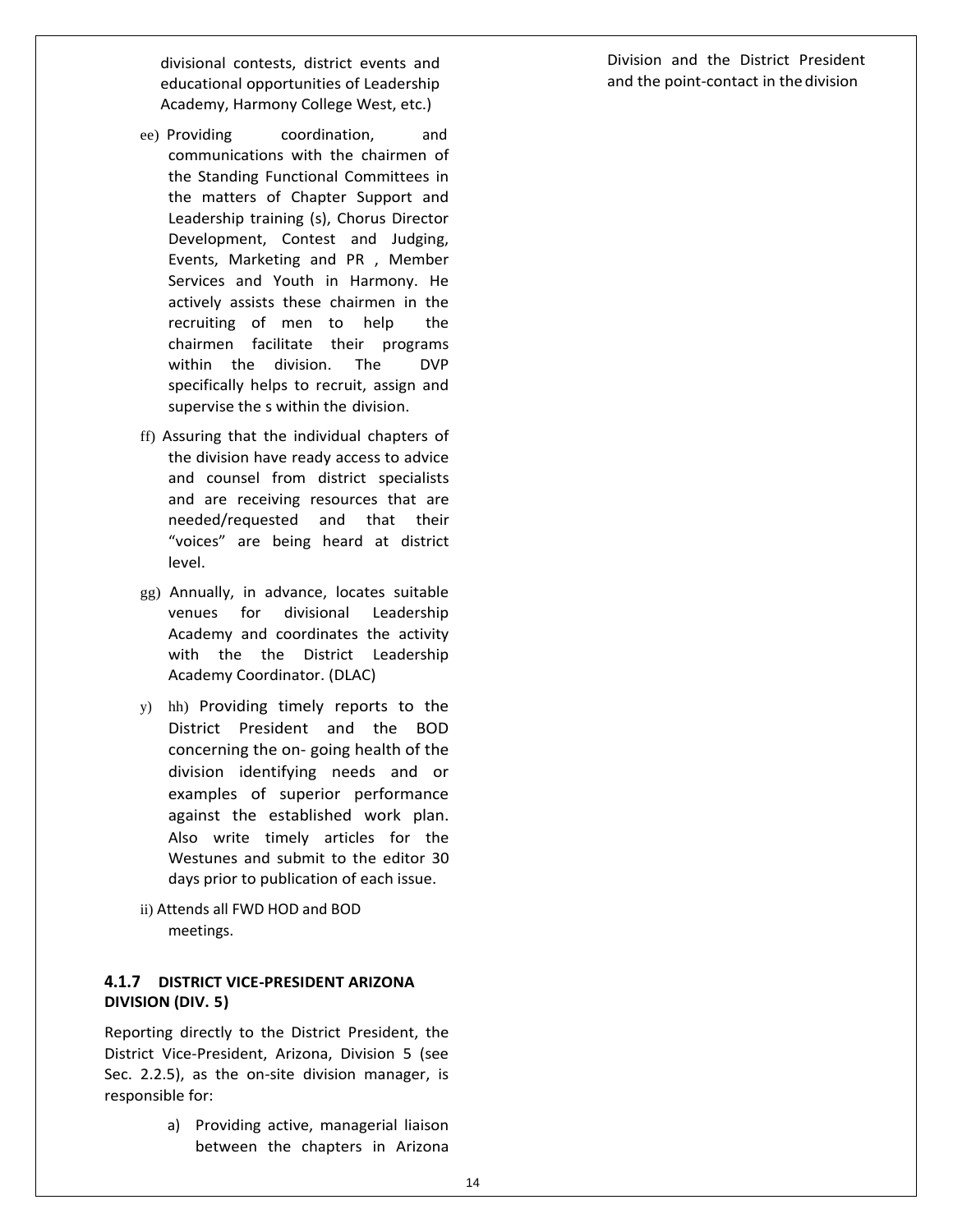divisional contests, district events and educational opportunities of Leadership Academy, Harmony College West, etc.)

ee) Providing coordination, and communications with the chairmen of the Standing Functional Committees in the matters of Chapter Support and Leadership training (s), Chorus Director Development, Contest and Judging, Events, Marketing and PR , Member Services and Youth in Harmony. He actively assists these chairmen in the recruiting of men to help the chairmen facilitate their programs within the division. The DVP specifically helps to recruit, assign and supervise the s within the division.

ff) Assuring that the individual chapters of the division have ready access to advice and counsel from district specialists and are receiving resources that are needed/requested and that their "voices" are being heard at district level.

gg) Annually, in advance, locates suitable venues for divisional Leadership Academy and coordinates the activity with the the District Leadership Academy Coordinator. (DLAC)

y) hh) Providing timely reports to the District President and the BOD concerning the on- going health of the division identifying needs and or examples of superior performance against the established work plan. Also write timely articles for the Westunes and submit to the editor 30 days prior to publication of each issue.

ii) Attends all FWD HOD and BOD meetings.

### 4.1.7 DISTRICT VICE-PRESIDENT ARIZONA DIVISION (DIV. 5)

Reporting directly to the District President, the District Vice-President, Arizona, Division 5 (see Sec. 2.2.5), as the on-site division manager, is responsible for:

a) Providing active, managerial liaison between the chapters in Arizona Division and the District President and the point-contact in the division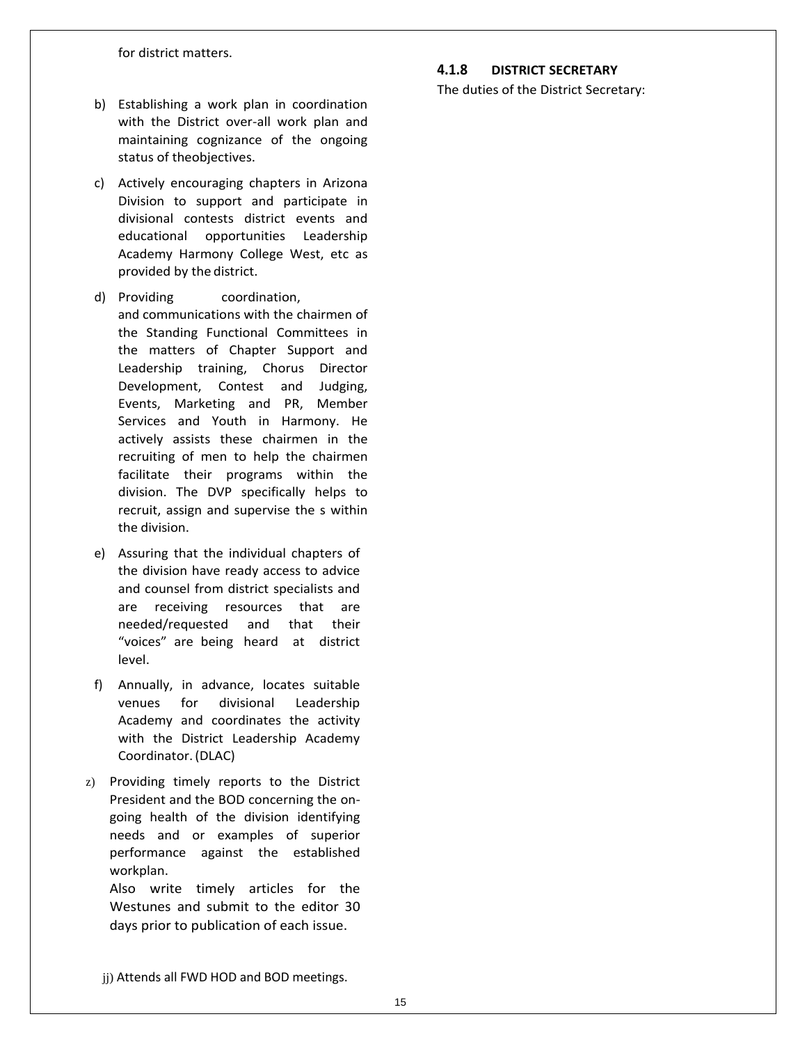for district matters.

b) Establishing a work plan in coordination with the District over-all work plan and maintaining cognizance of the ongoing status of theobjectives.

c) Actively encouraging chapters in Arizona Division to support and participate in divisional contests district events and educational opportunities Leadership Academy Harmony College West, etc as provided by the district.

d) Providing coordination, and communications with the chairmen of the Standing Functional Committees in the matters of Chapter Support and Leadership training, Chorus Director Development, Contest and Judging, Events, Marketing and PR, Member Services and Youth in Harmony. He actively assists these chairmen in the recruiting of men to help the chairmen facilitate their programs within the division. The DVP specifically helps to recruit, assign and supervise the s within the division.

e) Assuring that the individual chapters of the division have ready access to advice and counsel from district specialists and are receiving resources that are needed/requested and that their "voices" are being heard at district level.

f) Annually, in advance, locates suitable venues for divisional Leadership Academy and coordinates the activity with the District Leadership Academy Coordinator. (DLAC)

z) Providing timely reports to the District President and the BOD concerning the on-going health of the division identifying needs and or examples of superior performance against the established workplan.
Also write timely articles for the Westunes and submit to the editor 30 days prior to publication of each issue.

jj) Attends all FWD HOD and BOD meetings.

#### 4.1.8 DISTRICT SECRETARY

The duties of the District Secretary: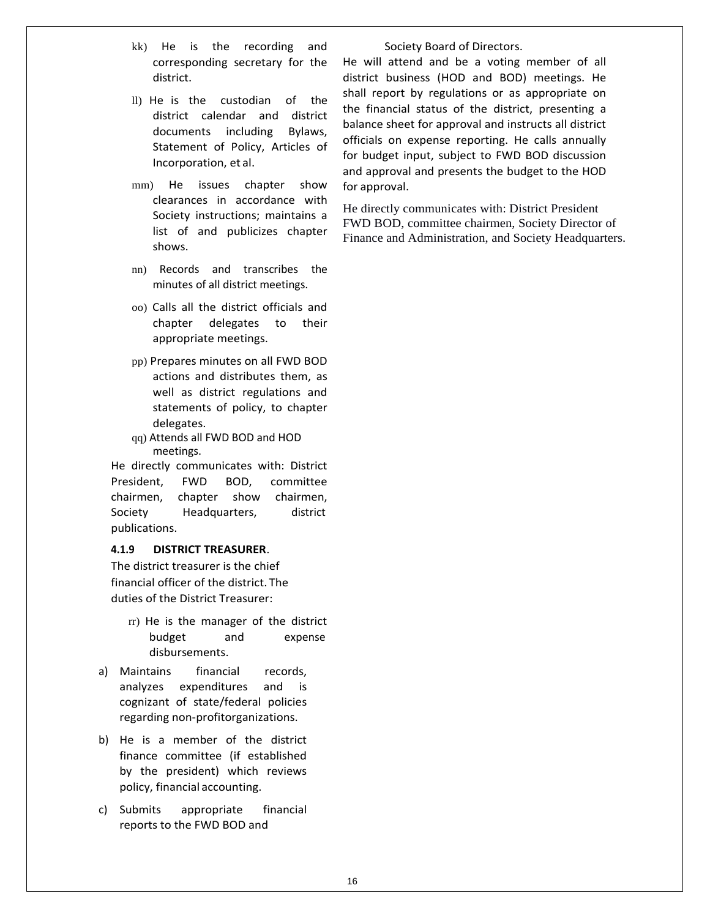kk) He is the recording and corresponding secretary for the district.

ll) He is the custodian of the district calendar and district documents including Bylaws, Statement of Policy, Articles of Incorporation, et al.

mm) He issues chapter show clearances in accordance with Society instructions; maintains a list of and publicizes chapter shows.

nn) Records and transcribes the minutes of all district meetings.

oo) Calls all the district officials and chapter delegates to their appropriate meetings.

pp) Prepares minutes on all FWD BOD actions and distributes them, as well as district regulations and statements of policy, to chapter delegates.

qq) Attends all FWD BOD and HOD meetings.

He directly communicates with: District President, FWD BOD, committee chairmen, chapter show chairmen, Society Headquarters, district publications.

#### 4.1.9 DISTRICT TREASURER.

The district treasurer is the chief financial officer of the district. The duties of the District Treasurer:

rr) He is the manager of the district budget and expense disbursements.

a) Maintains financial records, analyzes expenditures and is cognizant of state/federal policies regarding non-profitorganizations.

b) He is a member of the district finance committee (if established by the president) which reviews policy, financial accounting.

c) Submits appropriate financial reports to the FWD BOD and Society Board of Directors.

He will attend and be a voting member of all district business (HOD and BOD) meetings. He shall report by regulations or as appropriate on the financial status of the district, presenting a balance sheet for approval and instructs all district officials on expense reporting. He calls annually for budget input, subject to FWD BOD discussion and approval and presents the budget to the HOD for approval.

He directly communicates with: District President FWD BOD, committee chairmen, Society Director of Finance and Administration, and Society Headquarters.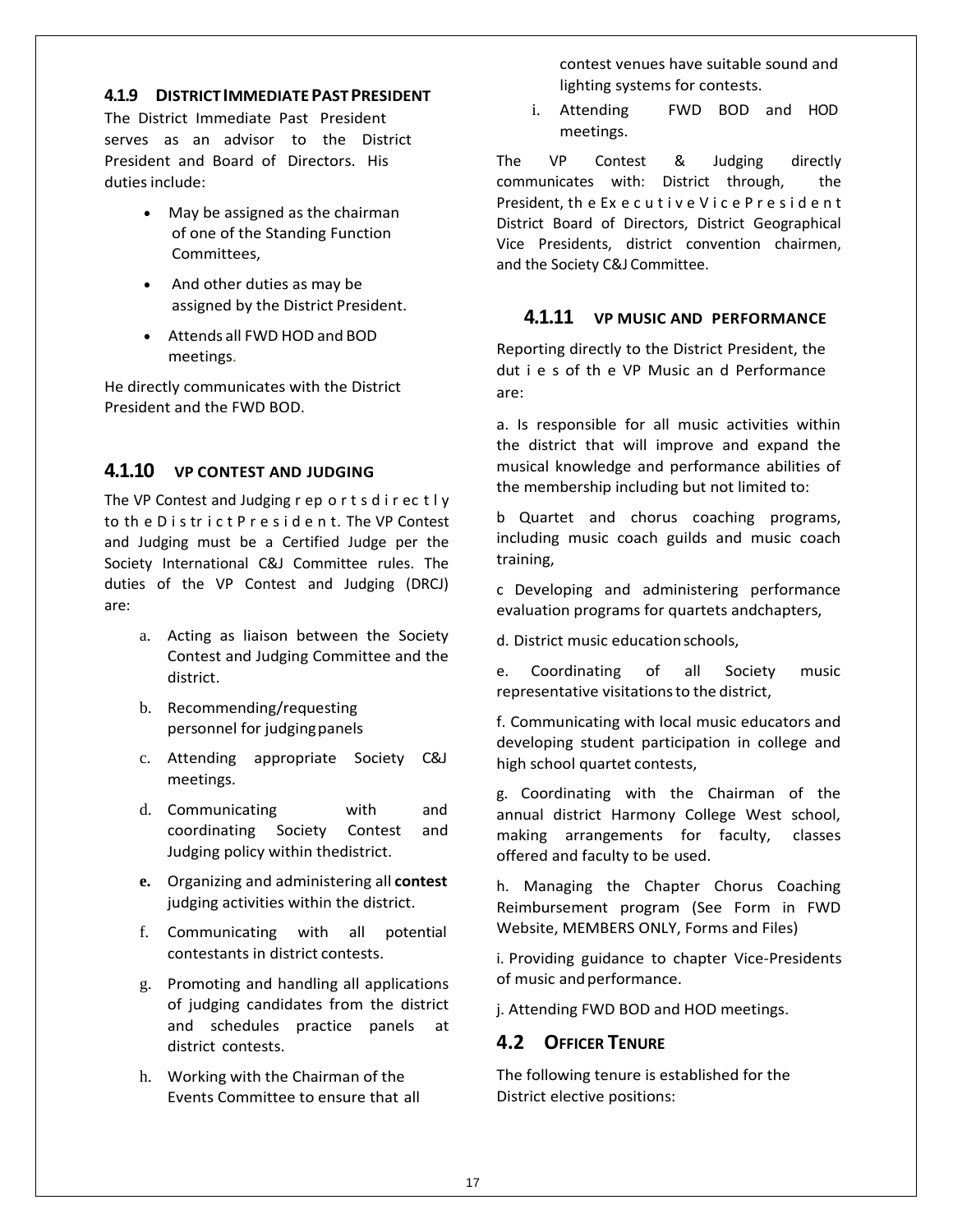### 4.1.9 DISTRICT IMMEDIATE PAST PRESIDENT

The District Immediate Past President serves as an advisor to the District President and Board of Directors. His duties include:

- May be assigned as the chairman of one of the Standing Function Committees,
- And other duties as may be assigned by the District President.
- Attends all FWD HOD and BOD meetings.

He directly communicates with the District President and the FWD BOD.

### 4.1.10 VP CONTEST AND JUDGING

The VP Contest and Judging reports directly to the District President. The VP Contest and Judging must be a Certified Judge per the Society International C&J Committee rules. The duties of the VP Contest and Judging (DRCJ) are:

a. Acting as liaison between the Society Contest and Judging Committee and the district.

b. Recommending/requesting personnel for judging panels

c. Attending appropriate Society C&J meetings.

d. Communicating with and coordinating Society Contest and Judging policy within the district.

**e.** Organizing and administering all **contest** judging activities within the district.

f. Communicating with all potential contestants in district contests.

g. Promoting and handling all applications of judging candidates from the district and schedules practice panels at district contests.

h. Working with the Chairman of the Events Committee to ensure that all contest venues have suitable sound and lighting systems for contests.

i. Attending FWD BOD and HOD meetings.

The VP Contest & Judging directly communicates with: District through, the President, the Executive Vice President District Board of Directors, District Geographical Vice Presidents, district convention chairmen, and the Society C&J Committee.

### 4.1.11 VP MUSIC AND PERFORMANCE

Reporting directly to the District President, the duties of the VP Music and Performance are:

a. Is responsible for all music activities within the district that will improve and expand the musical knowledge and performance abilities of the membership including but not limited to:

b Quartet and chorus coaching programs, including music coach guilds and music coach training,

c Developing and administering performance evaluation programs for quartets andchapters,

d. District music education schools,

e. Coordinating of all Society music representative visitations to the district,

f. Communicating with local music educators and developing student participation in college and high school quartet contests,

g. Coordinating with the Chairman of the annual district Harmony College West school, making arrangements for faculty, classes offered and faculty to be used.

h. Managing the Chapter Chorus Coaching Reimbursement program (See Form in FWD Website, MEMBERS ONLY, Forms and Files)

i. Providing guidance to chapter Vice-Presidents of music and performance.

j. Attending FWD BOD and HOD meetings.

## 4.2 OFFICER TENURE

The following tenure is established for the District elective positions: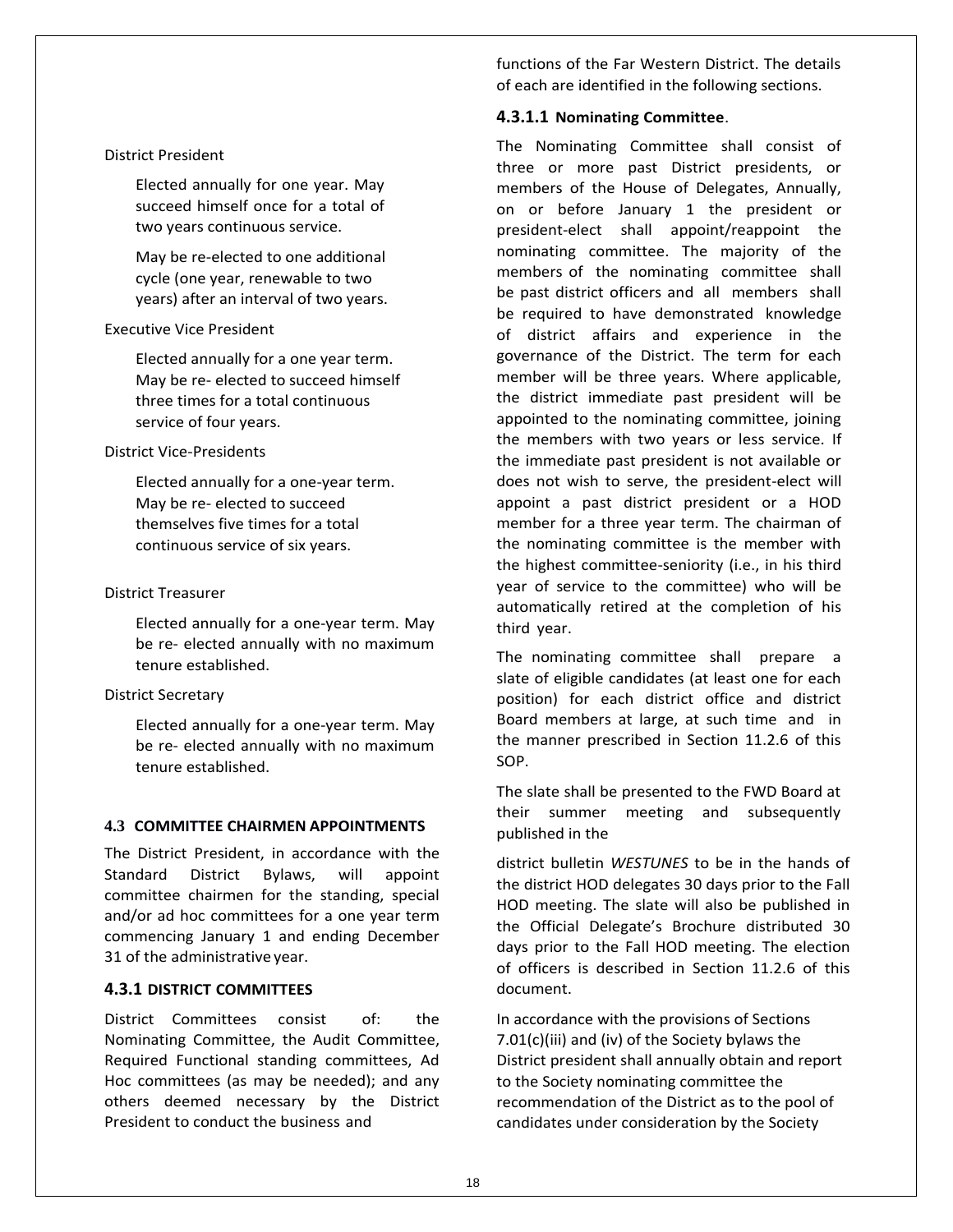District President

Elected annually for one year. May succeed himself once for a total of two years continuous service.

May be re-elected to one additional cycle (one year, renewable to two years) after an interval of two years.

Executive Vice President

Elected annually for a one year term. May be re- elected to succeed himself three times for a total continuous service of four years.

District Vice-Presidents

Elected annually for a one-year term. May be re- elected to succeed themselves five times for a total continuous service of six years.

District Treasurer

Elected annually for a one-year term. May be re- elected annually with no maximum tenure established.

District Secretary

Elected annually for a one-year term. May be re- elected annually with no maximum tenure established.

### 4.3 COMMITTEE CHAIRMEN APPOINTMENTS

The District President, in accordance with the Standard District Bylaws, will appoint committee chairmen for the standing, special and/or ad hoc committees for a one year term commencing January 1 and ending December 31 of the administrative year.

### 4.3.1 DISTRICT COMMITTEES

District Committees consist of: the Nominating Committee, the Audit Committee, Required Functional standing committees, Ad Hoc committees (as may be needed); and any others deemed necessary by the District President to conduct the business and functions of the Far Western District. The details of each are identified in the following sections.

#### 4.3.1.1 Nominating Committee.

The Nominating Committee shall consist of three or more past District presidents, or members of the House of Delegates, Annually, on or before January 1 the president or president-elect shall appoint/reappoint the nominating committee. The majority of the members of the nominating committee shall be past district officers and all members shall be required to have demonstrated knowledge of district affairs and experience in the governance of the District. The term for each member will be three years. Where applicable, the district immediate past president will be appointed to the nominating committee, joining the members with two years or less service. If the immediate past president is not available or does not wish to serve, the president-elect will appoint a past district president or a HOD member for a three year term. The chairman of the nominating committee is the member with the highest committee-seniority (i.e., in his third year of service to the committee) who will be automatically retired at the completion of his third year.

The nominating committee shall prepare a slate of eligible candidates (at least one for each position) for each district office and district Board members at large, at such time and in the manner prescribed in Section 11.2.6 of this SOP.

The slate shall be presented to the FWD Board at their summer meeting and subsequently published in the district bulletin *WESTUNES* to be in the hands of the district HOD delegates 30 days prior to the Fall HOD meeting. The slate will also be published in the Official Delegate's Brochure distributed 30 days prior to the Fall HOD meeting. The election of officers is described in Section 11.2.6 of this document.

In accordance with the provisions of Sections 7.01(c)(iii) and (iv) of the Society bylaws the District president shall annually obtain and report to the Society nominating committee the recommendation of the District as to the pool of candidates under consideration by the Society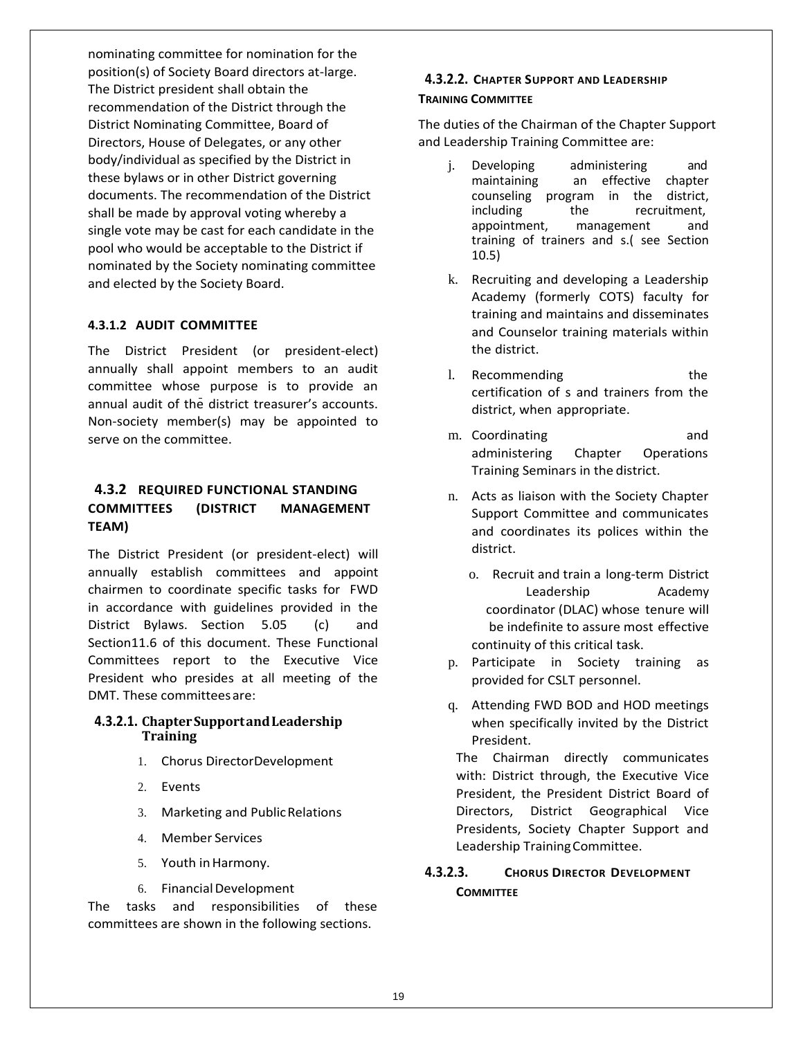nominating committee for nomination for the position(s) of Society Board directors at-large. The District president shall obtain the recommendation of the District through the District Nominating Committee, Board of Directors, House of Delegates, or any other body/individual as specified by the District in these bylaws or in other District governing documents. The recommendation of the District shall be made by approval voting whereby a single vote may be cast for each candidate in the pool who would be acceptable to the District if nominated by the Society nominating committee and elected by the Society Board.

#### 4.3.1.2 AUDIT COMMITTEE

The District President (or president-elect) annually shall appoint members to an audit committee whose purpose is to provide an annual audit of the district treasurer's accounts. Non-society member(s) may be appointed to serve on the committee.

### 4.3.2 REQUIRED FUNCTIONAL STANDING COMMITTEES (DISTRICT MANAGEMENT TEAM)

The District President (or president-elect) will annually establish committees and appoint chairmen to coordinate specific tasks for FWD in accordance with guidelines provided in the District Bylaws. Section 5.05 (c) and Section11.6 of this document. These Functional Committees report to the Executive Vice President who presides at all meeting of the DMT. These committees are:

#### 4.3.2.1. Chapter Support and Leadership Training

1. Chorus DirectorDevelopment
2. Events
3. Marketing and Public Relations
4. Member Services
5. Youth in Harmony.
6. Financial Development

The tasks and responsibilities of these committees are shown in the following sections.

#### 4.3.2.2. CHAPTER SUPPORT AND LEADERSHIP TRAINING COMMITTEE

The duties of the Chairman of the Chapter Support and Leadership Training Committee are:

j. Developing administering and maintaining an effective chapter counseling program in the district, including the recruitment, appointment, management and training of trainers and s.( see Section 10.5)

k. Recruiting and developing a Leadership Academy (formerly COTS) faculty for training and maintains and disseminates and Counselor training materials within the district.

l. Recommending the certification of s and trainers from the district, when appropriate.

m. Coordinating and administering Chapter Operations Training Seminars in the district.

n. Acts as liaison with the Society Chapter Support Committee and communicates and coordinates its polices within the district.

o. Recruit and train a long-term District Leadership Academy coordinator (DLAC) whose tenure will be indefinite to assure most effective continuity of this critical task.

p. Participate in Society training as provided for CSLT personnel.

q. Attending FWD BOD and HOD meetings when specifically invited by the District President.

The Chairman directly communicates with: District through, the Executive Vice President, the President District Board of Directors, District Geographical Vice Presidents, Society Chapter Support and Leadership Training Committee.

#### 4.3.2.3. CHORUS DIRECTOR DEVELOPMENT COMMITTEE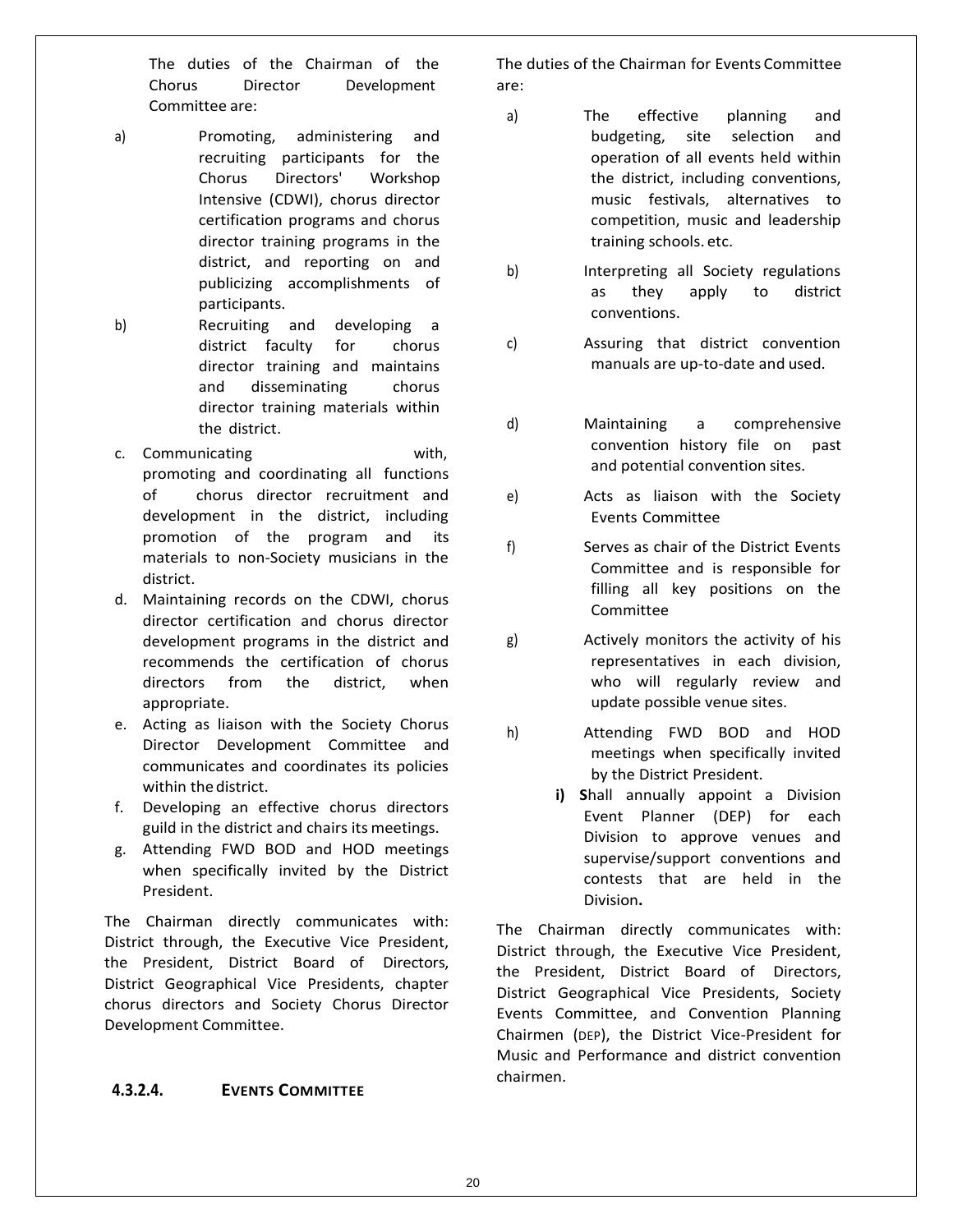The duties of the Chairman of the Chorus Director Development Committee are:

a) Promoting, administering and recruiting participants for the Chorus Directors' Workshop Intensive (CDWI), chorus director certification programs and chorus director training programs in the district, and reporting on and publicizing accomplishments of participants.
b) Recruiting and developing a district faculty for chorus director training and maintains and disseminating chorus director training materials within the district.
c. Communicating with, promoting and coordinating all functions of chorus director recruitment and development in the district, including promotion of the program and its materials to non-Society musicians in the district.
d. Maintaining records on the CDWI, chorus director certification and chorus director development programs in the district and recommends the certification of chorus directors from the district, when appropriate.
e. Acting as liaison with the Society Chorus Director Development Committee and communicates and coordinates its policies within the district.
f. Developing an effective chorus directors guild in the district and chairs its meetings.
g. Attending FWD BOD and HOD meetings when specifically invited by the District President.

The Chairman directly communicates with: District through, the Executive Vice President, the President, District Board of Directors, District Geographical Vice Presidents, chapter chorus directors and Society Chorus Director Development Committee.

#### 4.3.2.4. EVENTS COMMITTEE

The duties of the Chairman for Events Committee are:

a) The effective planning and budgeting, site selection and operation of all events held within the district, including conventions, music festivals, alternatives to competition, music and leadership training schools. etc.
b) Interpreting all Society regulations as they apply to district conventions.
c) Assuring that district convention manuals are up-to-date and used.
d) Maintaining a comprehensive convention history file on past and potential convention sites.
e) Acts as liaison with the Society Events Committee
f) Serves as chair of the District Events Committee and is responsible for filling all key positions on the Committee
g) Actively monitors the activity of his representatives in each division, who will regularly review and update possible venue sites.
h) Attending FWD BOD and HOD meetings when specifically invited by the District President.
**i) S**hall annually appoint a Division Event Planner (DEP) for each Division to approve venues and supervise/support conventions and contests that are held in the Division**.**

The Chairman directly communicates with: District through, the Executive Vice President, the President, District Board of Directors, District Geographical Vice Presidents, Society Events Committee, and Convention Planning Chairmen (DEP), the District Vice-President for Music and Performance and district convention chairmen.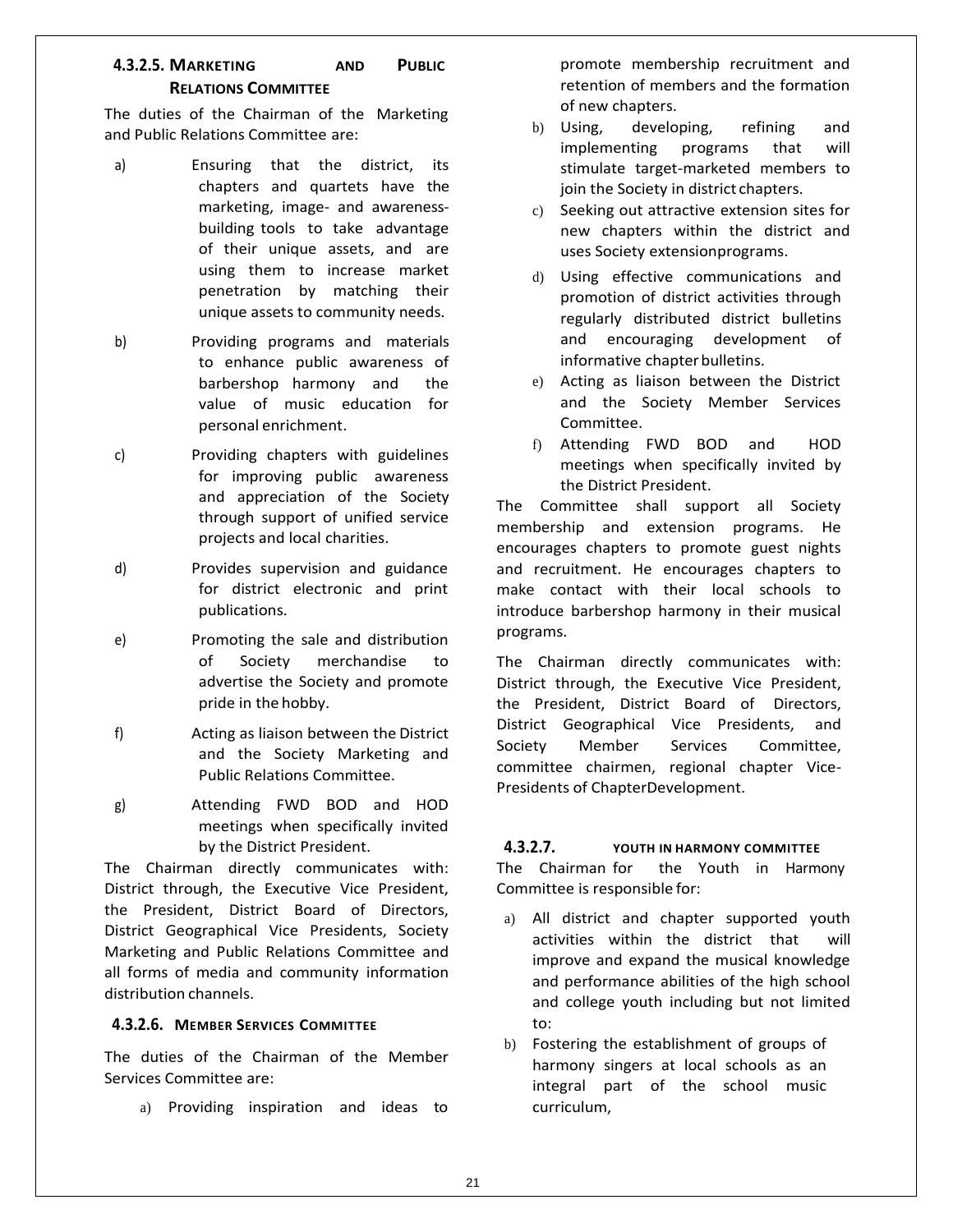#### 4.3.2.5. Marketing and Public Relations Committee

The duties of the Chairman of the Marketing and Public Relations Committee are:

a) Ensuring that the district, its chapters and quartets have the marketing, image- and awareness-building tools to take advantage of their unique assets, and are using them to increase market penetration by matching their unique assets to community needs.

b) Providing programs and materials to enhance public awareness of barbershop harmony and the value of music education for personal enrichment.

c) Providing chapters with guidelines for improving public awareness and appreciation of the Society through support of unified service projects and local charities.

d) Provides supervision and guidance for district electronic and print publications.

e) Promoting the sale and distribution of Society merchandise to advertise the Society and promote pride in the hobby.

f) Acting as liaison between the District and the Society Marketing and Public Relations Committee.

g) Attending FWD BOD and HOD meetings when specifically invited by the District President.

The Chairman directly communicates with: District through, the Executive Vice President, the President, District Board of Directors, District Geographical Vice Presidents, Society Marketing and Public Relations Committee and all forms of media and community information distribution channels.

#### 4.3.2.6. Member Services Committee

The duties of the Chairman of the Member Services Committee are:

a) Providing inspiration and ideas to promote membership recruitment and retention of members and the formation of new chapters.

b) Using, developing, refining and implementing programs that will stimulate target-marketed members to join the Society in district chapters.

c) Seeking out attractive extension sites for new chapters within the district and uses Society extensionprograms.

d) Using effective communications and promotion of district activities through regularly distributed district bulletins and encouraging development of informative chapter bulletins.

e) Acting as liaison between the District and the Society Member Services Committee.

f) Attending FWD BOD and HOD meetings when specifically invited by the District President.

The Committee shall support all Society membership and extension programs. He encourages chapters to promote guest nights and recruitment. He encourages chapters to make contact with their local schools to introduce barbershop harmony in their musical programs.

The Chairman directly communicates with: District through, the Executive Vice President, the President, District Board of Directors, District Geographical Vice Presidents, and Society Member Services Committee, committee chairmen, regional chapter Vice-Presidents of ChapterDevelopment.

#### 4.3.2.7. Youth in Harmony Committee

The Chairman for the Youth in Harmony Committee is responsible for:

a) All district and chapter supported youth activities within the district that will improve and expand the musical knowledge and performance abilities of the high school and college youth including but not limited to:

b) Fostering the establishment of groups of harmony singers at local schools as an integral part of the school music curriculum,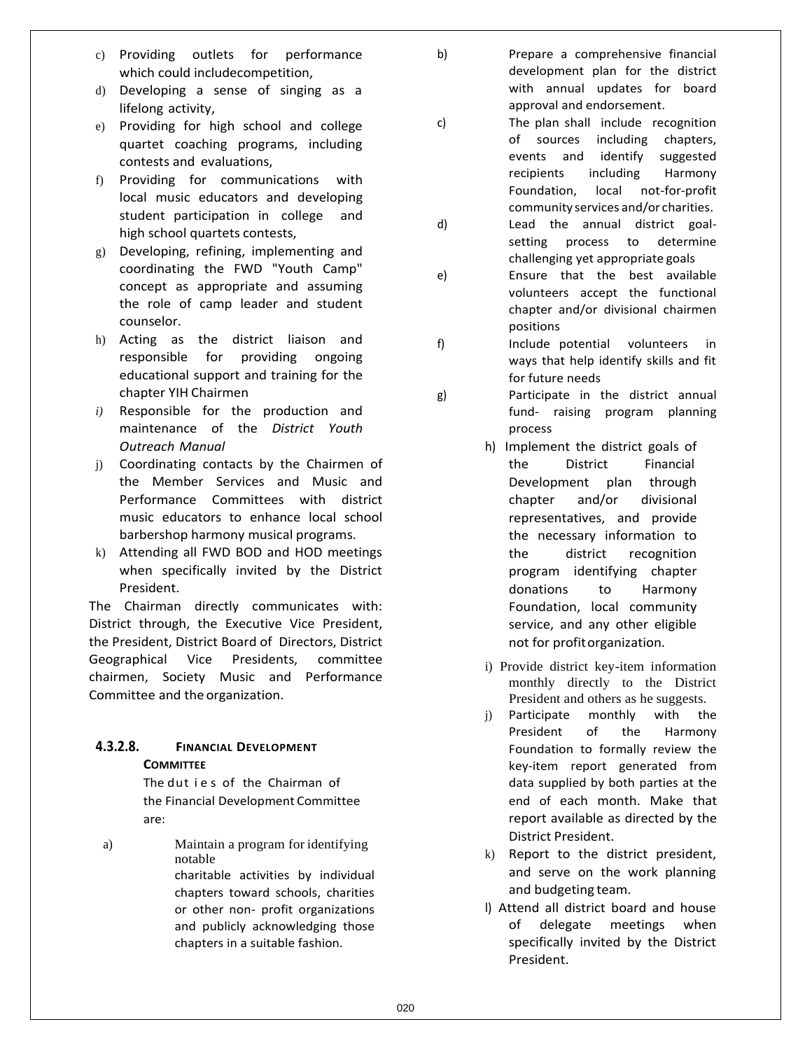c) Providing outlets for performance which could includecompetition,

d) Developing a sense of singing as a lifelong activity,

e) Providing for high school and college quartet coaching programs, including contests and evaluations,

f) Providing for communications with local music educators and developing student participation in college and high school quartets contests,

g) Developing, refining, implementing and coordinating the FWD "Youth Camp" concept as appropriate and assuming the role of camp leader and student counselor.

h) Acting as the district liaison and responsible for providing ongoing educational support and training for the chapter YIH Chairmen

*i)* Responsible for the production and maintenance of the *District Youth Outreach Manual*

j) Coordinating contacts by the Chairmen of the Member Services and Music and Performance Committees with district music educators to enhance local school barbershop harmony musical programs.

k) Attending all FWD BOD and HOD meetings when specifically invited by the District President.

The Chairman directly communicates with: District through, the Executive Vice President, the President, District Board of Directors, District Geographical Vice Presidents, committee chairmen, Society Music and Performance Committee and the organization.

#### 4.3.2.8. FINANCIAL DEVELOPMENT COMMITTEE

The duties of the Chairman of the Financial Development Committee are:

a) Maintain a program for identifying notable charitable activities by individual chapters toward schools, charities or other non- profit organizations and publicly acknowledging those chapters in a suitable fashion.

b) Prepare a comprehensive financial development plan for the district with annual updates for board approval and endorsement.

c) The plan shall include recognition of sources including chapters, events and identify suggested recipients including Harmony Foundation, local not-for-profit community services and/or charities.

d) Lead the annual district goal-setting process to determine challenging yet appropriate goals

e) Ensure that the best available volunteers accept the functional chapter and/or divisional chairmen positions

f) Include potential volunteers in ways that help identify skills and fit for future needs

g) Participate in the district annual fund- raising program planning process

h) Implement the district goals of the District Financial Development plan through chapter and/or divisional representatives, and provide the necessary information to the district recognition program identifying chapter donations to Harmony Foundation, local community service, and any other eligible not for profit organization.

i) Provide district key-item information monthly directly to the District President and others as he suggests.

j) Participate monthly with the President of the Harmony Foundation to formally review the key-item report generated from data supplied by both parties at the end of each month. Make that report available as directed by the District President.

k) Report to the district president, and serve on the work planning and budgeting team.

l) Attend all district board and house of delegate meetings when specifically invited by the District President.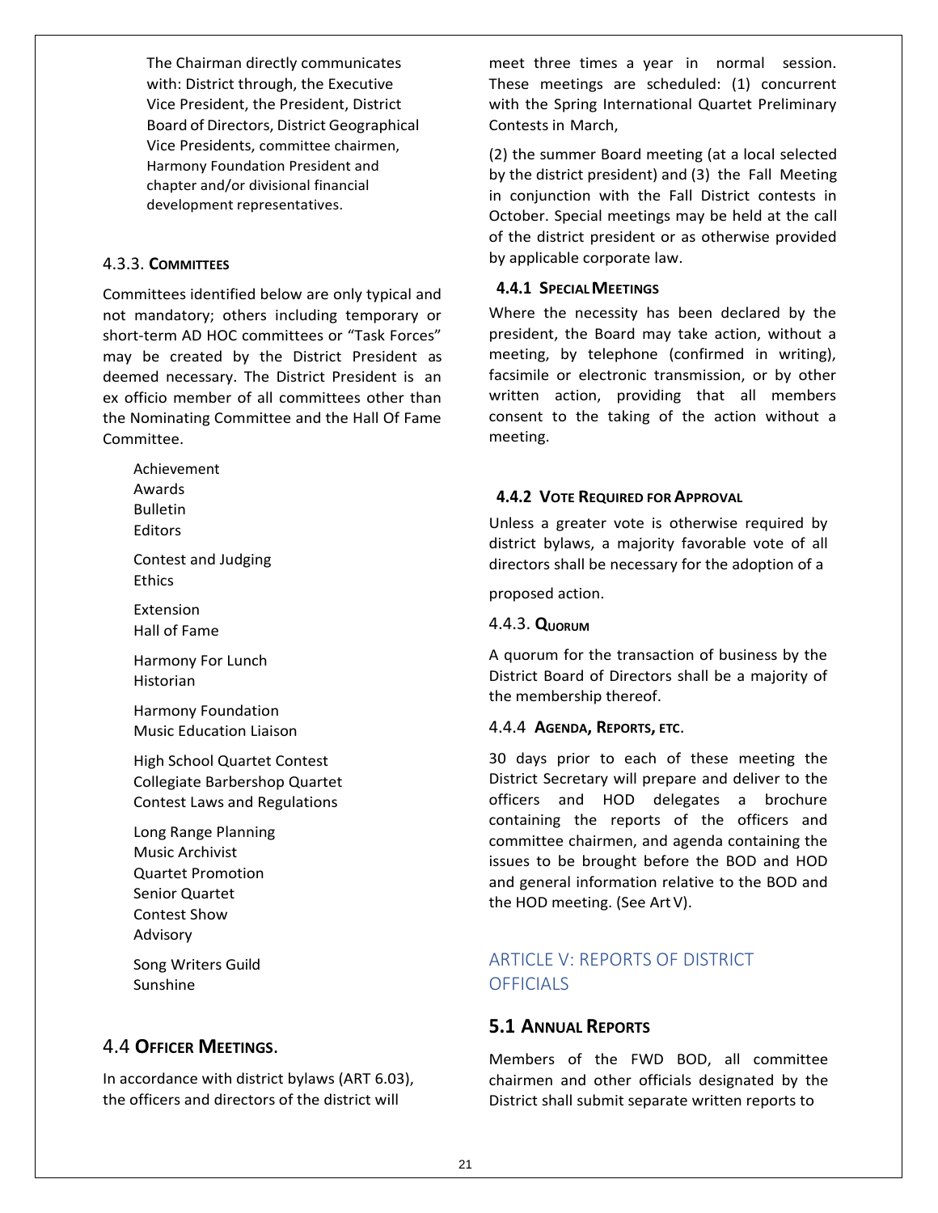The Chairman directly communicates with: District through, the Executive Vice President, the President, District Board of Directors, District Geographical Vice Presidents, committee chairmen, Harmony Foundation President and chapter and/or divisional financial development representatives.

### 4.3.3. COMMITTEES

Committees identified below are only typical and not mandatory; others including temporary or short-term AD HOC committees or "Task Forces" may be created by the District President as deemed necessary. The District President is an ex officio member of all committees other than the Nominating Committee and the Hall Of Fame Committee.

Achievement
Awards
Bulletin
Editors

Contest and Judging
Ethics

Extension
Hall of Fame

Harmony For Lunch
Historian

Harmony Foundation
Music Education Liaison

High School Quartet Contest
Collegiate Barbershop Quartet
Contest Laws and Regulations

Long Range Planning
Music Archivist
Quartet Promotion
Senior Quartet
Contest Show
Advisory

Song Writers Guild
Sunshine

## 4.4 OFFICER MEETINGS.

In accordance with district bylaws (ART 6.03), the officers and directors of the district will meet three times a year in normal session. These meetings are scheduled: (1) concurrent with the Spring International Quartet Preliminary Contests in March,

(2) the summer Board meeting (at a local selected by the district president) and (3) the Fall Meeting in conjunction with the Fall District contests in October. Special meetings may be held at the call of the district president or as otherwise provided by applicable corporate law.

### 4.4.1 SPECIAL MEETINGS

Where the necessity has been declared by the president, the Board may take action, without a meeting, by telephone (confirmed in writing), facsimile or electronic transmission, or by other written action, providing that all members consent to the taking of the action without a meeting.

### 4.4.2 VOTE REQUIRED FOR APPROVAL

Unless a greater vote is otherwise required by district bylaws, a majority favorable vote of all directors shall be necessary for the adoption of a proposed action.

### 4.4.3. QUORUM

A quorum for the transaction of business by the District Board of Directors shall be a majority of the membership thereof.

### 4.4.4 AGENDA, REPORTS, ETC.

30 days prior to each of these meeting the District Secretary will prepare and deliver to the officers and HOD delegates a brochure containing the reports of the officers and committee chairmen, and agenda containing the issues to be brought before the BOD and HOD and general information relative to the BOD and the HOD meeting. (See Art V).

# ARTICLE V: REPORTS OF DISTRICT OFFICIALS

## 5.1 ANNUAL REPORTS

Members of the FWD BOD, all committee chairmen and other officials designated by the District shall submit separate written reports to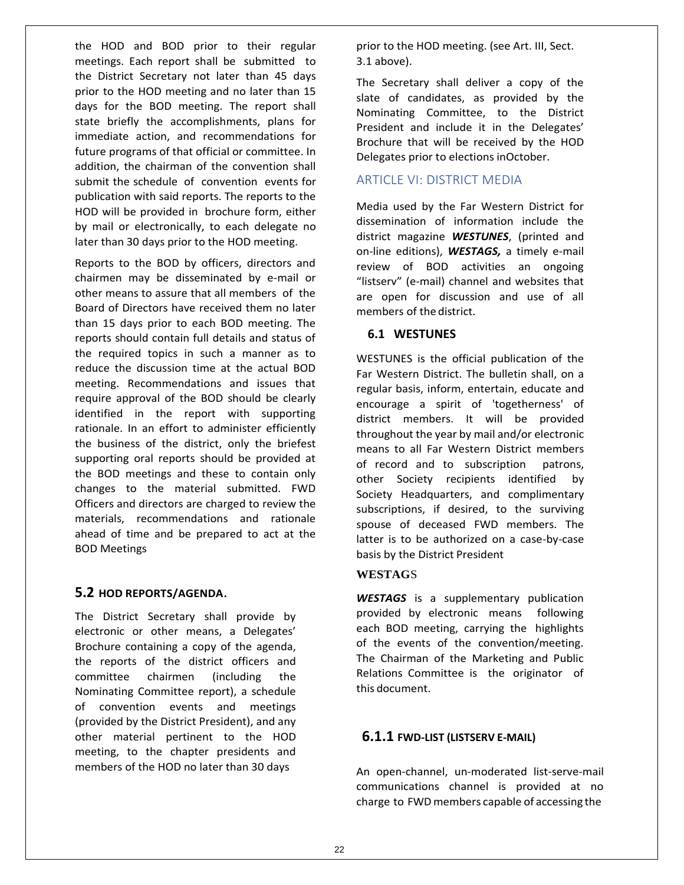the HOD and BOD prior to their regular meetings. Each report shall be submitted to the District Secretary not later than 45 days prior to the HOD meeting and no later than 15 days for the BOD meeting. The report shall state briefly the accomplishments, plans for immediate action, and recommendations for future programs of that official or committee. In addition, the chairman of the convention shall submit the schedule of convention events for publication with said reports. The reports to the HOD will be provided in brochure form, either by mail or electronically, to each delegate no later than 30 days prior to the HOD meeting.

Reports to the BOD by officers, directors and chairmen may be disseminated by e-mail or other means to assure that all members of the Board of Directors have received them no later than 15 days prior to each BOD meeting. The reports should contain full details and status of the required topics in such a manner as to reduce the discussion time at the actual BOD meeting. Recommendations and issues that require approval of the BOD should be clearly identified in the report with supporting rationale. In an effort to administer efficiently the business of the district, only the briefest supporting oral reports should be provided at the BOD meetings and these to contain only changes to the material submitted. FWD Officers and directors are charged to review the materials, recommendations and rationale ahead of time and be prepared to act at the BOD Meetings

### 5.2 HOD REPORTS/AGENDA.

The District Secretary shall provide by electronic or other means, a Delegates' Brochure containing a copy of the agenda, the reports of the district officers and committee chairmen (including the Nominating Committee report), a schedule of convention events and meetings (provided by the District President), and any other material pertinent to the HOD meeting, to the chapter presidents and members of the HOD no later than 30 days prior to the HOD meeting. (see Art. III, Sect. 3.1 above).

The Secretary shall deliver a copy of the slate of candidates, as provided by the Nominating Committee, to the District President and include it in the Delegates' Brochure that will be received by the HOD Delegates prior to elections inOctober.

## ARTICLE VI: DISTRICT MEDIA

Media used by the Far Western District for dissemination of information include the district magazine ***WESTUNES***, (printed and on-line editions), ***WESTAGS,*** a timely e-mail review of BOD activities an ongoing "listserv" (e-mail) channel and websites that are open for discussion and use of all members of the district.

### 6.1 WESTUNES

WESTUNES is the official publication of the Far Western District. The bulletin shall, on a regular basis, inform, entertain, educate and encourage a spirit of 'togetherness' of district members. It will be provided throughout the year by mail and/or electronic means to all Far Western District members of record and to subscription patrons, other Society recipients identified by Society Headquarters, and complimentary subscriptions, if desired, to the surviving spouse of deceased FWD members. The latter is to be authorized on a case-by-case basis by the District President

**WESTAGS**

***WESTAGS*** is a supplementary publication provided by electronic means following each BOD meeting, carrying the highlights of the events of the convention/meeting. The Chairman of the Marketing and Public Relations Committee is the originator of this document.

### 6.1.1 FWD-LIST (LISTSERV E-MAIL)

An open-channel, un-moderated list-serve-mail communications channel is provided at no charge to FWD members capable of accessing the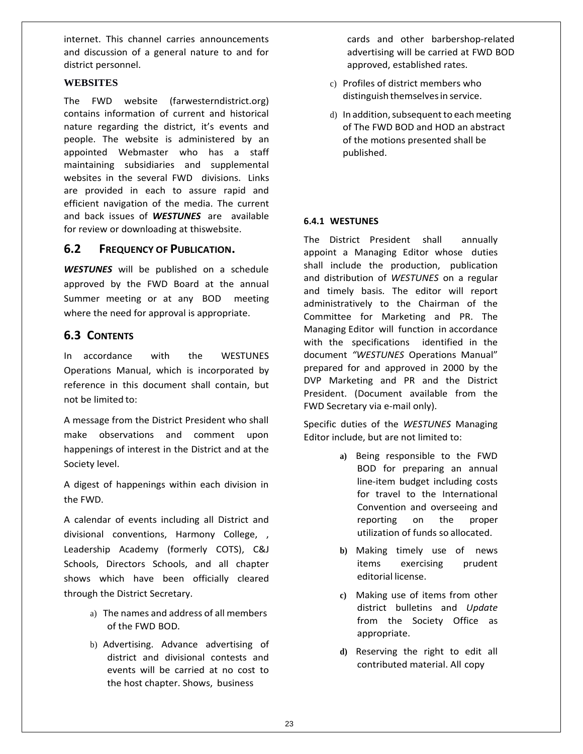internet. This channel carries announcements and discussion of a general nature to and for district personnel.

**WEBSITES**

The FWD website (farwesterndistrict.org) contains information of current and historical nature regarding the district, it's events and people. The website is administered by an appointed Webmaster who has a staff maintaining subsidiaries and supplemental websites in the several FWD divisions. Links are provided in each to assure rapid and efficient navigation of the media. The current and back issues of ***WESTUNES*** are available for review or downloading at thiswebsite.

## 6.2 FREQUENCY OF PUBLICATION.

***WESTUNES*** will be published on a schedule approved by the FWD Board at the annual Summer meeting or at any BOD meeting where the need for approval is appropriate.

## 6.3 CONTENTS

In accordance with the WESTUNES Operations Manual, which is incorporated by reference in this document shall contain, but not be limited to:

A message from the District President who shall make observations and comment upon happenings of interest in the District and at the Society level.

A digest of happenings within each division in the FWD.

A calendar of events including all District and divisional conventions, Harmony College, , Leadership Academy (formerly COTS), C&J Schools, Directors Schools, and all chapter shows which have been officially cleared through the District Secretary.

a) The names and address of all members of the FWD BOD.

b) Advertising. Advance advertising of district and divisional contests and events will be carried at no cost to the host chapter. Shows, business cards and other barbershop-related advertising will be carried at FWD BOD approved, established rates.

c) Profiles of district members who distinguish themselves in service.

d) In addition, subsequent to each meeting of The FWD BOD and HOD an abstract of the motions presented shall be published.

#### 6.4.1 WESTUNES

The District President shall annually appoint a Managing Editor whose duties shall include the production, publication and distribution of *WESTUNES* on a regular and timely basis. The editor will report administratively to the Chairman of the Committee for Marketing and PR. The Managing Editor will function in accordance with the specifications identified in the document *"WESTUNES* Operations Manual" prepared for and approved in 2000 by the DVP Marketing and PR and the District President. (Document available from the FWD Secretary via e-mail only).

Specific duties of the *WESTUNES* Managing Editor include, but are not limited to:

**a)** Being responsible to the FWD BOD for preparing an annual line-item budget including costs for travel to the International Convention and overseeing and reporting on the proper utilization of funds so allocated.

**b)** Making timely use of news items exercising prudent editorial license.

**c)** Making use of items from other district bulletins and *Update* from the Society Office as appropriate.

**d)** Reserving the right to edit all contributed material. All copy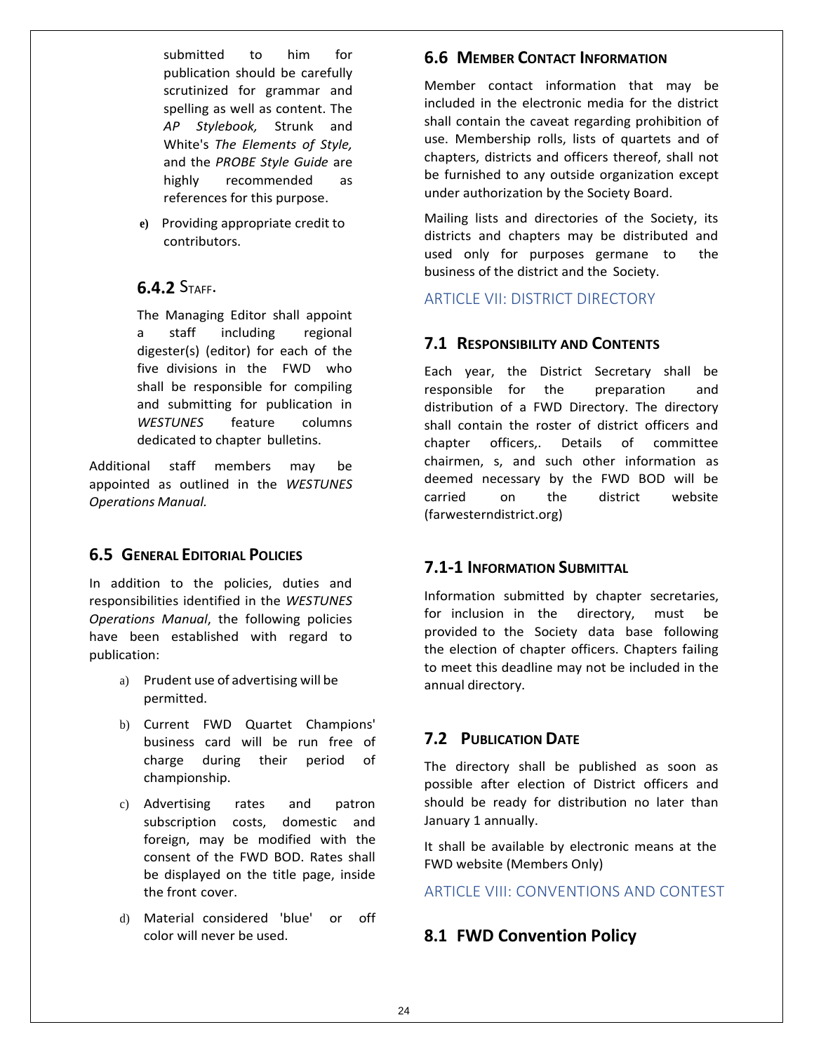submitted to him for publication should be carefully scrutinized for grammar and spelling as well as content. The *AP Stylebook,* Strunk and White's *The Elements of Style,* and the *PROBE Style Guide* are highly recommended as references for this purpose.

e) Providing appropriate credit to contributors.

### 6.4.2 Staff.

The Managing Editor shall appoint a staff including regional digester(s) (editor) for each of the five divisions in the FWD who shall be responsible for compiling and submitting for publication in *WESTUNES* feature columns dedicated to chapter bulletins.

Additional staff members may be appointed as outlined in the *WESTUNES Operations Manual.*

## 6.5 General Editorial Policies

In addition to the policies, duties and responsibilities identified in the *WESTUNES Operations Manual*, the following policies have been established with regard to publication:

a) Prudent use of advertising will be permitted.

b) Current FWD Quartet Champions' business card will be run free of charge during their period of championship.

c) Advertising rates and patron subscription costs, domestic and foreign, may be modified with the consent of the FWD BOD. Rates shall be displayed on the title page, inside the front cover.

d) Material considered 'blue' or off color will never be used.

## 6.6 Member Contact Information

Member contact information that may be included in the electronic media for the district shall contain the caveat regarding prohibition of use. Membership rolls, lists of quartets and of chapters, districts and officers thereof, shall not be furnished to any outside organization except under authorization by the Society Board.

Mailing lists and directories of the Society, its districts and chapters may be distributed and used only for purposes germane to the business of the district and the Society.

# ARTICLE VII: DISTRICT DIRECTORY

## 7.1 Responsibility and Contents

Each year, the District Secretary shall be responsible for the preparation and distribution of a FWD Directory. The directory shall contain the roster of district officers and chapter officers,. Details of committee chairmen, s, and such other information as deemed necessary by the FWD BOD will be carried on the district website (farwesterndistrict.org)

## 7.1-1 Information Submittal

Information submitted by chapter secretaries, for inclusion in the directory, must be provided to the Society data base following the election of chapter officers. Chapters failing to meet this deadline may not be included in the annual directory.

## 7.2 Publication Date

The directory shall be published as soon as possible after election of District officers and should be ready for distribution no later than January 1 annually.

It shall be available by electronic means at the FWD website (Members Only)

# ARTICLE VIII: CONVENTIONS AND CONTEST

## 8.1 FWD Convention Policy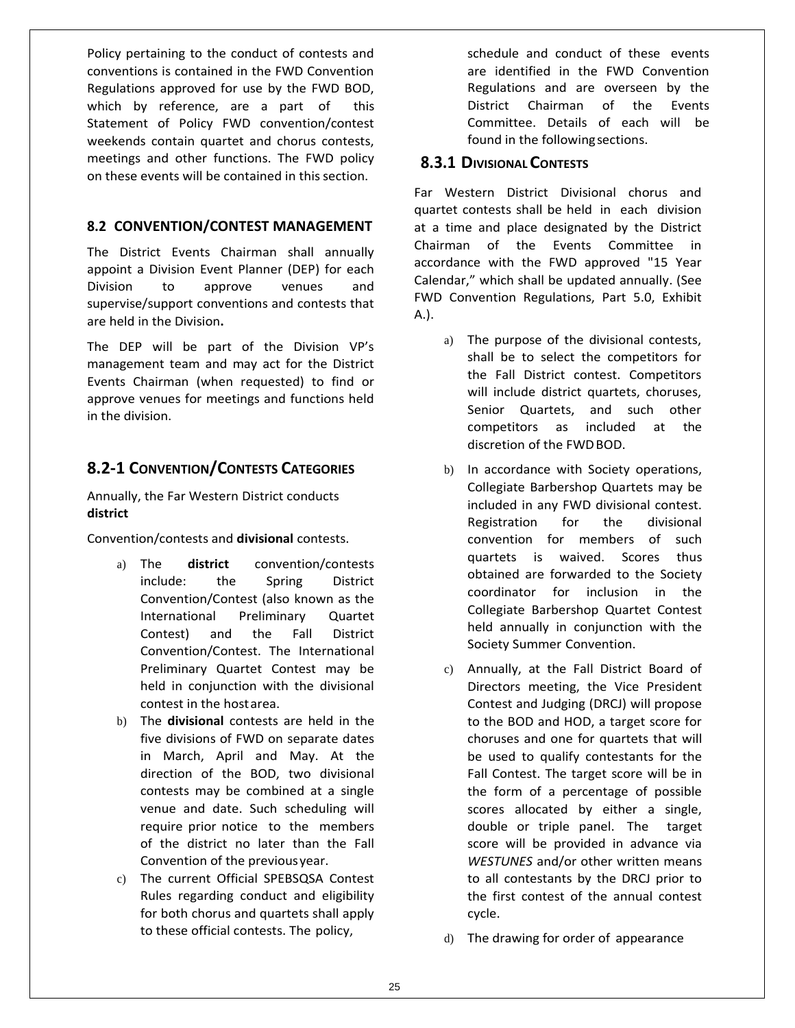Policy pertaining to the conduct of contests and conventions is contained in the FWD Convention Regulations approved for use by the FWD BOD, which by reference, are a part of this Statement of Policy FWD convention/contest weekends contain quartet and chorus contests, meetings and other functions. The FWD policy on these events will be contained in this section.

### 8.2 CONVENTION/CONTEST MANAGEMENT

The District Events Chairman shall annually appoint a Division Event Planner (DEP) for each Division to approve venues and supervise/support conventions and contests that are held in the Division**.**

The DEP will be part of the Division VP's management team and may act for the District Events Chairman (when requested) to find or approve venues for meetings and functions held in the division.

## 8.2-1 CONVENTION/CONTESTS CATEGORIES

Annually, the Far Western District conducts **district**

Convention/contests and **divisional** contests.

a) The **district** convention/contests include: the Spring District Convention/Contest (also known as the International Preliminary Quartet Contest) and the Fall District Convention/Contest. The International Preliminary Quartet Contest may be held in conjunction with the divisional contest in the host area.

b) The **divisional** contests are held in the five divisions of FWD on separate dates in March, April and May. At the direction of the BOD, two divisional contests may be combined at a single venue and date. Such scheduling will require prior notice to the members of the district no later than the Fall Convention of the previous year.

c) The current Official SPEBSQSA Contest Rules regarding conduct and eligibility for both chorus and quartets shall apply to these official contests. The policy, schedule and conduct of these events are identified in the FWD Convention Regulations and are overseen by the District Chairman of the Events Committee. Details of each will be found in the following sections.

### 8.3.1 DIVISIONAL CONTESTS

Far Western District Divisional chorus and quartet contests shall be held in each division at a time and place designated by the District Chairman of the Events Committee in accordance with the FWD approved "15 Year Calendar," which shall be updated annually. (See FWD Convention Regulations, Part 5.0, Exhibit A.).

a) The purpose of the divisional contests, shall be to select the competitors for the Fall District contest. Competitors will include district quartets, choruses, Senior Quartets, and such other competitors as included at the discretion of the FWD BOD.

b) In accordance with Society operations, Collegiate Barbershop Quartets may be included in any FWD divisional contest. Registration for the divisional convention for members of such quartets is waived. Scores thus obtained are forwarded to the Society coordinator for inclusion in the Collegiate Barbershop Quartet Contest held annually in conjunction with the Society Summer Convention.

c) Annually, at the Fall District Board of Directors meeting, the Vice President Contest and Judging (DRCJ) will propose to the BOD and HOD, a target score for choruses and one for quartets that will be used to qualify contestants for the Fall Contest. The target score will be in the form of a percentage of possible scores allocated by either a single, double or triple panel. The target score will be provided in advance via *WESTUNES* and/or other written means to all contestants by the DRCJ prior to the first contest of the annual contest cycle.

d) The drawing for order of appearance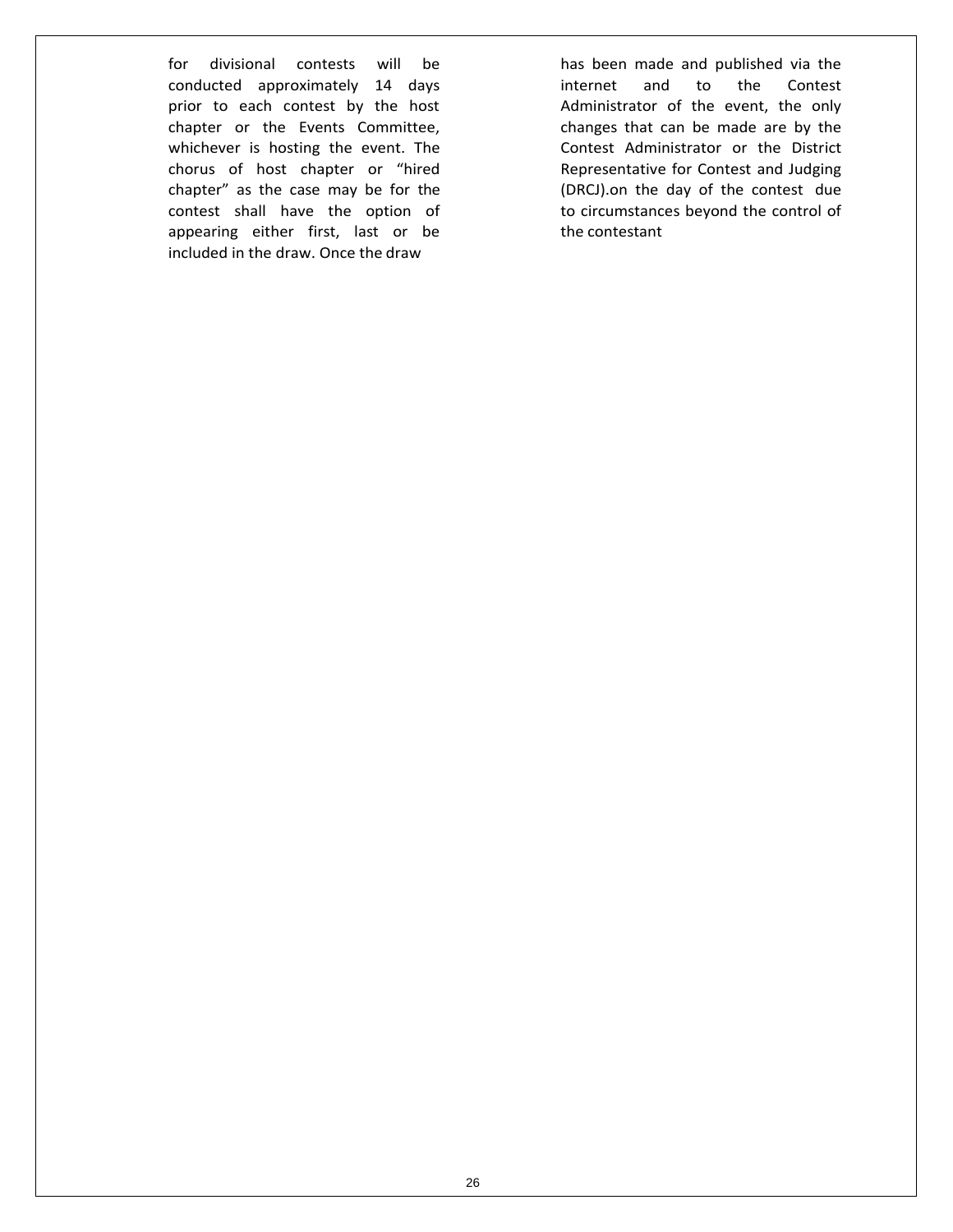for divisional contests will be conducted approximately 14 days prior to each contest by the host chapter or the Events Committee, whichever is hosting the event. The chorus of host chapter or "hired chapter" as the case may be for the contest shall have the option of appearing either first, last or be included in the draw. Once the draw has been made and published via the internet and to the Contest Administrator of the event, the only changes that can be made are by the Contest Administrator or the District Representative for Contest and Judging (DRCJ).on the day of the contest due to circumstances beyond the control of the contestant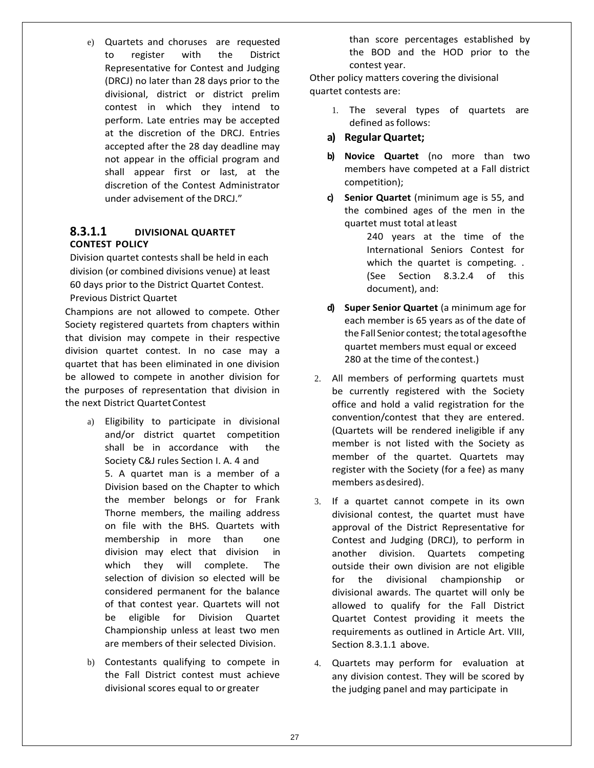e) Quartets and choruses are requested to register with the District Representative for Contest and Judging (DRCJ) no later than 28 days prior to the divisional, district or district prelim contest in which they intend to perform. Late entries may be accepted at the discretion of the DRCJ. Entries accepted after the 28 day deadline may not appear in the official program and shall appear first or last, at the discretion of the Contest Administrator under advisement of the DRCJ."

### 8.3.1.1 DIVISIONAL QUARTET CONTEST POLICY

Division quartet contests shall be held in each division (or combined divisions venue) at least 60 days prior to the District Quartet Contest. Previous District Quartet Champions are not allowed to compete. Other Society registered quartets from chapters within that division may compete in their respective division quartet contest. In no case may a quartet that has been eliminated in one division be allowed to compete in another division for the purposes of representation that division in the next District Quartet Contest

a) Eligibility to participate in divisional and/or district quartet competition shall be in accordance with the Society C&J rules Section I. A. 4 and 5. A quartet man is a member of a Division based on the Chapter to which the member belongs or for Frank Thorne members, the mailing address on file with the BHS. Quartets with membership in more than one division may elect that division in which they will complete. The selection of division so elected will be considered permanent for the balance of that contest year. Quartets will not be eligible for Division Quartet Championship unless at least two men are members of their selected Division.

b) Contestants qualifying to compete in the Fall District contest must achieve divisional scores equal to or greater than score percentages established by the BOD and the HOD prior to the contest year.

Other policy matters covering the divisional quartet contests are:

1. The several types of quartets are defined as follows:

   **a) Regular Quartet;**

   **b) Novice Quartet** (no more than two members have competed at a Fall district competition);

   **c) Senior Quartet** (minimum age is 55, and the combined ages of the men in the quartet must total at least 240 years at the time of the International Seniors Contest for which the quartet is competing. . (See Section 8.3.2.4 of this document), and:

   **d) Super Senior Quartet** (a minimum age for each member is 65 years as of the date of the Fall Senior contest; the total ages of the quartet members must equal or exceed 280 at the time of the contest.)

2. All members of performing quartets must be currently registered with the Society office and hold a valid registration for the convention/contest that they are entered. (Quartets will be rendered ineligible if any member is not listed with the Society as member of the quartet. Quartets may register with the Society (for a fee) as many members as desired).

3. If a quartet cannot compete in its own divisional contest, the quartet must have approval of the District Representative for Contest and Judging (DRCJ), to perform in another division. Quartets competing outside their own division are not eligible for the divisional championship or divisional awards. The quartet will only be allowed to qualify for the Fall District Quartet Contest providing it meets the requirements as outlined in Article Art. VIII, Section 8.3.1.1 above.

4. Quartets may perform for evaluation at any division contest. They will be scored by the judging panel and may participate in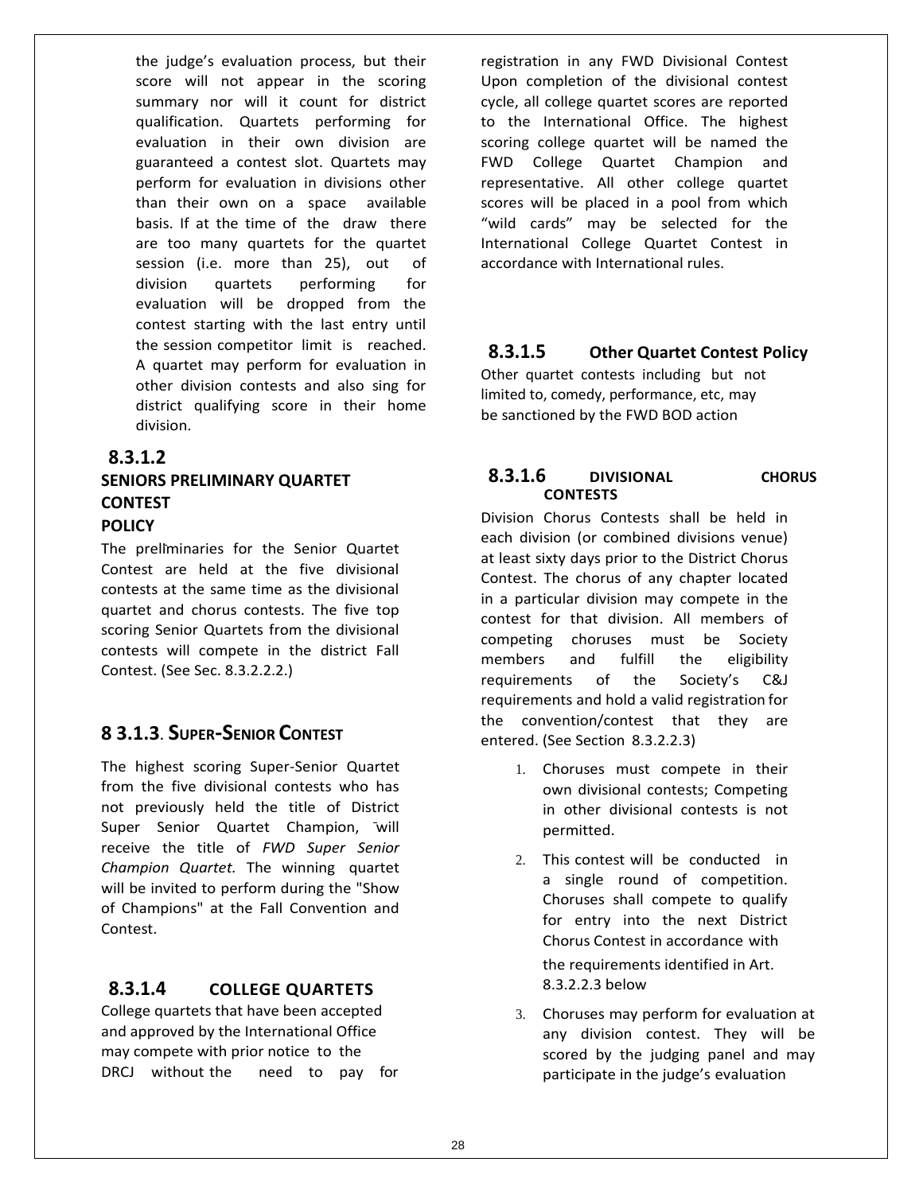the judge's evaluation process, but their score will not appear in the scoring summary nor will it count for district qualification. Quartets performing for evaluation in their own division are guaranteed a contest slot. Quartets may perform for evaluation in divisions other than their own on a space available basis. If at the time of the draw there are too many quartets for the quartet session (i.e. more than 25), out of division quartets performing for evaluation will be dropped from the contest starting with the last entry until the session competitor limit is reached. A quartet may perform for evaluation in other division contests and also sing for district qualifying score in their home division.

### 8.3.1.2 SENIORS PRELIMINARY QUARTET CONTEST POLICY

The preliminaries for the Senior Quartet Contest are held at the five divisional contests at the same time as the divisional quartet and chorus contests. The five top scoring Senior Quartets from the divisional contests will compete in the district Fall Contest. (See Sec. 8.3.2.2.2.)

### 8 3.1.3. Super-Senior Contest

The highest scoring Super-Senior Quartet from the five divisional contests who has not previously held the title of District Super Senior Quartet Champion, will receive the title of *FWD Super Senior Champion Quartet.* The winning quartet will be invited to perform during the "Show of Champions" at the Fall Convention and Contest.

### 8.3.1.4 COLLEGE QUARTETS

College quartets that have been accepted and approved by the International Office may compete with prior notice to the DRCJ without the need to pay for registration in any FWD Divisional Contest Upon completion of the divisional contest cycle, all college quartet scores are reported to the International Office. The highest scoring college quartet will be named the FWD College Quartet Champion and representative. All other college quartet scores will be placed in a pool from which "wild cards" may be selected for the International College Quartet Contest in accordance with International rules.

### 8.3.1.5 Other Quartet Contest Policy

Other quartet contests including but not limited to, comedy, performance, etc, may be sanctioned by the FWD BOD action

### 8.3.1.6 DIVISIONAL CHORUS CONTESTS

Division Chorus Contests shall be held in each division (or combined divisions venue) at least sixty days prior to the District Chorus Contest. The chorus of any chapter located in a particular division may compete in the contest for that division. All members of competing choruses must be Society members and fulfill the eligibility requirements of the Society's C&J requirements and hold a valid registration for the convention/contest that they are entered. (See Section 8.3.2.2.3)

1. Choruses must compete in their own divisional contests; Competing in other divisional contests is not permitted.
2. This contest will be conducted in a single round of competition. Choruses shall compete to qualify for entry into the next District Chorus Contest in accordance with the requirements identified in Art. 8.3.2.2.3 below
3. Choruses may perform for evaluation at any division contest. They will be scored by the judging panel and may participate in the judge's evaluation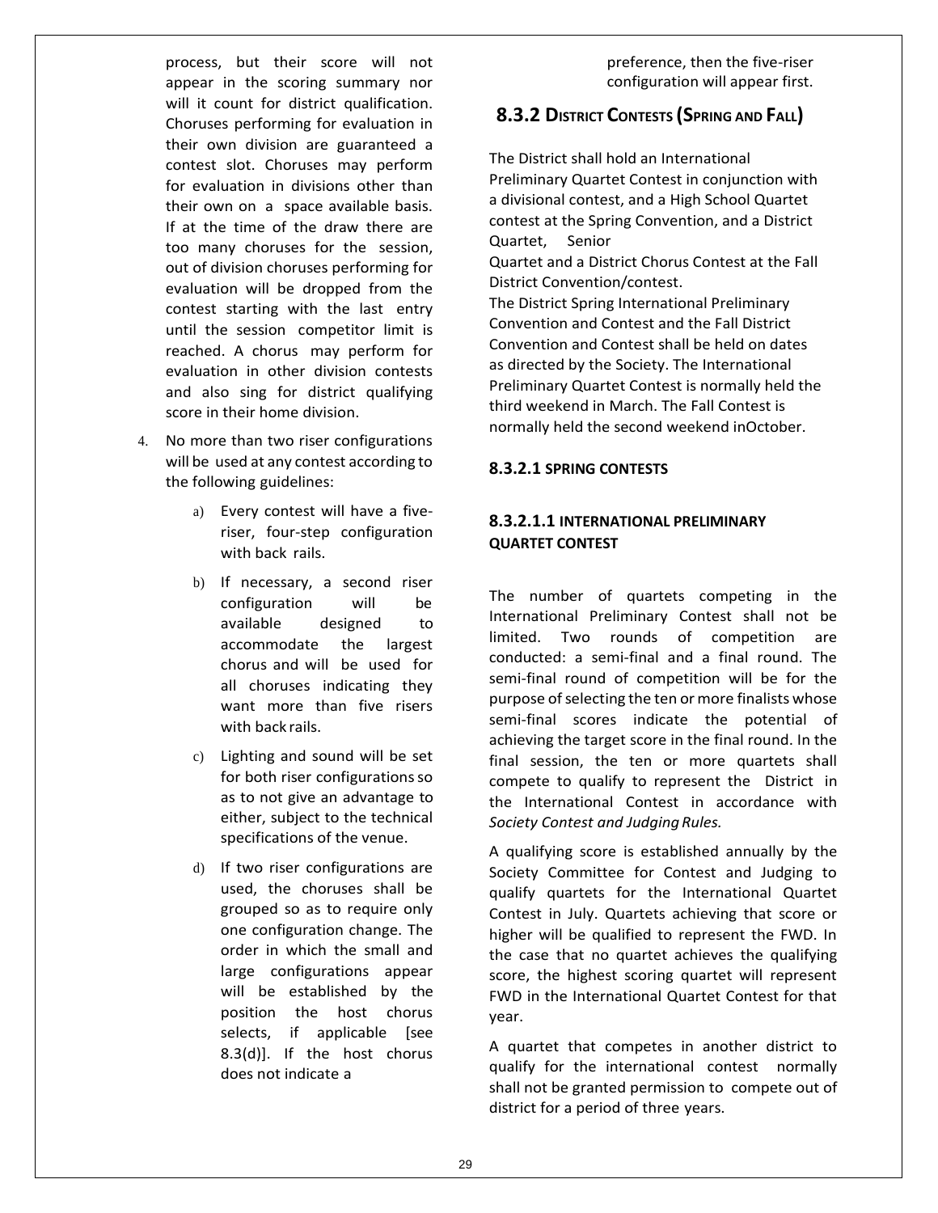process, but their score will not appear in the scoring summary nor will it count for district qualification. Choruses performing for evaluation in their own division are guaranteed a contest slot. Choruses may perform for evaluation in divisions other than their own on a space available basis. If at the time of the draw there are too many choruses for the session, out of division choruses performing for evaluation will be dropped from the contest starting with the last entry until the session competitor limit is reached. A chorus may perform for evaluation in other division contests and also sing for district qualifying score in their home division.

4. No more than two riser configurations will be used at any contest according to the following guidelines:

   a) Every contest will have a five-riser, four-step configuration with back rails.

   b) If necessary, a second riser configuration will be available designed to accommodate the largest chorus and will be used for all choruses indicating they want more than five risers with back rails.

   c) Lighting and sound will be set for both riser configurations so as to not give an advantage to either, subject to the technical specifications of the venue.

   d) If two riser configurations are used, the choruses shall be grouped so as to require only one configuration change. The order in which the small and large configurations appear will be established by the position the host chorus selects, if applicable [see 8.3(d)]. If the host chorus does not indicate a preference, then the five-riser configuration will appear first.

## 8.3.2 District Contests (Spring and Fall)

The District shall hold an International Preliminary Quartet Contest in conjunction with a divisional contest, and a High School Quartet contest at the Spring Convention, and a District Quartet, Senior Quartet and a District Chorus Contest at the Fall District Convention/contest.

The District Spring International Preliminary Convention and Contest and the Fall District Convention and Contest shall be held on dates as directed by the Society. The International Preliminary Quartet Contest is normally held the third weekend in March. The Fall Contest is normally held the second weekend inOctober.

### 8.3.2.1 SPRING CONTESTS

#### 8.3.2.1.1 INTERNATIONAL PRELIMINARY QUARTET CONTEST

The number of quartets competing in the International Preliminary Contest shall not be limited. Two rounds of competition are conducted: a semi-final and a final round. The semi-final round of competition will be for the purpose of selecting the ten or more finalists whose semi-final scores indicate the potential of achieving the target score in the final round. In the final session, the ten or more quartets shall compete to qualify to represent the District in the International Contest in accordance with *Society Contest and Judging Rules.*

A qualifying score is established annually by the Society Committee for Contest and Judging to qualify quartets for the International Quartet Contest in July. Quartets achieving that score or higher will be qualified to represent the FWD. In the case that no quartet achieves the qualifying score, the highest scoring quartet will represent FWD in the International Quartet Contest for that year.

A quartet that competes in another district to qualify for the international contest normally shall not be granted permission to compete out of district for a period of three years.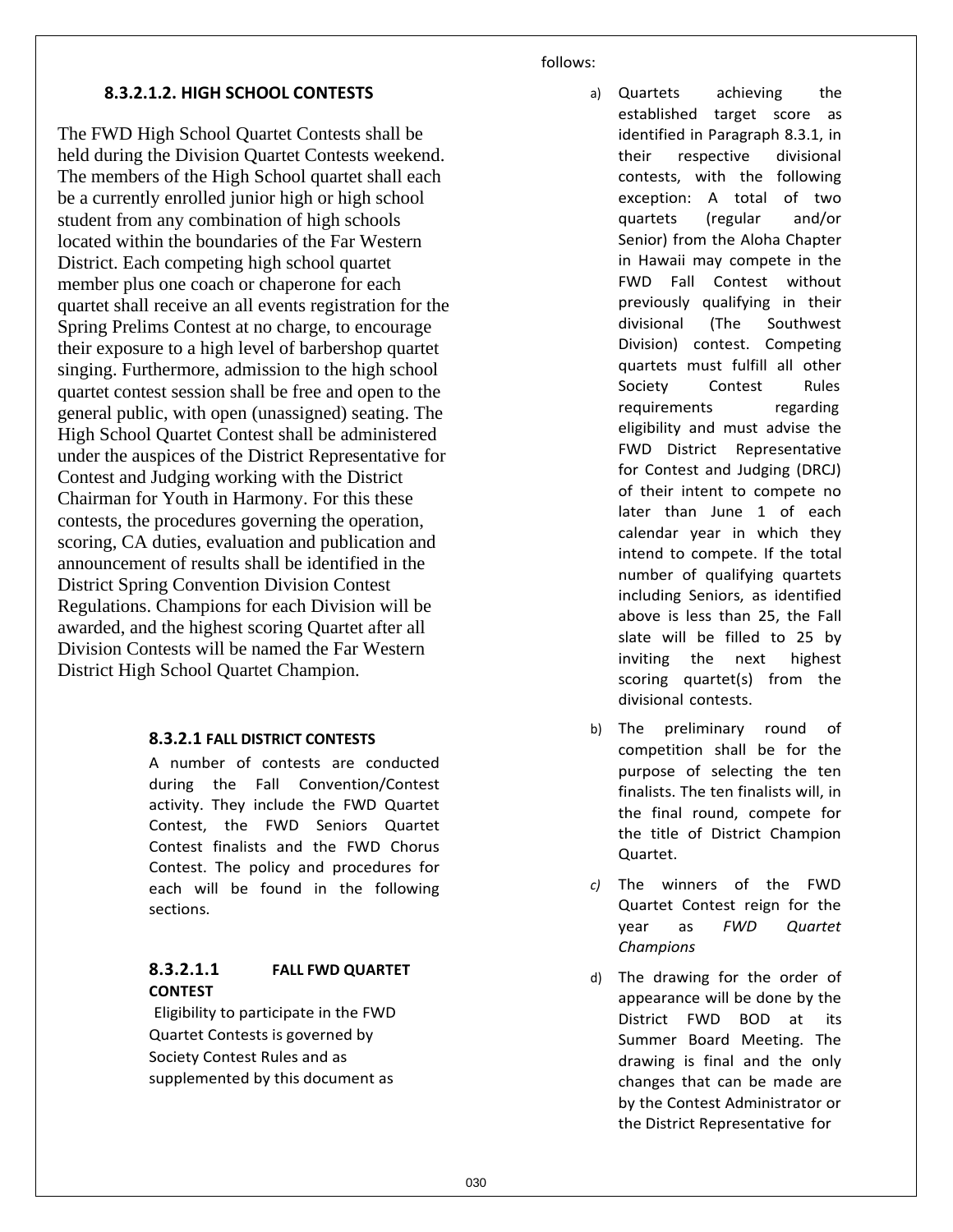### 8.3.2.1.2. HIGH SCHOOL CONTESTS

The FWD High School Quartet Contests shall be held during the Division Quartet Contests weekend. The members of the High School quartet shall each be a currently enrolled junior high or high school student from any combination of high schools located within the boundaries of the Far Western District. Each competing high school quartet member plus one coach or chaperone for each quartet shall receive an all events registration for the Spring Prelims Contest at no charge, to encourage their exposure to a high level of barbershop quartet singing. Furthermore, admission to the high school quartet contest session shall be free and open to the general public, with open (unassigned) seating. The High School Quartet Contest shall be administered under the auspices of the District Representative for Contest and Judging working with the District Chairman for Youth in Harmony. For this these contests, the procedures governing the operation, scoring, CA duties, evaluation and publication and announcement of results shall be identified in the District Spring Convention Division Contest Regulations. Champions for each Division will be awarded, and the highest scoring Quartet after all Division Contests will be named the Far Western District High School Quartet Champion.

#### 8.3.2.1 FALL DISTRICT CONTESTS

A number of contests are conducted during the Fall Convention/Contest activity. They include the FWD Quartet Contest, the FWD Seniors Quartet Contest finalists and the FWD Chorus Contest. The policy and procedures for each will be found in the following sections.

#### 8.3.2.1.1 FALL FWD QUARTET CONTEST

Eligibility to participate in the FWD Quartet Contests is governed by Society Contest Rules and as supplemented by this document as follows:

a) Quartets achieving the established target score as identified in Paragraph 8.3.1, in their respective divisional contests, with the following exception: A total of two quartets (regular and/or Senior) from the Aloha Chapter in Hawaii may compete in the FWD Fall Contest without previously qualifying in their divisional (The Southwest Division) contest. Competing quartets must fulfill all other Society Contest Rules requirements regarding eligibility and must advise the FWD District Representative for Contest and Judging (DRCJ) of their intent to compete no later than June 1 of each calendar year in which they intend to compete. If the total number of qualifying quartets including Seniors, as identified above is less than 25, the Fall slate will be filled to 25 by inviting the next highest scoring quartet(s) from the divisional contests.

b) The preliminary round of competition shall be for the purpose of selecting the ten finalists. The ten finalists will, in the final round, compete for the title of District Champion Quartet.

*c)* The winners of the FWD Quartet Contest reign for the year as *FWD Quartet Champions*

d) The drawing for the order of appearance will be done by the District FWD BOD at its Summer Board Meeting. The drawing is final and the only changes that can be made are by the Contest Administrator or the District Representative for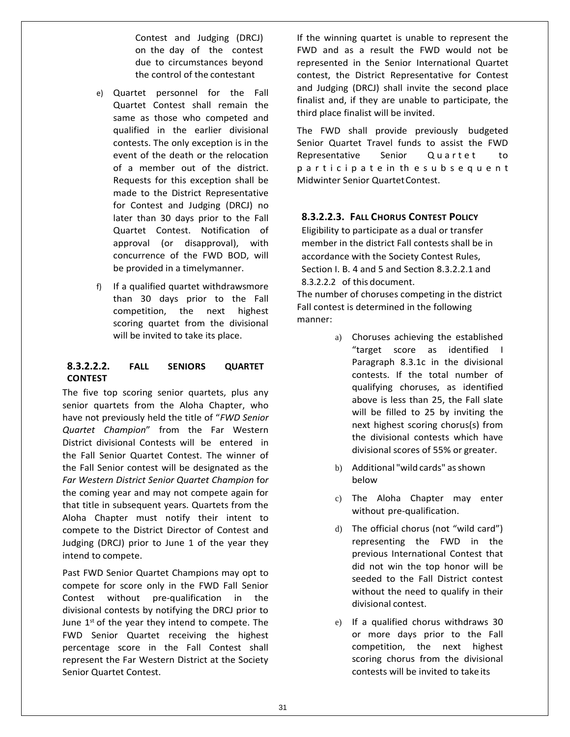Contest and Judging (DRCJ) on the day of the contest due to circumstances beyond the control of the contestant

e) Quartet personnel for the Fall Quartet Contest shall remain the same as those who competed and qualified in the earlier divisional contests. The only exception is in the event of the death or the relocation of a member out of the district. Requests for this exception shall be made to the District Representative for Contest and Judging (DRCJ) no later than 30 days prior to the Fall Quartet Contest. Notification of approval (or disapproval), with concurrence of the FWD BOD, will be provided in a timelymanner.

f) If a qualified quartet withdrawsmore than 30 days prior to the Fall competition, the next highest scoring quartet from the divisional will be invited to take its place.

#### 8.3.2.2.2. FALL SENIORS QUARTET CONTEST

The five top scoring senior quartets, plus any senior quartets from the Aloha Chapter, who have not previously held the title of "*FWD Senior Quartet Champion*" from the Far Western District divisional Contests will be entered in the Fall Senior Quartet Contest. The winner of the Fall Senior contest will be designated as the *Far Western District Senior Quartet Champion* for the coming year and may not compete again for that title in subsequent years. Quartets from the Aloha Chapter must notify their intent to compete to the District Director of Contest and Judging (DRCJ) prior to June 1 of the year they intend to compete.

Past FWD Senior Quartet Champions may opt to compete for score only in the FWD Fall Senior Contest without pre-qualification in the divisional contests by notifying the DRCJ prior to June 1st of the year they intend to compete. The FWD Senior Quartet receiving the highest percentage score in the Fall Contest shall represent the Far Western District at the Society Senior Quartet Contest.

If the winning quartet is unable to represent the FWD and as a result the FWD would not be represented in the Senior International Quartet contest, the District Representative for Contest and Judging (DRCJ) shall invite the second place finalist and, if they are unable to participate, the third place finalist will be invited.

The FWD shall provide previously budgeted Senior Quartet Travel funds to assist the FWD Representative Senior Quartet to participate in the subsequent Midwinter Senior Quartet Contest.

#### 8.3.2.2.3. FALL CHORUS CONTEST POLICY

Eligibility to participate as a dual or transfer member in the district Fall contests shall be in accordance with the Society Contest Rules, Section I. B. 4 and 5 and Section 8.3.2.2.1 and 8.3.2.2.2 of this document.

The number of choruses competing in the district Fall contest is determined in the following manner:

a) Choruses achieving the established "target score as identified I Paragraph 8.3.1c in the divisional contests. If the total number of qualifying choruses, as identified above is less than 25, the Fall slate will be filled to 25 by inviting the next highest scoring chorus(s) from the divisional contests which have divisional scores of 55% or greater.

b) Additional "wild cards" as shown below

c) The Aloha Chapter may enter without pre-qualification.

d) The official chorus (not "wild card") representing the FWD in the previous International Contest that did not win the top honor will be seeded to the Fall District contest without the need to qualify in their divisional contest.

e) If a qualified chorus withdraws 30 or more days prior to the Fall competition, the next highest scoring chorus from the divisional contests will be invited to take its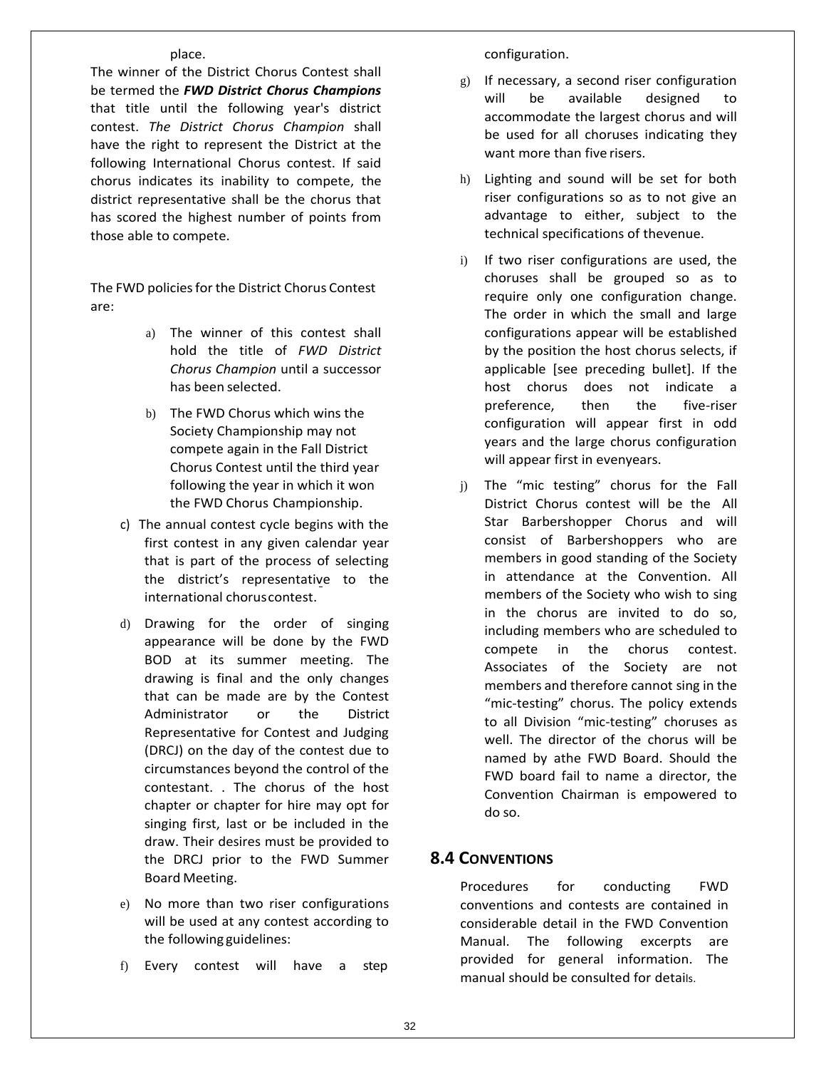place.

The winner of the District Chorus Contest shall be termed the ***FWD District Chorus Champions*** that title until the following year's district contest. *The District Chorus Champion* shall have the right to represent the District at the following International Chorus contest. If said chorus indicates its inability to compete, the district representative shall be the chorus that has scored the highest number of points from those able to compete.

The FWD policies for the District Chorus Contest are:

a) The winner of this contest shall hold the title of *FWD District Chorus Champion* until a successor has been selected.

b) The FWD Chorus which wins the Society Championship may not compete again in the Fall District Chorus Contest until the third year following the year in which it won the FWD Chorus Championship.

c) The annual contest cycle begins with the first contest in any given calendar year that is part of the process of selecting the district's representative to the international chorus contest.

d) Drawing for the order of singing appearance will be done by the FWD BOD at its summer meeting. The drawing is final and the only changes that can be made are by the Contest Administrator or the District Representative for Contest and Judging (DRCJ) on the day of the contest due to circumstances beyond the control of the contestant. . The chorus of the host chapter or chapter for hire may opt for singing first, last or be included in the draw. Their desires must be provided to the DRCJ prior to the FWD Summer Board Meeting.

e) No more than two riser configurations will be used at any contest according to the following guidelines:

f) Every contest will have a step configuration.

g) If necessary, a second riser configuration will be available designed to accommodate the largest chorus and will be used for all choruses indicating they want more than five risers.

h) Lighting and sound will be set for both riser configurations so as to not give an advantage to either, subject to the technical specifications of thevenue.

i) If two riser configurations are used, the choruses shall be grouped so as to require only one configuration change. The order in which the small and large configurations appear will be established by the position the host chorus selects, if applicable [see preceding bullet]. If the host chorus does not indicate a preference, then the five-riser configuration will appear first in odd years and the large chorus configuration will appear first in evenyears.

j) The "mic testing" chorus for the Fall District Chorus contest will be the All Star Barbershopper Chorus and will consist of Barbershoppers who are members in good standing of the Society in attendance at the Convention. All members of the Society who wish to sing in the chorus are invited to do so, including members who are scheduled to compete in the chorus contest. Associates of the Society are not members and therefore cannot sing in the "mic-testing" chorus. The policy extends to all Division "mic-testing" choruses as well. The director of the chorus will be named by athe FWD Board. Should the FWD board fail to name a director, the Convention Chairman is empowered to do so.

## 8.4 Conventions

Procedures for conducting FWD conventions and contests are contained in considerable detail in the FWD Convention Manual. The following excerpts are provided for general information. The manual should be consulted for details.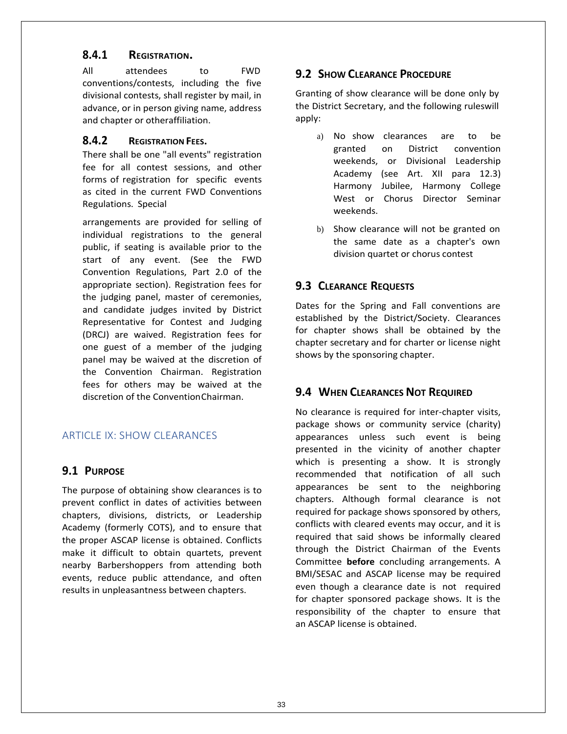#### 8.4.1 REGISTRATION.

All attendees to FWD conventions/contests, including the five divisional contests, shall register by mail, in advance, or in person giving name, address and chapter or otheraffiliation.

#### 8.4.2 REGISTRATION FEES.

There shall be one "all events" registration fee for all contest sessions, and other forms of registration for specific events as cited in the current FWD Conventions Regulations. Special

arrangements are provided for selling of individual registrations to the general public, if seating is available prior to the start of any event. (See the FWD Convention Regulations, Part 2.0 of the appropriate section). Registration fees for the judging panel, master of ceremonies, and candidate judges invited by District Representative for Contest and Judging (DRCJ) are waived. Registration fees for one guest of a member of the judging panel may be waived at the discretion of the Convention Chairman. Registration fees for others may be waived at the discretion of the ConventionChairman.

## ARTICLE IX: SHOW CLEARANCES

### 9.1 PURPOSE

The purpose of obtaining show clearances is to prevent conflict in dates of activities between chapters, divisions, districts, or Leadership Academy (formerly COTS), and to ensure that the proper ASCAP license is obtained. Conflicts make it difficult to obtain quartets, prevent nearby Barbershoppers from attending both events, reduce public attendance, and often results in unpleasantness between chapters.

### 9.2 SHOW CLEARANCE PROCEDURE

Granting of show clearance will be done only by the District Secretary, and the following ruleswill apply:

a) No show clearances are to be granted on District convention weekends, or Divisional Leadership Academy (see Art. XII para 12.3) Harmony Jubilee, Harmony College West or Chorus Director Seminar weekends.

b) Show clearance will not be granted on the same date as a chapter's own division quartet or chorus contest

### 9.3 CLEARANCE REQUESTS

Dates for the Spring and Fall conventions are established by the District/Society. Clearances for chapter shows shall be obtained by the chapter secretary and for charter or license night shows by the sponsoring chapter.

### 9.4 WHEN CLEARANCES NOT REQUIRED

No clearance is required for inter-chapter visits, package shows or community service (charity) appearances unless such event is being presented in the vicinity of another chapter which is presenting a show. It is strongly recommended that notification of all such appearances be sent to the neighboring chapters. Although formal clearance is not required for package shows sponsored by others, conflicts with cleared events may occur, and it is required that said shows be informally cleared through the District Chairman of the Events Committee **before** concluding arrangements. A BMI/SESAC and ASCAP license may be required even though a clearance date is not required for chapter sponsored package shows. It is the responsibility of the chapter to ensure that an ASCAP license is obtained.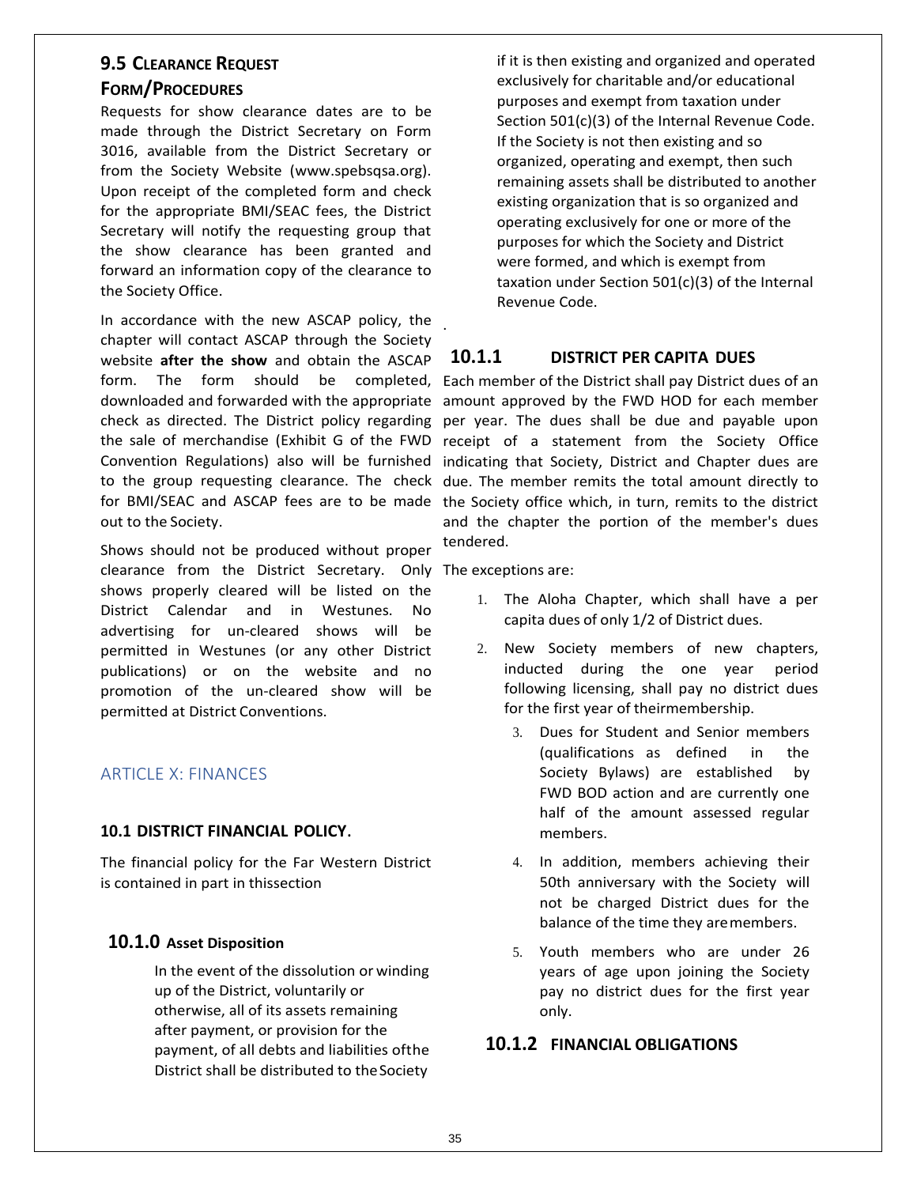## 9.5 CLEARANCE REQUEST FORM/PROCEDURES

Requests for show clearance dates are to be made through the District Secretary on Form 3016, available from the District Secretary or from the Society Website (www.spebsqsa.org). Upon receipt of the completed form and check for the appropriate BMI/SEAC fees, the District Secretary will notify the requesting group that the show clearance has been granted and forward an information copy of the clearance to the Society Office.

In accordance with the new ASCAP policy, the chapter will contact ASCAP through the Society website **after the show** and obtain the ASCAP form. The form should be completed, downloaded and forwarded with the appropriate check as directed. The District policy regarding the sale of merchandise (Exhibit G of the FWD Convention Regulations) also will be furnished to the group requesting clearance. The check for BMI/SEAC and ASCAP fees are to be made out to the Society.

Shows should not be produced without proper clearance from the District Secretary. Only shows properly cleared will be listed on the District Calendar and in Westunes. No advertising for un-cleared shows will be permitted in Westunes (or any other District publications) or on the website and no promotion of the un-cleared show will be permitted at District Conventions.

# ARTICLE X: FINANCES

## 10.1 DISTRICT FINANCIAL POLICY.

The financial policy for the Far Western District is contained in part in thissection

### 10.1.0 Asset Disposition

In the event of the dissolution or winding up of the District, voluntarily or otherwise, all of its assets remaining after payment, or provision for the payment, of all debts and liabilities ofthe District shall be distributed to the Society if it is then existing and organized and operated exclusively for charitable and/or educational purposes and exempt from taxation under Section 501(c)(3) of the Internal Revenue Code. If the Society is not then existing and so organized, operating and exempt, then such remaining assets shall be distributed to another existing organization that is so organized and operating exclusively for one or more of the purposes for which the Society and District were formed, and which is exempt from taxation under Section 501(c)(3) of the Internal Revenue Code.

### 10.1.1 DISTRICT PER CAPITA DUES

Each member of the District shall pay District dues of an amount approved by the FWD HOD for each member per year. The dues shall be due and payable upon receipt of a statement from the Society Office indicating that Society, District and Chapter dues are due. The member remits the total amount directly to the Society office which, in turn, remits to the district and the chapter the portion of the member's dues tendered.

The exceptions are:

1. The Aloha Chapter, which shall have a per capita dues of only 1/2 of District dues.
2. New Society members of new chapters, inducted during the one year period following licensing, shall pay no district dues for the first year of theirmembership.
3. Dues for Student and Senior members (qualifications as defined in the Society Bylaws) are established by FWD BOD action and are currently one half of the amount assessed regular members.
4. In addition, members achieving their 50th anniversary with the Society will not be charged District dues for the balance of the time they aremembers.
5. Youth members who are under 26 years of age upon joining the Society pay no district dues for the first year only.

### 10.1.2 FINANCIAL OBLIGATIONS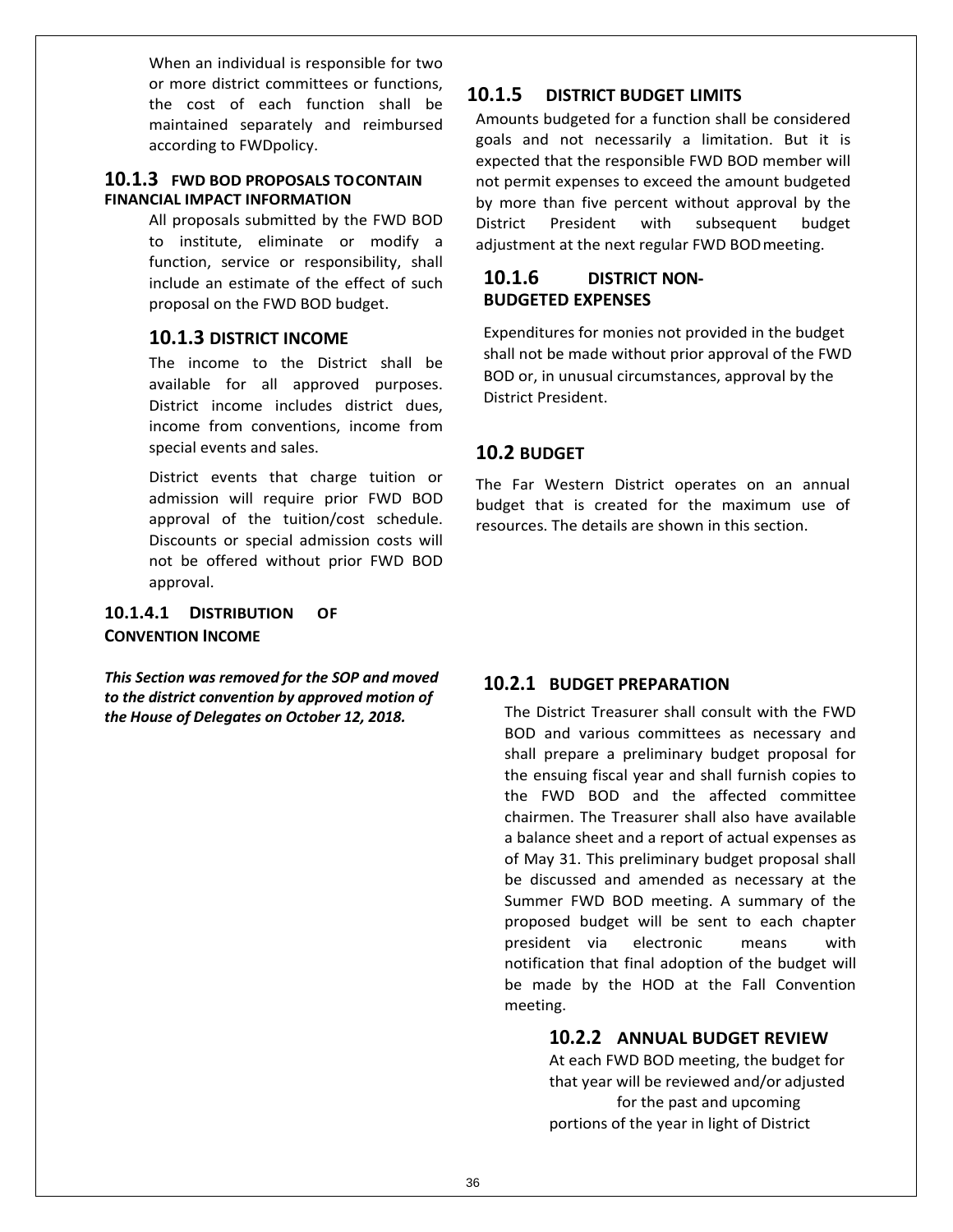When an individual is responsible for two or more district committees or functions, the cost of each function shall be maintained separately and reimbursed according to FWDpolicy.

### 10.1.3 FWD BOD PROPOSALS TOCONTAIN FINANCIAL IMPACT INFORMATION

All proposals submitted by the FWD BOD to institute, eliminate or modify a function, service or responsibility, shall include an estimate of the effect of such proposal on the FWD BOD budget.

### 10.1.3 DISTRICT INCOME

The income to the District shall be available for all approved purposes. District income includes district dues, income from conventions, income from special events and sales.

District events that charge tuition or admission will require prior FWD BOD approval of the tuition/cost schedule. Discounts or special admission costs will not be offered without prior FWD BOD approval.

#### 10.1.4.1 DISTRIBUTION OF CONVENTION INCOME

***This Section was removed for the SOP and moved to the district convention by approved motion of the House of Delegates on October 12, 2018.***

### 10.1.5 DISTRICT BUDGET LIMITS

Amounts budgeted for a function shall be considered goals and not necessarily a limitation. But it is expected that the responsible FWD BOD member will not permit expenses to exceed the amount budgeted by more than five percent without approval by the District President with subsequent budget adjustment at the next regular FWD BODmeeting.

### 10.1.6 DISTRICT NON-BUDGETED EXPENSES

Expenditures for monies not provided in the budget shall not be made without prior approval of the FWD BOD or, in unusual circumstances, approval by the District President.

## 10.2 BUDGET

The Far Western District operates on an annual budget that is created for the maximum use of resources. The details are shown in this section.

### 10.2.1 BUDGET PREPARATION

The District Treasurer shall consult with the FWD BOD and various committees as necessary and shall prepare a preliminary budget proposal for the ensuing fiscal year and shall furnish copies to the FWD BOD and the affected committee chairmen. The Treasurer shall also have available a balance sheet and a report of actual expenses as of May 31. This preliminary budget proposal shall be discussed and amended as necessary at the Summer FWD BOD meeting. A summary of the proposed budget will be sent to each chapter president via electronic means with notification that final adoption of the budget will be made by the HOD at the Fall Convention meeting.

### 10.2.2 ANNUAL BUDGET REVIEW

At each FWD BOD meeting, the budget for that year will be reviewed and/or adjusted for the past and upcoming portions of the year in light of District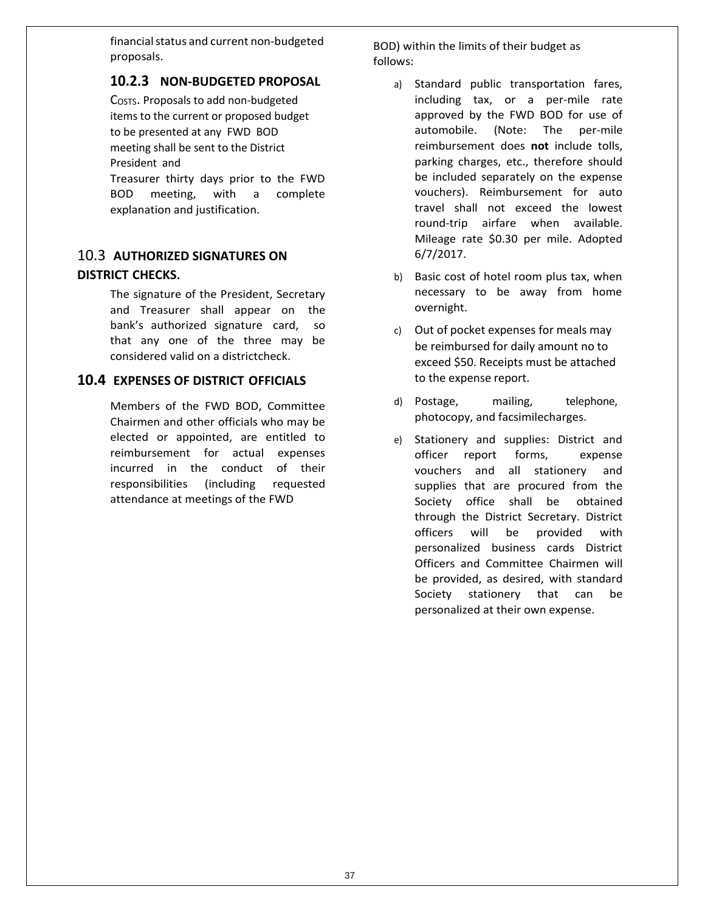financial status and current non-budgeted proposals.

### 10.2.3 NON-BUDGETED PROPOSAL

COSTS. Proposals to add non-budgeted items to the current or proposed budget to be presented at any FWD BOD meeting shall be sent to the District President and Treasurer thirty days prior to the FWD BOD meeting, with a complete explanation and justification.

## 10.3 AUTHORIZED SIGNATURES ON DISTRICT CHECKS.

The signature of the President, Secretary and Treasurer shall appear on the bank's authorized signature card, so that any one of the three may be considered valid on a districtcheck.

## 10.4 EXPENSES OF DISTRICT OFFICIALS

Members of the FWD BOD, Committee Chairmen and other officials who may be elected or appointed, are entitled to reimbursement for actual expenses incurred in the conduct of their responsibilities (including requested attendance at meetings of the FWD BOD) within the limits of their budget as follows:

a) Standard public transportation fares, including tax, or a per-mile rate approved by the FWD BOD for use of automobile. (Note: The per-mile reimbursement does **not** include tolls, parking charges, etc., therefore should be included separately on the expense vouchers). Reimbursement for auto travel shall not exceed the lowest round-trip airfare when available. Mileage rate $0.30 per mile. Adopted 6/7/2017.

b) Basic cost of hotel room plus tax, when necessary to be away from home overnight.

c) Out of pocket expenses for meals may be reimbursed for daily amount no to exceed $50. Receipts must be attached to the expense report.

d) Postage, mailing, telephone, photocopy, and facsimilecharges.

e) Stationery and supplies: District and officer report forms, expense vouchers and all stationery and supplies that are procured from the Society office shall be obtained through the District Secretary. District officers will be provided with personalized business cards District Officers and Committee Chairmen will be provided, as desired, with standard Society stationery that can be personalized at their own expense.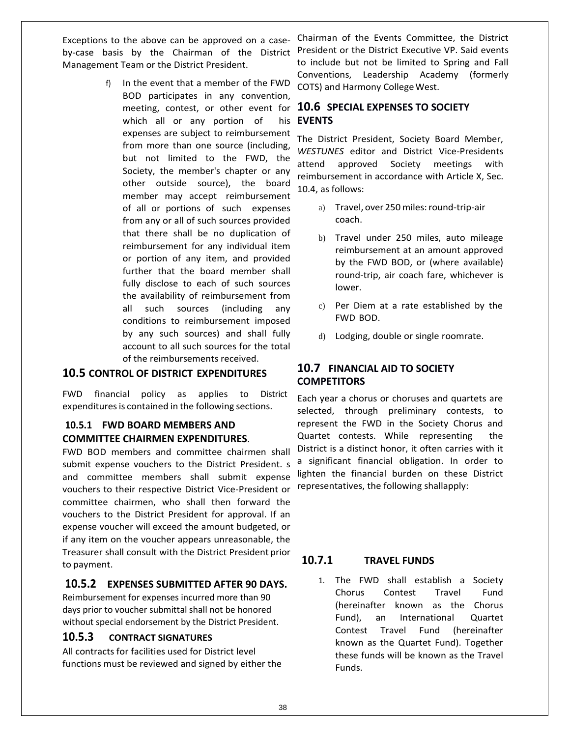Exceptions to the above can be approved on a case-by-case basis by the Chairman of the District Management Team or the District President.

f) In the event that a member of the FWD BOD participates in any convention, meeting, contest, or other event for which all or any portion of his expenses are subject to reimbursement from more than one source (including, but not limited to the FWD, the Society, the member's chapter or any other outside source), the board member may accept reimbursement of all or portions of such expenses from any or all of such sources provided that there shall be no duplication of reimbursement for any individual item or portion of any item, and provided further that the board member shall fully disclose to each of such sources the availability of reimbursement from all such sources (including any conditions to reimbursement imposed by any such sources) and shall fully account to all such sources for the total of the reimbursements received.

## 10.5 CONTROL OF DISTRICT EXPENDITURES

FWD financial policy as applies to District expenditures is contained in the following sections.

### 10.5.1 FWD BOARD MEMBERS AND COMMITTEE CHAIRMEN EXPENDITURES.

FWD BOD members and committee chairmen shall submit expense vouchers to the District President. s and committee members shall submit expense vouchers to their respective District Vice-President or committee chairmen, who shall then forward the vouchers to the District President for approval. If an expense voucher will exceed the amount budgeted, or if any item on the voucher appears unreasonable, the Treasurer shall consult with the District President prior to payment.

### 10.5.2 EXPENSES SUBMITTED AFTER 90 DAYS.

Reimbursement for expenses incurred more than 90 days prior to voucher submittal shall not be honored without special endorsement by the District President.

### 10.5.3 CONTRACT SIGNATURES

All contracts for facilities used for District level functions must be reviewed and signed by either the Chairman of the Events Committee, the District President or the District Executive VP. Said events to include but not be limited to Spring and Fall Conventions, Leadership Academy (formerly COTS) and Harmony College West.

## 10.6 SPECIAL EXPENSES TO SOCIETY EVENTS

The District President, Society Board Member, *WESTUNES* editor and District Vice-Presidents attend approved Society meetings with reimbursement in accordance with Article X, Sec. 10.4, as follows:

a) Travel, over 250 miles: round-trip-air coach.

b) Travel under 250 miles, auto mileage reimbursement at an amount approved by the FWD BOD, or (where available) round-trip, air coach fare, whichever is lower.

c) Per Diem at a rate established by the FWD BOD.

d) Lodging, double or single roomrate.

## 10.7 FINANCIAL AID TO SOCIETY COMPETITORS

Each year a chorus or choruses and quartets are selected, through preliminary contests, to represent the FWD in the Society Chorus and Quartet contests. While representing the District is a distinct honor, it often carries with it a significant financial obligation. In order to lighten the financial burden on these District representatives, the following shallapply:

### 10.7.1 TRAVEL FUNDS

1. The FWD shall establish a Society Chorus Contest Travel Fund (hereinafter known as the Chorus Fund), an International Quartet Contest Travel Fund (hereinafter known as the Quartet Fund). Together these funds will be known as the Travel Funds.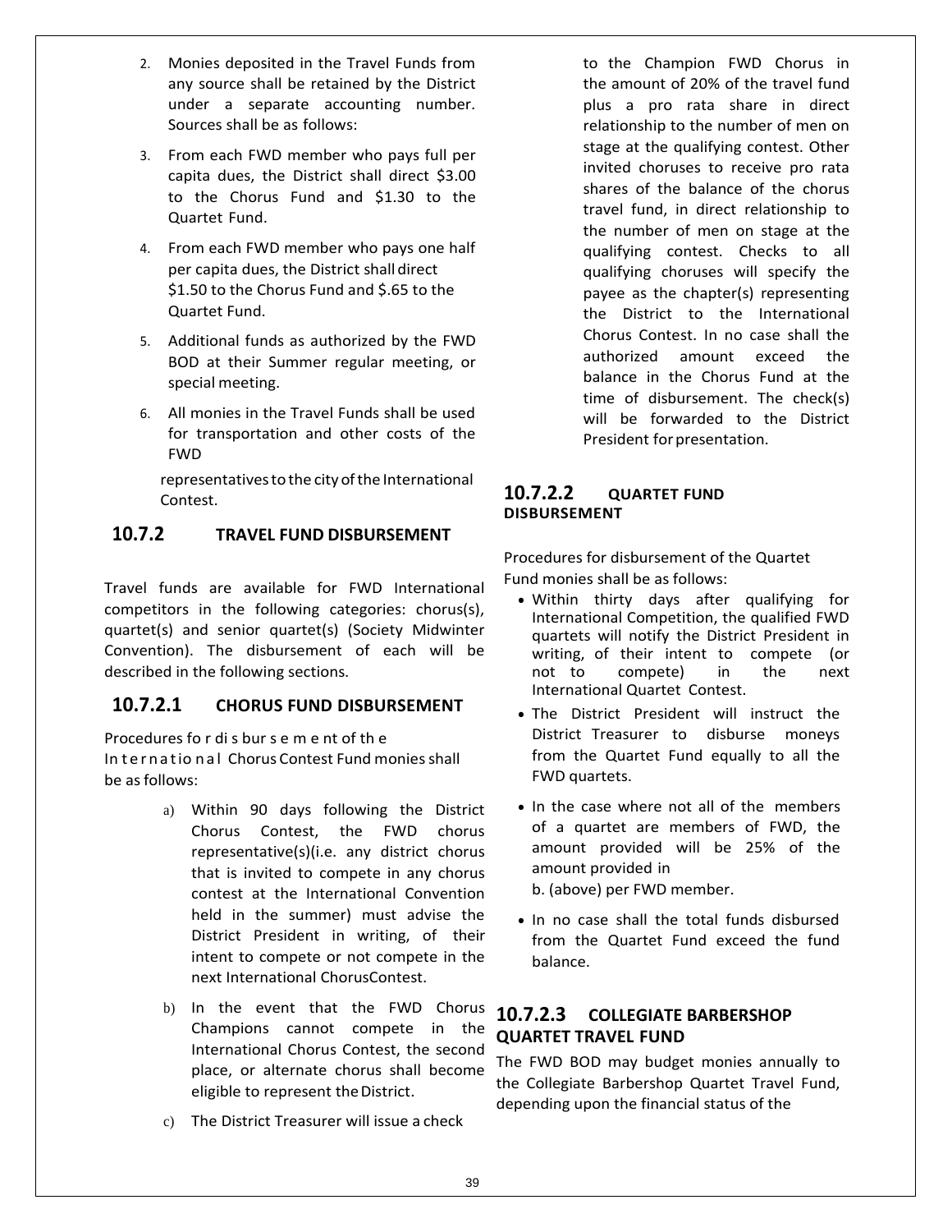2. Monies deposited in the Travel Funds from any source shall be retained by the District under a separate accounting number. Sources shall be as follows:
3. From each FWD member who pays full per capita dues, the District shall direct $3.00 to the Chorus Fund and $1.30 to the Quartet Fund.
4. From each FWD member who pays one half per capita dues, the District shall direct $1.50 to the Chorus Fund and $.65 to the Quartet Fund.
5. Additional funds as authorized by the FWD BOD at their Summer regular meeting, or special meeting.
6. All monies in the Travel Funds shall be used for transportation and other costs of the FWD representatives to the city of the International Contest.

## 10.7.2 TRAVEL FUND DISBURSEMENT

Travel funds are available for FWD International competitors in the following categories: chorus(s), quartet(s) and senior quartet(s) (Society Midwinter Convention). The disbursement of each will be described in the following sections.

### 10.7.2.1 CHORUS FUND DISBURSEMENT

Procedures for disbursement of the International Chorus Contest Fund monies shall be as follows:

a) Within 90 days following the District Chorus Contest, the FWD chorus representative(s)(i.e. any district chorus that is invited to compete in any chorus contest at the International Convention held in the summer) must advise the District President in writing, of their intent to compete or not compete in the next International ChorusContest.

b) In the event that the FWD Chorus Champions cannot compete in the International Chorus Contest, the second place, or alternate chorus shall become eligible to represent the District.

c) The District Treasurer will issue a check to the Champion FWD Chorus in the amount of 20% of the travel fund plus a pro rata share in direct relationship to the number of men on stage at the qualifying contest. Other invited choruses to receive pro rata shares of the balance of the chorus travel fund, in direct relationship to the number of men on stage at the qualifying contest. Checks to all qualifying choruses will specify the payee as the chapter(s) representing the District to the International Chorus Contest. In no case shall the authorized amount exceed the balance in the Chorus Fund at the time of disbursement. The check(s) will be forwarded to the District President for presentation.

### 10.7.2.2 QUARTET FUND DISBURSEMENT

Procedures for disbursement of the Quartet Fund monies shall be as follows:

- Within thirty days after qualifying for International Competition, the qualified FWD quartets will notify the District President in writing, of their intent to compete (or not to compete) in the next International Quartet Contest.
- The District President will instruct the District Treasurer to disburse moneys from the Quartet Fund equally to all the FWD quartets.
- In the case where not all of the members of a quartet are members of FWD, the amount provided will be 25% of the amount provided in b. (above) per FWD member.
- In no case shall the total funds disbursed from the Quartet Fund exceed the fund balance.

### 10.7.2.3 COLLEGIATE BARBERSHOP QUARTET TRAVEL FUND

The FWD BOD may budget monies annually to the Collegiate Barbershop Quartet Travel Fund, depending upon the financial status of the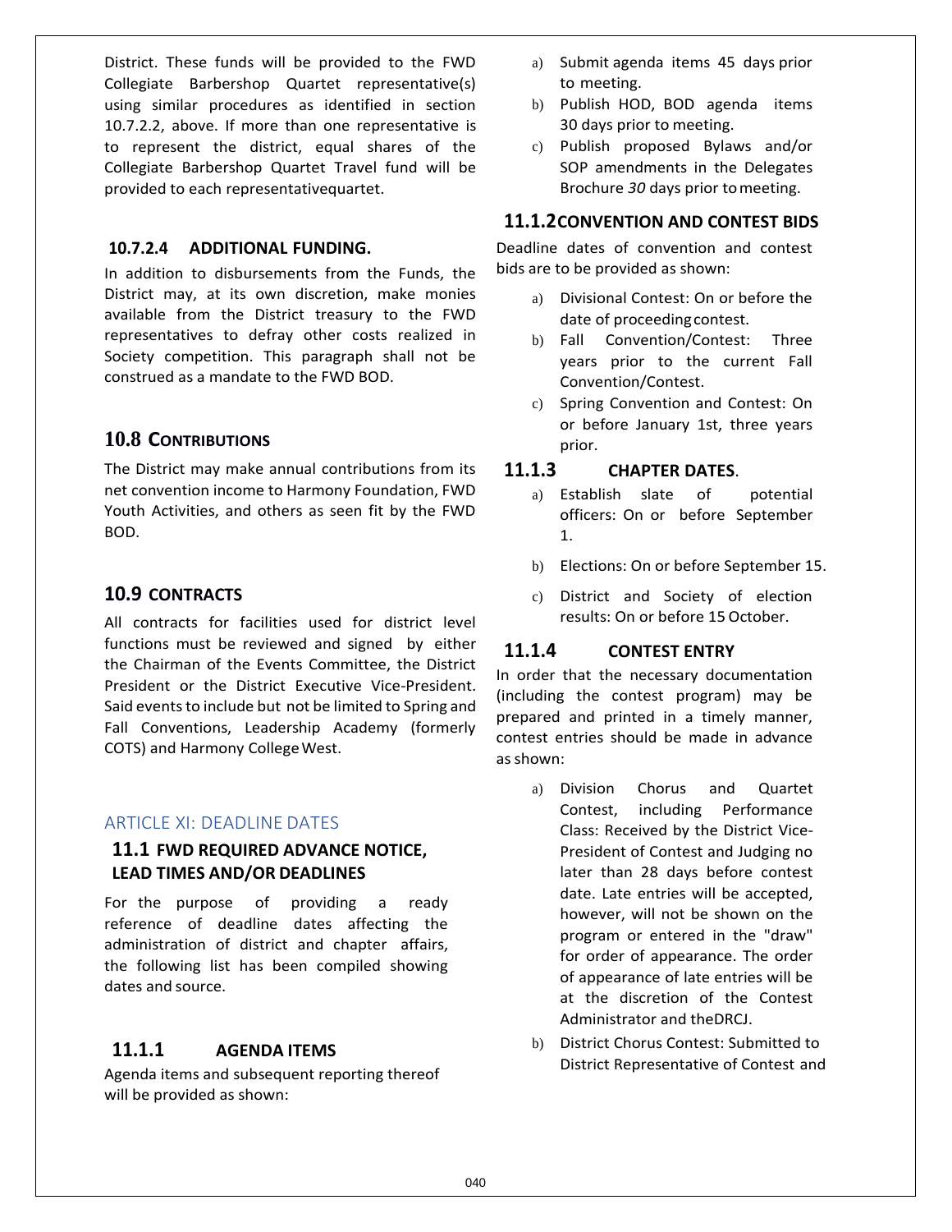District. These funds will be provided to the FWD Collegiate Barbershop Quartet representative(s) using similar procedures as identified in section 10.7.2.2, above. If more than one representative is to represent the district, equal shares of the Collegiate Barbershop Quartet Travel fund will be provided to each representativequartet.

#### 10.7.2.4 ADDITIONAL FUNDING.

In addition to disbursements from the Funds, the District may, at its own discretion, make monies available from the District treasury to the FWD representatives to defray other costs realized in Society competition. This paragraph shall not be construed as a mandate to the FWD BOD.

## 10.8 CONTRIBUTIONS

The District may make annual contributions from its net convention income to Harmony Foundation, FWD Youth Activities, and others as seen fit by the FWD BOD.

## 10.9 CONTRACTS

All contracts for facilities used for district level functions must be reviewed and signed by either the Chairman of the Events Committee, the District President or the District Executive Vice-President. Said events to include but not be limited to Spring and Fall Conventions, Leadership Academy (formerly COTS) and Harmony College West.

# ARTICLE XI: DEADLINE DATES

## 11.1 FWD REQUIRED ADVANCE NOTICE, LEAD TIMES AND/OR DEADLINES

For the purpose of providing a ready reference of deadline dates affecting the administration of district and chapter affairs, the following list has been compiled showing dates and source.

### 11.1.1 AGENDA ITEMS

Agenda items and subsequent reporting thereof will be provided as shown:

a) Submit agenda items 45 days prior to meeting.
b) Publish HOD, BOD agenda items 30 days prior to meeting.
c) Publish proposed Bylaws and/or SOP amendments in the Delegates Brochure *30* days prior to meeting.

### 11.1.2 CONVENTION AND CONTEST BIDS

Deadline dates of convention and contest bids are to be provided as shown:

a) Divisional Contest: On or before the date of proceeding contest.
b) Fall Convention/Contest: Three years prior to the current Fall Convention/Contest.
c) Spring Convention and Contest: On or before January 1st, three years prior.

### 11.1.3 CHAPTER DATES.

a) Establish slate of potential officers: On or before September 1.
b) Elections: On or before September 15.
c) District and Society of election results: On or before 15 October.

### 11.1.4 CONTEST ENTRY

In order that the necessary documentation (including the contest program) may be prepared and printed in a timely manner, contest entries should be made in advance as shown:

a) Division Chorus and Quartet Contest, including Performance Class: Received by the District Vice-President of Contest and Judging no later than 28 days before contest date. Late entries will be accepted, however, will not be shown on the program or entered in the "draw" for order of appearance. The order of appearance of late entries will be at the discretion of the Contest Administrator and theDRCJ.
b) District Chorus Contest: Submitted to District Representative of Contest and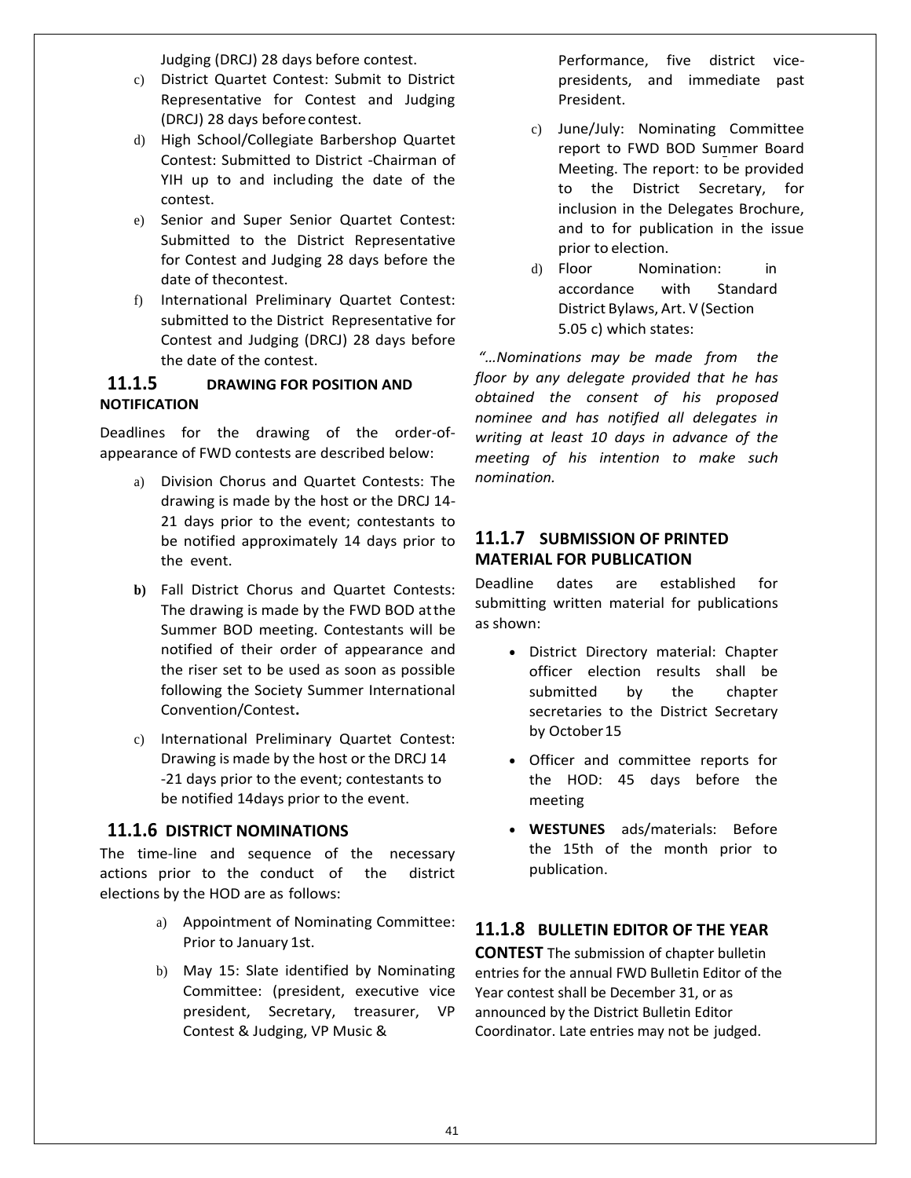Judging (DRCJ) 28 days before contest.

c) District Quartet Contest: Submit to District Representative for Contest and Judging (DRCJ) 28 days before contest.
d) High School/Collegiate Barbershop Quartet Contest: Submitted to District -Chairman of YIH up to and including the date of the contest.
e) Senior and Super Senior Quartet Contest: Submitted to the District Representative for Contest and Judging 28 days before the date of the contest.
f) International Preliminary Quartet Contest: submitted to the District Representative for Contest and Judging (DRCJ) 28 days before the date of the contest.

### 11.1.5 DRAWING FOR POSITION AND NOTIFICATION

Deadlines for the drawing of the order-of-appearance of FWD contests are described below:

a) Division Chorus and Quartet Contests: The drawing is made by the host or the DRCJ 14-21 days prior to the event; contestants to be notified approximately 14 days prior to the event.

**b)** Fall District Chorus and Quartet Contests: The drawing is made by the FWD BOD at the Summer BOD meeting. Contestants will be notified of their order of appearance and the riser set to be used as soon as possible following the Society Summer International Convention/Contest**.**

c) International Preliminary Quartet Contest: Drawing is made by the host or the DRCJ 14 -21 days prior to the event; contestants to be notified 14days prior to the event.

### 11.1.6 DISTRICT NOMINATIONS

The time-line and sequence of the necessary actions prior to the conduct of the district elections by the HOD are as follows:

a) Appointment of Nominating Committee: Prior to January 1st.

b) May 15: Slate identified by Nominating Committee: (president, executive vice president, Secretary, treasurer, VP Contest & Judging, VP Music & Performance, five district vice-presidents, and immediate past President.

c) June/July: Nominating Committee report to FWD BOD Summer Board Meeting. The report: to be provided to the District Secretary, for inclusion in the Delegates Brochure, and to for publication in the issue prior to election.

d) Floor Nomination: in accordance with Standard District Bylaws, Art. V (Section 5.05 c) which states:

*"…Nominations may be made from the floor by any delegate provided that he has obtained the consent of his proposed nominee and has notified all delegates in writing at least 10 days in advance of the meeting of his intention to make such nomination.*

### 11.1.7 SUBMISSION OF PRINTED MATERIAL FOR PUBLICATION

Deadline dates are established for submitting written material for publications as shown:

- District Directory material: Chapter officer election results shall be submitted by the chapter secretaries to the District Secretary by October 15
- Officer and committee reports for the HOD: 45 days before the meeting
- **WESTUNES** ads/materials: Before the 15th of the month prior to publication.

### 11.1.8 BULLETIN EDITOR OF THE YEAR CONTEST

The submission of chapter bulletin entries for the annual FWD Bulletin Editor of the Year contest shall be December 31, or as announced by the District Bulletin Editor Coordinator. Late entries may not be judged.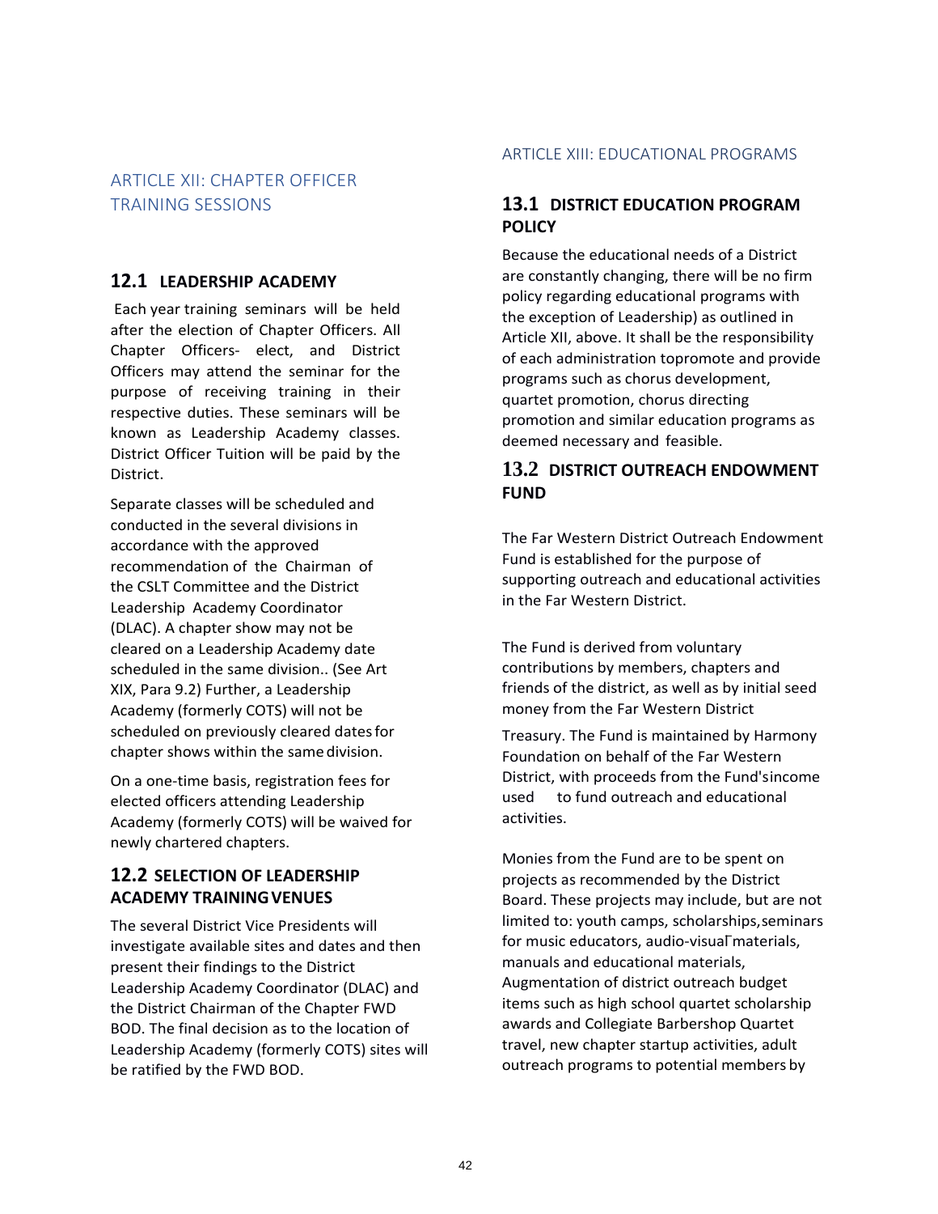## ARTICLE XII: CHAPTER OFFICER TRAINING SESSIONS

### 12.1 LEADERSHIP ACADEMY

Each year training seminars will be held after the election of Chapter Officers. All Chapter Officers- elect, and District Officers may attend the seminar for the purpose of receiving training in their respective duties. These seminars will be known as Leadership Academy classes. District Officer Tuition will be paid by the District.

Separate classes will be scheduled and conducted in the several divisions in accordance with the approved recommendation of the Chairman of the CSLT Committee and the District Leadership Academy Coordinator (DLAC). A chapter show may not be cleared on a Leadership Academy date scheduled in the same division.. (See Art XIX, Para 9.2) Further, a Leadership Academy (formerly COTS) will not be scheduled on previously cleared dates for chapter shows within the same division.

On a one-time basis, registration fees for elected officers attending Leadership Academy (formerly COTS) will be waived for newly chartered chapters.

### 12.2 SELECTION OF LEADERSHIP ACADEMY TRAINING VENUES

The several District Vice Presidents will investigate available sites and dates and then present their findings to the District Leadership Academy Coordinator (DLAC) and the District Chairman of the Chapter FWD BOD. The final decision as to the location of Leadership Academy (formerly COTS) sites will be ratified by the FWD BOD.

## ARTICLE XIII: EDUCATIONAL PROGRAMS

### 13.1 DISTRICT EDUCATION PROGRAM POLICY

Because the educational needs of a District are constantly changing, there will be no firm policy regarding educational programs with the exception of Leadership) as outlined in Article XII, above. It shall be the responsibility of each administration topromote and provide programs such as chorus development, quartet promotion, chorus directing promotion and similar education programs as deemed necessary and feasible.

### 13.2 DISTRICT OUTREACH ENDOWMENT FUND

The Far Western District Outreach Endowment Fund is established for the purpose of supporting outreach and educational activities in the Far Western District.

The Fund is derived from voluntary contributions by members, chapters and friends of the district, as well as by initial seed money from the Far Western District Treasury. The Fund is maintained by Harmony Foundation on behalf of the Far Western District, with proceeds from the Fund's income used to fund outreach and educational activities.

Monies from the Fund are to be spent on projects as recommended by the District Board. These projects may include, but are not limited to: youth camps, scholarships, seminars for music educators, audio-visual materials, manuals and educational materials, Augmentation of district outreach budget items such as high school quartet scholarship awards and Collegiate Barbershop Quartet travel, new chapter startup activities, adult outreach programs to potential members by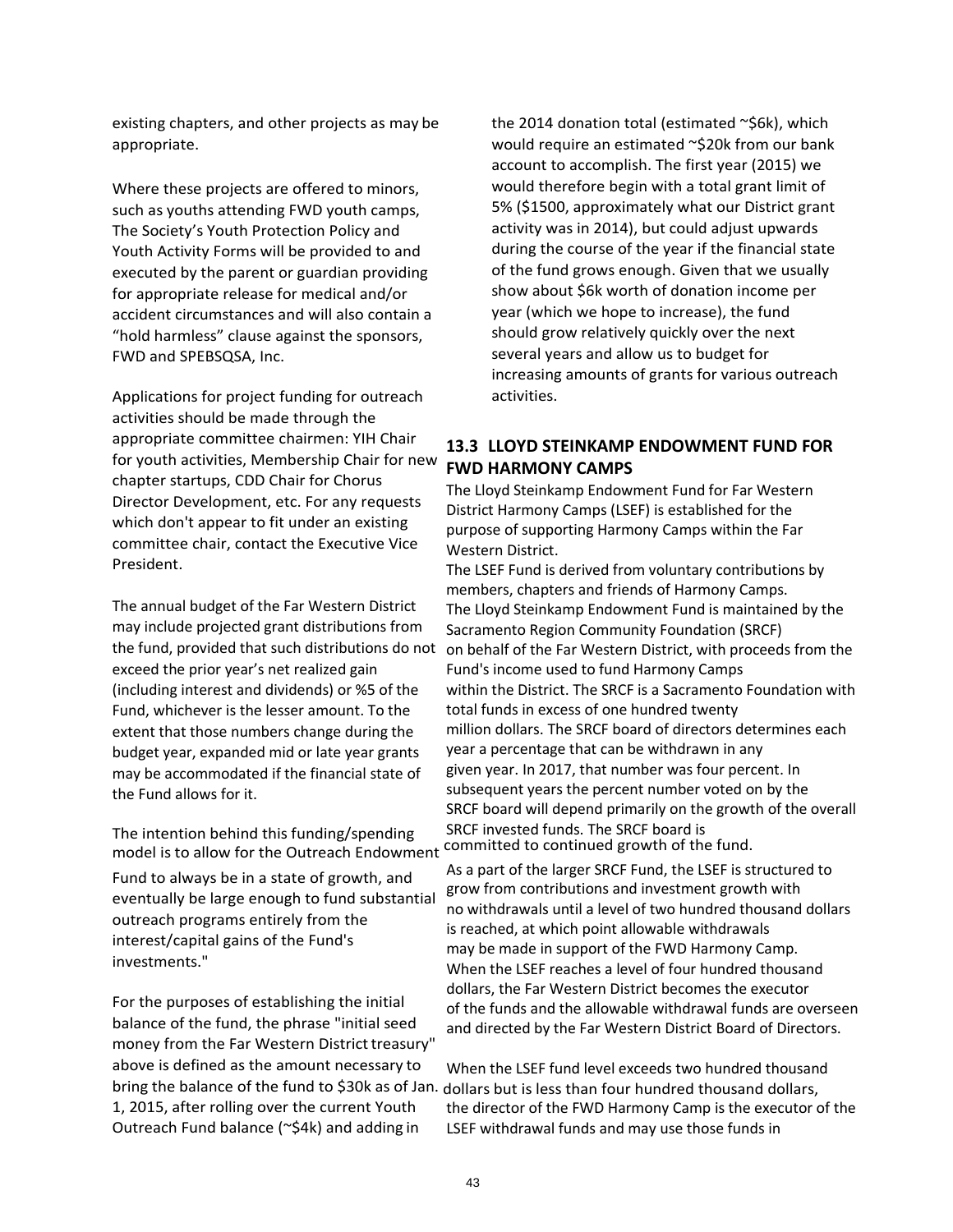existing chapters, and other projects as may be appropriate.

Where these projects are offered to minors, such as youths attending FWD youth camps, The Society's Youth Protection Policy and Youth Activity Forms will be provided to and executed by the parent or guardian providing for appropriate release for medical and/or accident circumstances and will also contain a "hold harmless" clause against the sponsors, FWD and SPEBSQSA, Inc.

Applications for project funding for outreach activities should be made through the appropriate committee chairmen: YIH Chair for youth activities, Membership Chair for new chapter startups, CDD Chair for Chorus Director Development, etc. For any requests which don't appear to fit under an existing committee chair, contact the Executive Vice President.

The annual budget of the Far Western District may include projected grant distributions from the fund, provided that such distributions do not exceed the prior year's net realized gain (including interest and dividends) or %5 of the Fund, whichever is the lesser amount. To the extent that those numbers change during the budget year, expanded mid or late year grants may be accommodated if the financial state of the Fund allows for it.

The intention behind this funding/spending model is to allow for the Outreach Endowment Fund to always be in a state of growth, and eventually be large enough to fund substantial outreach programs entirely from the interest/capital gains of the Fund's investments."

For the purposes of establishing the initial balance of the fund, the phrase "initial seed money from the Far Western District treasury" above is defined as the amount necessary to bring the balance of the fund to $30k as of Jan. 1, 2015, after rolling over the current Youth Outreach Fund balance (~$4k) and adding in the 2014 donation total (estimated ~$6k), which would require an estimated ~$20k from our bank account to accomplish. The first year (2015) we would therefore begin with a total grant limit of 5% ($1500, approximately what our District grant activity was in 2014), but could adjust upwards during the course of the year if the financial state of the fund grows enough. Given that we usually show about $6k worth of donation income per year (which we hope to increase), the fund should grow relatively quickly over the next several years and allow us to budget for increasing amounts of grants for various outreach activities.

## 13.3 LLOYD STEINKAMP ENDOWMENT FUND FOR FWD HARMONY CAMPS

The Lloyd Steinkamp Endowment Fund for Far Western District Harmony Camps (LSEF) is established for the purpose of supporting Harmony Camps within the Far Western District.

The LSEF Fund is derived from voluntary contributions by members, chapters and friends of Harmony Camps. The Lloyd Steinkamp Endowment Fund is maintained by the Sacramento Region Community Foundation (SRCF) on behalf of the Far Western District, with proceeds from the Fund's income used to fund Harmony Camps within the District. The SRCF is a Sacramento Foundation with total funds in excess of one hundred twenty million dollars. The SRCF board of directors determines each year a percentage that can be withdrawn in any given year. In 2017, that number was four percent. In subsequent years the percent number voted on by the SRCF board will depend primarily on the growth of the overall SRCF invested funds. The SRCF board is committed to continued growth of the fund.

As a part of the larger SRCF Fund, the LSEF is structured to grow from contributions and investment growth with no withdrawals until a level of two hundred thousand dollars is reached, at which point allowable withdrawals may be made in support of the FWD Harmony Camp. When the LSEF reaches a level of four hundred thousand dollars, the Far Western District becomes the executor of the funds and the allowable withdrawal funds are overseen and directed by the Far Western District Board of Directors.

When the LSEF fund level exceeds two hundred thousand dollars but is less than four hundred thousand dollars, the director of the FWD Harmony Camp is the executor of the LSEF withdrawal funds and may use those funds in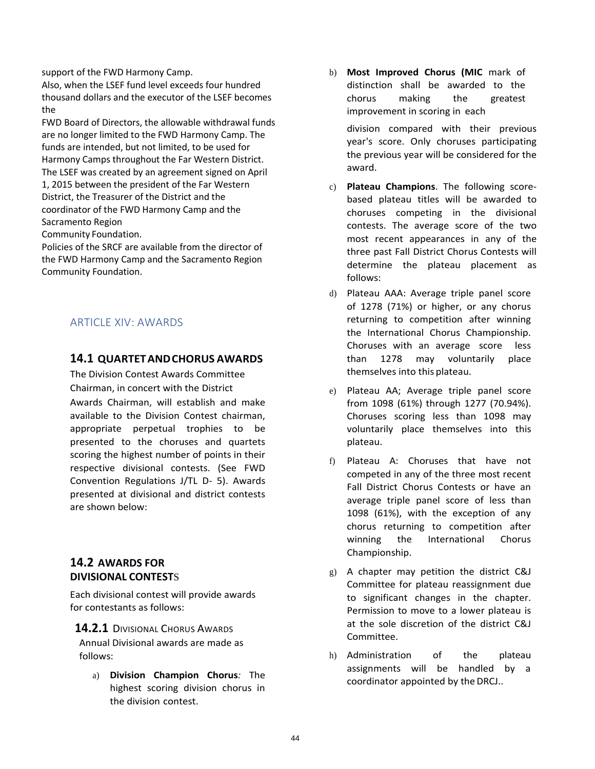support of the FWD Harmony Camp.

Also, when the LSEF fund level exceeds four hundred thousand dollars and the executor of the LSEF becomes the

FWD Board of Directors, the allowable withdrawal funds are no longer limited to the FWD Harmony Camp. The funds are intended, but not limited, to be used for Harmony Camps throughout the Far Western District.

The LSEF was created by an agreement signed on April 1, 2015 between the president of the Far Western District, the Treasurer of the District and the coordinator of the FWD Harmony Camp and the Sacramento Region

Community Foundation.

Policies of the SRCF are available from the director of the FWD Harmony Camp and the Sacramento Region Community Foundation.

## ARTICLE XIV: AWARDS

### 14.1 QUARTET AND CHORUS AWARDS

The Division Contest Awards Committee Chairman, in concert with the District Awards Chairman, will establish and make available to the Division Contest chairman, appropriate perpetual trophies to be presented to the choruses and quartets scoring the highest number of points in their respective divisional contests. (See FWD Convention Regulations J/TL D- 5). Awards presented at divisional and district contests are shown below:

### 14.2 AWARDS FOR DIVISIONAL CONTESTS

Each divisional contest will provide awards for contestants as follows:

#### 14.2.1 DIVISIONAL CHORUS AWARDS

Annual Divisional awards are made as follows:

a) **Division Champion Chorus***:* The highest scoring division chorus in the division contest.

b) **Most Improved Chorus (MIC** mark of distinction shall be awarded to the chorus making the greatest improvement in scoring in each division compared with their previous year's score. Only choruses participating the previous year will be considered for the award.

c) **Plateau Champions**. The following score-based plateau titles will be awarded to choruses competing in the divisional contests. The average score of the two most recent appearances in any of the three past Fall District Chorus Contests will determine the plateau placement as follows:

d) Plateau AAA: Average triple panel score of 1278 (71%) or higher, or any chorus returning to competition after winning the International Chorus Championship. Choruses with an average score less than 1278 may voluntarily place themselves into this plateau.

e) Plateau AA; Average triple panel score from 1098 (61%) through 1277 (70.94%). Choruses scoring less than 1098 may voluntarily place themselves into this plateau.

f) Plateau A: Choruses that have not competed in any of the three most recent Fall District Chorus Contests or have an average triple panel score of less than 1098 (61%), with the exception of any chorus returning to competition after winning the International Chorus Championship.

g) A chapter may petition the district C&J Committee for plateau reassignment due to significant changes in the chapter. Permission to move to a lower plateau is at the sole discretion of the district C&J Committee.

h) Administration of the plateau assignments will be handled by a coordinator appointed by the DRCJ..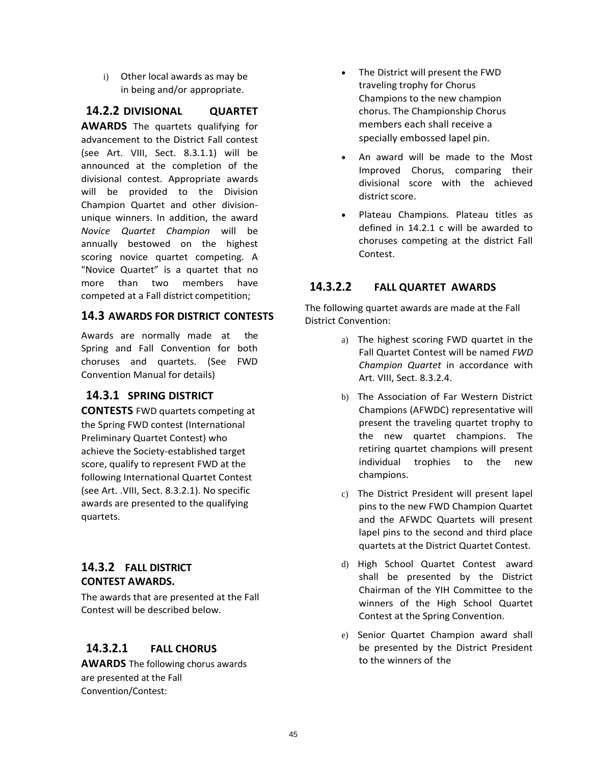i) Other local awards as may be in being and/or appropriate.

### 14.2.2 DIVISIONAL QUARTET AWARDS

The quartets qualifying for advancement to the District Fall contest (see Art. VIII, Sect. 8.3.1.1) will be announced at the completion of the divisional contest. Appropriate awards will be provided to the Division Champion Quartet and other division-unique winners. In addition, the award *Novice Quartet Champion* will be annually bestowed on the highest scoring novice quartet competing. A "Novice Quartet" is a quartet that no more than two members have competed at a Fall district competition;

## 14.3 AWARDS FOR DISTRICT CONTESTS

Awards are normally made at the Spring and Fall Convention for both choruses and quartets. (See FWD Convention Manual for details)

### 14.3.1 SPRING DISTRICT CONTESTS

FWD quartets competing at the Spring FWD contest (International Preliminary Quartet Contest) who achieve the Society-established target score, qualify to represent FWD at the following International Quartet Contest (see Art. .VIII, Sect. 8.3.2.1). No specific awards are presented to the qualifying quartets.

### 14.3.2 FALL DISTRICT CONTEST AWARDS.

The awards that are presented at the Fall Contest will be described below.

#### 14.3.2.1 FALL CHORUS AWARDS

The following chorus awards are presented at the Fall Convention/Contest:

- The District will present the FWD traveling trophy for Chorus Champions to the new champion chorus. The Championship Chorus members each shall receive a specially embossed lapel pin.
- An award will be made to the Most Improved Chorus, comparing their divisional score with the achieved district score.
- Plateau Champions. Plateau titles as defined in 14.2.1 c will be awarded to choruses competing at the district Fall Contest.

#### 14.3.2.2 FALL QUARTET AWARDS

The following quartet awards are made at the Fall District Convention:

a) The highest scoring FWD quartet in the Fall Quartet Contest will be named *FWD Champion Quartet* in accordance with Art. VIII, Sect. 8.3.2.4.

b) The Association of Far Western District Champions (AFWDC) representative will present the traveling quartet trophy to the new quartet champions. The retiring quartet champions will present individual trophies to the new champions.

c) The District President will present lapel pins to the new FWD Champion Quartet and the AFWDC Quartets will present lapel pins to the second and third place quartets at the District Quartet Contest.

d) High School Quartet Contest award shall be presented by the District Chairman of the YIH Committee to the winners of the High School Quartet Contest at the Spring Convention.

e) Senior Quartet Champion award shall be presented by the District President to the winners of the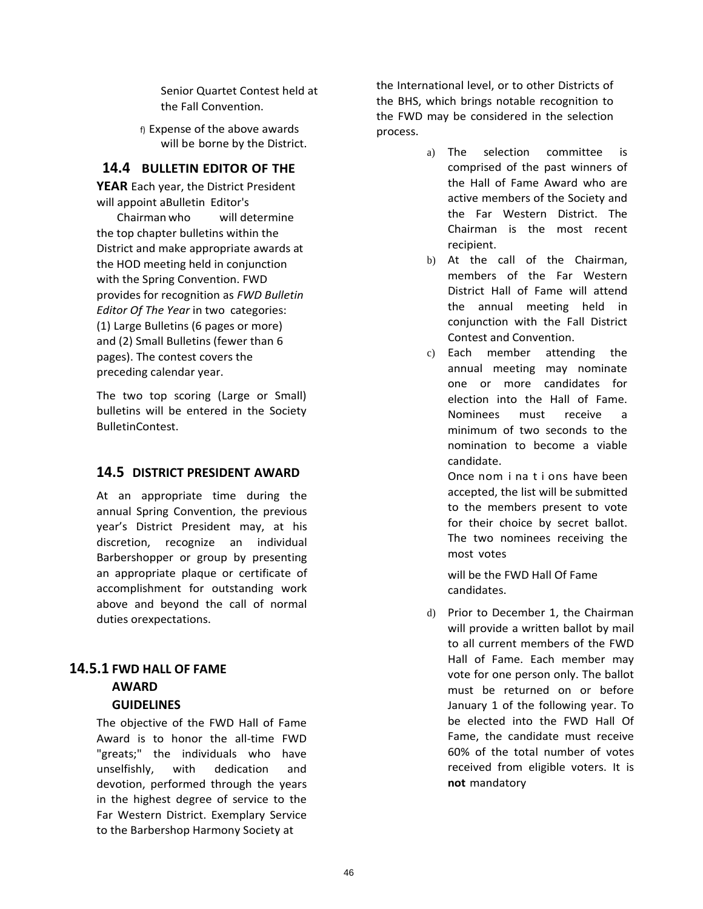Senior Quartet Contest held at the Fall Convention.

f) Expense of the above awards will be borne by the District.

## 14.4 BULLETIN EDITOR OF THE YEAR

Each year, the District President will appoint aBulletin Editor's Chairman who will determine the top chapter bulletins within the District and make appropriate awards at the HOD meeting held in conjunction with the Spring Convention. FWD provides for recognition as *FWD Bulletin Editor Of The Year* in two categories: (1) Large Bulletins (6 pages or more) and (2) Small Bulletins (fewer than 6 pages). The contest covers the preceding calendar year.

The two top scoring (Large or Small) bulletins will be entered in the Society BulletinContest.

## 14.5 DISTRICT PRESIDENT AWARD

At an appropriate time during the annual Spring Convention, the previous year's District President may, at his discretion, recognize an individual Barbershopper or group by presenting an appropriate plaque or certificate of accomplishment for outstanding work above and beyond the call of normal duties orexpectations.

### 14.5.1 FWD HALL OF FAME AWARD GUIDELINES

The objective of the FWD Hall of Fame Award is to honor the all-time FWD "greats;" the individuals who have unselfishly, with dedication and devotion, performed through the years in the highest degree of service to the Far Western District. Exemplary Service to the Barbershop Harmony Society at the International level, or to other Districts of the BHS, which brings notable recognition to the FWD may be considered in the selection process.

a) The selection committee is comprised of the past winners of the Hall of Fame Award who are active members of the Society and the Far Western District. The Chairman is the most recent recipient.

b) At the call of the Chairman, members of the Far Western District Hall of Fame will attend the annual meeting held in conjunction with the Fall District Contest and Convention.

c) Each member attending the annual meeting may nominate one or more candidates for election into the Hall of Fame. Nominees must receive a minimum of two seconds to the nomination to become a viable candidate.

   Once nominations have been accepted, the list will be submitted to the members present to vote for their choice by secret ballot. The two nominees receiving the most votes

   will be the FWD Hall Of Fame candidates.

d) Prior to December 1, the Chairman will provide a written ballot by mail to all current members of the FWD Hall of Fame. Each member may vote for one person only. The ballot must be returned on or before January 1 of the following year. To be elected into the FWD Hall Of Fame, the candidate must receive 60% of the total number of votes received from eligible voters. It is **not** mandatory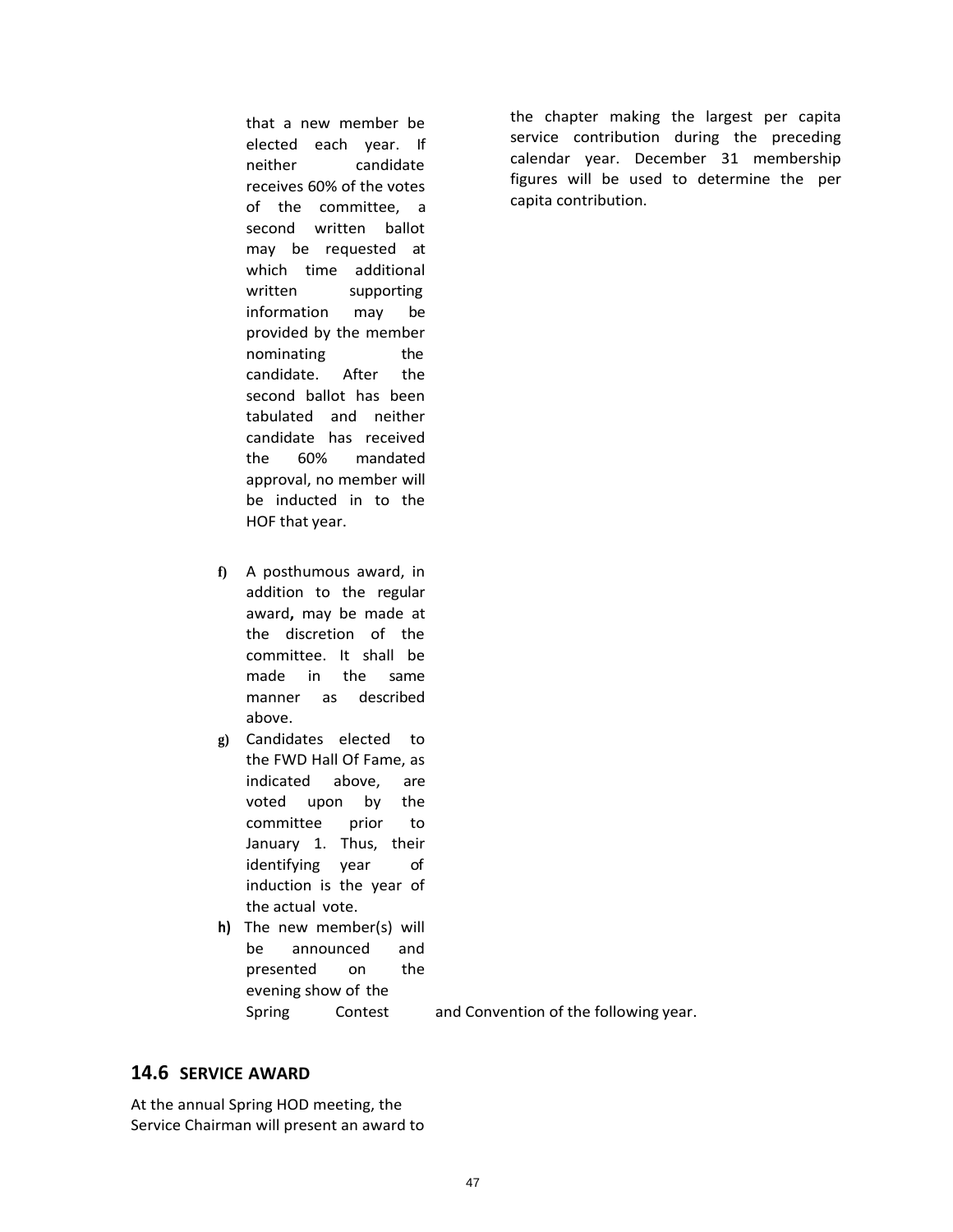that a new member be elected each year. If neither candidate receives 60% of the votes of the committee, a second written ballot may be requested at which time additional written supporting information may be provided by the member nominating the candidate. After the second ballot has been tabulated and neither candidate has received the 60% mandated approval, no member will be inducted in to the HOF that year.

f) A posthumous award, in addition to the regular award**,** may be made at the discretion of the committee. It shall be made in the same manner as described above.

g) Candidates elected to the FWD Hall Of Fame, as indicated above, are voted upon by the committee prior to January 1. Thus, their identifying year of induction is the year of the actual vote.

**h)** The new member(s) will be announced and presented on the evening show of the Spring Contest and Convention of the following year.

## 14.6 SERVICE AWARD

At the annual Spring HOD meeting, the Service Chairman will present an award to the chapter making the largest per capita service contribution during the preceding calendar year. December 31 membership figures will be used to determine the per capita contribution.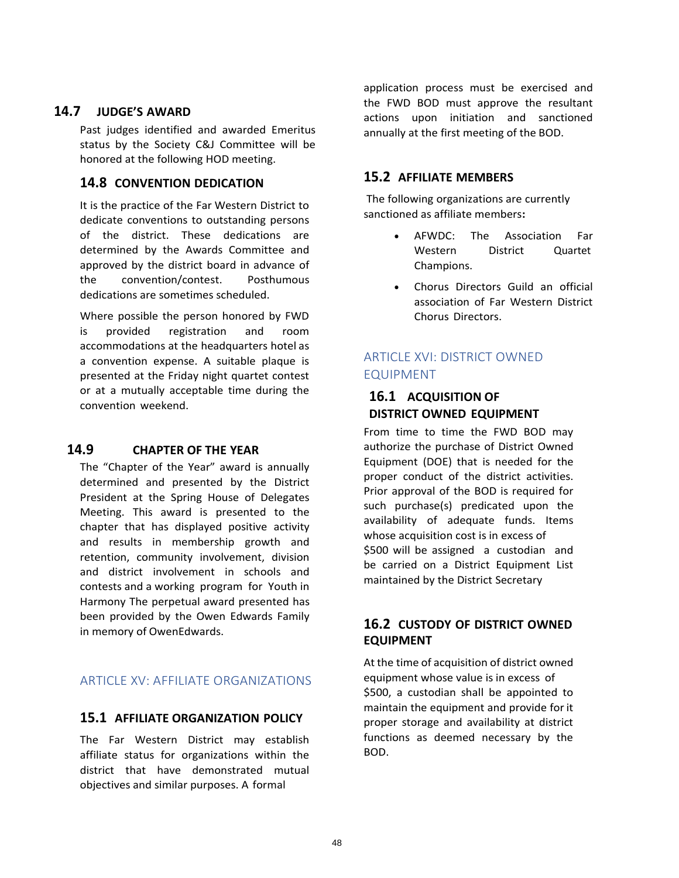### 14.7 JUDGE'S AWARD

Past judges identified and awarded Emeritus status by the Society C&J Committee will be honored at the following HOD meeting.

### 14.8 CONVENTION DEDICATION

It is the practice of the Far Western District to dedicate conventions to outstanding persons of the district. These dedications are determined by the Awards Committee and approved by the district board in advance of the convention/contest. Posthumous dedications are sometimes scheduled.

Where possible the person honored by FWD is provided registration and room accommodations at the headquarters hotel as a convention expense. A suitable plaque is presented at the Friday night quartet contest or at a mutually acceptable time during the convention weekend.

### 14.9 CHAPTER OF THE YEAR

The "Chapter of the Year" award is annually determined and presented by the District President at the Spring House of Delegates Meeting. This award is presented to the chapter that has displayed positive activity and results in membership growth and retention, community involvement, division and district involvement in schools and contests and a working program for Youth in Harmony The perpetual award presented has been provided by the Owen Edwards Family in memory of OwenEdwards.

## ARTICLE XV: AFFILIATE ORGANIZATIONS

### 15.1 AFFILIATE ORGANIZATION POLICY

The Far Western District may establish affiliate status for organizations within the district that have demonstrated mutual objectives and similar purposes. A formal application process must be exercised and the FWD BOD must approve the resultant actions upon initiation and sanctioned annually at the first meeting of the BOD.

### 15.2 AFFILIATE MEMBERS

The following organizations are currently sanctioned as affiliate members**:**

- AFWDC: The Association Far Western District Quartet Champions.
- Chorus Directors Guild an official association of Far Western District Chorus Directors.

## ARTICLE XVI: DISTRICT OWNED EQUIPMENT

### 16.1 ACQUISITION OF DISTRICT OWNED EQUIPMENT

From time to time the FWD BOD may authorize the purchase of District Owned Equipment (DOE) that is needed for the proper conduct of the district activities. Prior approval of the BOD is required for such purchase(s) predicated upon the availability of adequate funds. Items whose acquisition cost is in excess of $500 will be assigned a custodian and be carried on a District Equipment List maintained by the District Secretary

### 16.2 CUSTODY OF DISTRICT OWNED EQUIPMENT

At the time of acquisition of district owned equipment whose value is in excess of $500, a custodian shall be appointed to maintain the equipment and provide for it proper storage and availability at district functions as deemed necessary by the BOD.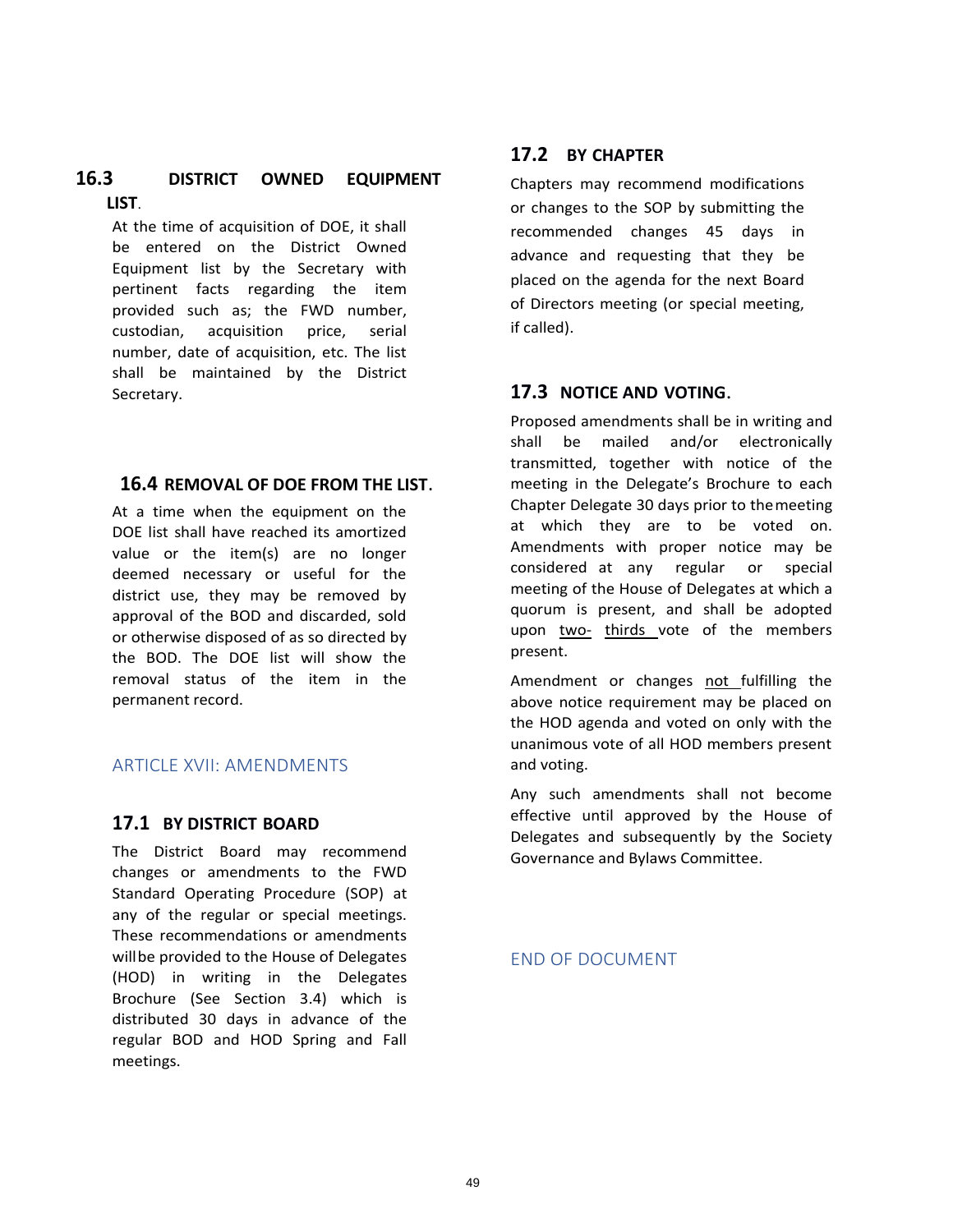### 16.3 DISTRICT OWNED EQUIPMENT LIST.

At the time of acquisition of DOE, it shall be entered on the District Owned Equipment list by the Secretary with pertinent facts regarding the item provided such as; the FWD number, custodian, acquisition price, serial number, date of acquisition, etc. The list shall be maintained by the District Secretary.

### 16.4 REMOVAL OF DOE FROM THE LIST.

At a time when the equipment on the DOE list shall have reached its amortized value or the item(s) are no longer deemed necessary or useful for the district use, they may be removed by approval of the BOD and discarded, sold or otherwise disposed of as so directed by the BOD. The DOE list will show the removal status of the item in the permanent record.

## ARTICLE XVII: AMENDMENTS

### 17.1 BY DISTRICT BOARD

The District Board may recommend changes or amendments to the FWD Standard Operating Procedure (SOP) at any of the regular or special meetings. These recommendations or amendments will be provided to the House of Delegates (HOD) in writing in the Delegates Brochure (See Section 3.4) which is distributed 30 days in advance of the regular BOD and HOD Spring and Fall meetings.

### 17.2 BY CHAPTER

Chapters may recommend modifications or changes to the SOP by submitting the recommended changes 45 days in advance and requesting that they be placed on the agenda for the next Board of Directors meeting (or special meeting, if called).

### 17.3 NOTICE AND VOTING.

Proposed amendments shall be in writing and shall be mailed and/or electronically transmitted, together with notice of the meeting in the Delegate's Brochure to each Chapter Delegate 30 days prior to the meeting at which they are to be voted on. Amendments with proper notice may be considered at any regular or special meeting of the House of Delegates at which a quorum is present, and shall be adopted upon two- thirds vote of the members present.

Amendment or changes not fulfilling the above notice requirement may be placed on the HOD agenda and voted on only with the unanimous vote of all HOD members present and voting.

Any such amendments shall not become effective until approved by the House of Delegates and subsequently by the Society Governance and Bylaws Committee.

## END OF DOCUMENT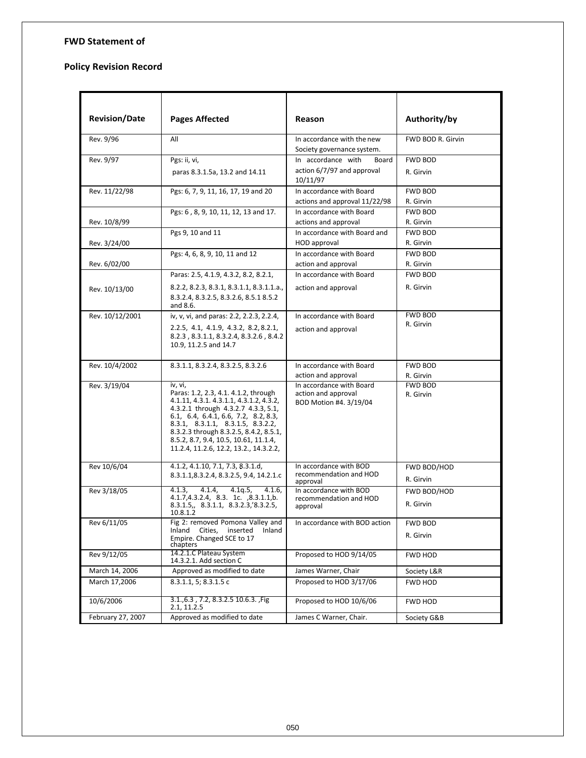**FWD Statement of**

**Policy Revision Record**

| Revision/Date | Pages Affected | Reason | Authority/by |
|---|---|---|---|
| Rev. 9/96 | All | In accordance with the new Society governance system. | FWD BOD R. Girvin |
| Rev. 9/97 | Pgs: ii, vi, paras 8.3.1.5a, 13.2 and 14.11 | In accordance with Board action 6/7/97 and approval 10/11/97 | FWD BOD R. Girvin |
| Rev. 11/22/98 | Pgs: 6, 7, 9, 11, 16, 17, 19 and 20 | In accordance with Board actions and approval 11/22/98 | FWD BOD R. Girvin |
| Rev. 10/8/99 | Pgs: 6 , 8, 9, 10, 11, 12, 13 and 17. | In accordance with Board actions and approval | FWD BOD R. Girvin |
| Rev. 3/24/00 | Pgs 9, 10 and 11 | In accordance with Board and HOD approval | FWD BOD R. Girvin |
| Rev. 6/02/00 | Pgs: 4, 6, 8, 9, 10, 11 and 12 | In accordance with Board action and approval | FWD BOD R. Girvin |
| Rev. 10/13/00 | Paras: 2.5, 4.1.9, 4.3.2, 8.2, 8.2.1, 8.2.2, 8.2.3, 8.3.1, 8.3.1.1, 8.3.1.1.a., 8.3.2.4, 8.3.2.5, 8.3.2.6, 8.5.1 8.5.2 and 8.6. | In accordance with Board action and approval | FWD BOD R. Girvin |
| Rev. 10/12/2001 | iv, v, vi, and paras: 2.2, 2.2.3, 2.2.4, 2.2.5, 4.1, 4.1.9, 4.3.2, 8.2, 8.2.1, 8.2.3 , 8.3.1.1, 8.3.2.4, 8.3.2.6 , 8.4.2 10.9, 11.2.5 and 14.7 | In accordance with Board action and approval | FWD BOD R. Girvin |
| Rev. 10/4/2002 | 8.3.1.1, 8.3.2.4, 8.3.2.5, 8.3.2.6 | In accordance with Board action and approval | FWD BOD R. Girvin |
| Rev. 3/19/04 | iv, vi, Paras: 1.2, 2.3, 4.1. 4.1.2, through 4.1.11, 4.3.1. 4.3.1.1, 4.3.1.2, 4.3.2, 4.3.2.1 through 4.3.2.7 4.3.3, 5.1, 6.1, 6.4, 6.4.1, 6.6, 7.2, 8.2, 8.3, 8.3.1, 8.3.1.1, 8.3.1.5, 8.3.2.2, 8.3.2.3 through 8.3.2.5, 8.4.2, 8.5.1, 8.5.2, 8.7, 9.4, 10.5, 10.61, 11.1.4, 11.2.4, 11.2.6, 12.2, 13.2., 14.3.2.2, | In accordance with Board action and approval BOD Motion #4. 3/19/04 | FWD BOD R. Girvin |
| Rev 10/6/04 | 4.1.2, 4.1.10, 7.1, 7.3, 8.3.1.d, 8.3.1.1,8.3.2.4, 8.3.2.5, 9.4, 14.2.1.c | In accordance with BOD recommendation and HOD approval | FWD BOD/HOD R. Girvin |
| Rev 3/18/05 | 4.1.3, 4.1.4, 4.1q.5, 4.1.6, 4.1.7,4.3.2.4, 8.3. 1c. ,8.3.1.1,b. 8.3.1.5,, 8.3.1.1, 8.3.2.3,'8.3.2.5, 10.8.1.2 | In accordance with BOD recommendation and HOD approval | FWD BOD/HOD R. Girvin |
| Rev 6/11/05 | Fig 2: removed Pomona Valley and Inland Cities, inserted Inland Empire. Changed SCE to 17 chapters | In accordance with BOD action | FWD BOD R. Girvin |
| Rev 9/12/05 | 14.2.1.C Plateau System 14.3.2.1. Add section C | Proposed to HOD 9/14/05 | FWD HOD |
| March 14, 2006 | Approved as modified to date | James Warner, Chair | Society L&R |
| March 17,2006 | 8.3.1.1, 5; 8.3.1.5 c | Proposed to HOD 3/17/06 | FWD HOD |
| 10/6/2006 | 3.1.,6.3 , 7.2, 8.3.2.5 10.6.3. ,Fig 2.1, 11.2.5 | Proposed to HOD 10/6/06 | FWD HOD |
| February 27, 2007 | Approved as modified to date | James C Warner, Chair. | Society G&B |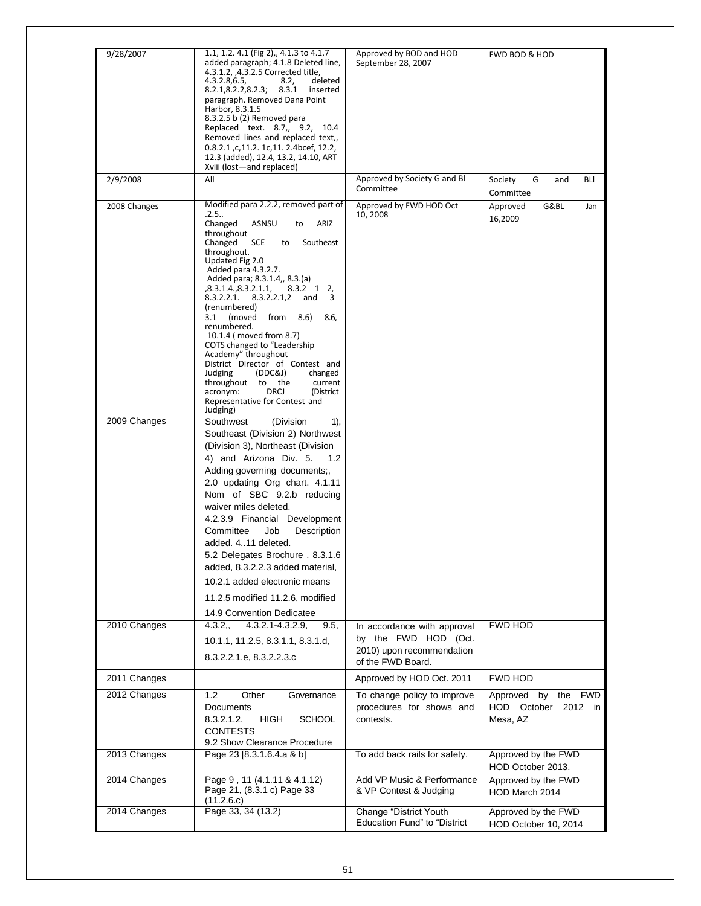| 9/28/2007 | 1.1, 1.2. 4.1 (Fig 2),, 4.1.3 to 4.1.7 added paragraph; 4.1.8 Deleted line, 4.3.1.2, ,4.3.2.5 Corrected title, 4.3.2.8,6.5, 8.2, deleted 8.2.1,8.2.2,8.2.3; 8.3.1 inserted paragraph. Removed Dana Point Harbor, 8.3.1.5 8.3.2.5 b (2) Removed para Replaced text. 8.7,, 9.2, 10.4 Removed lines and replaced text,, 0.8.2.1 ,c,11.2. 1c,11. 2.4bcef, 12.2, 12.3 (added), 12.4, 13.2, 14.10, ART Xviii (lost—and replaced) | Approved by BOD and HOD September 28, 2007 | FWD BOD & HOD |
|---|---|---|---|
| 2/9/2008 | All | Approved by Society G and Bl Committee | Society G and BLl Committee |
| 2008 Changes | Modified para 2.2.2, removed part of .2.5.. Changed ASNSU to ARIZ throughout Changed SCE to Southeast throughout. Updated Fig 2.0 Added para 4.3.2.7. Added para; 8.3.1.4,, 8.3.(a) ,8.3.1.4.,8.3.2.1.1, 8.3.2 1 2, 8.3.2.2.1. 8.3.2.2.1,2 and 3 (renumbered) 3.1 (moved from 8.6) 8.6, renumbered. 10.1.4 ( moved from 8.7) COTS changed to "Leadership Academy" throughout District Director of Contest and Judging (DDC&J) changed throughout to the current acronym: DRCJ (District Representative for Contest and Judging) | Approved by FWD HOD Oct 10, 2008 | Approved G&BL Jan 16,2009 |
| 2009 Changes | Southwest (Division 1), Southeast (Division 2) Northwest (Division 3), Northeast (Division 4) and Arizona Div. 5. 1.2 Adding governing documents;, 2.0 updating Org chart. 4.1.11 Nom of SBC 9.2.b reducing waiver miles deleted. 4.2.3.9 Financial Development Committee Job Description added. 4..11 deleted. 5.2 Delegates Brochure . 8.3.1.6 added, 8.3.2.2.3 added material, 10.2.1 added electronic means 11.2.5 modified 11.2.6, modified 14.9 Convention Dedicatee | | |
| 2010 Changes | 4.3.2,, 4.3.2.1-4.3.2.9, 9.5, 10.1.1, 11.2.5, 8.3.1.1, 8.3.1.d, 8.3.2.2.1.e, 8.3.2.2.3.c | In accordance with approval by the FWD HOD (Oct. 2010) upon recommendation of the FWD Board. | FWD HOD |
| 2011 Changes | | Approved by HOD Oct. 2011 | FWD HOD |
| 2012 Changes | 1.2 Other Governance Documents 8.3.2.1.2. HIGH SCHOOL CONTESTS 9.2 Show Clearance Procedure | To change policy to improve procedures for shows and contests. | Approved by the FWD HOD October 2012 in Mesa, AZ |
| 2013 Changes | Page 23 [8.3.1.6.4.a & b] | To add back rails for safety. | Approved by the FWD HOD October 2013. |
| 2014 Changes | Page 9 , 11 (4.1.11 & 4.1.12) Page 21, (8.3.1 c) Page 33 (11.2.6.c) | Add VP Music & Performance & VP Contest & Judging | Approved by the FWD HOD March 2014 |
| 2014 Changes | Page 33, 34 (13.2) | Change "District Youth Education Fund" to "District | Approved by the FWD HOD October 10, 2014 |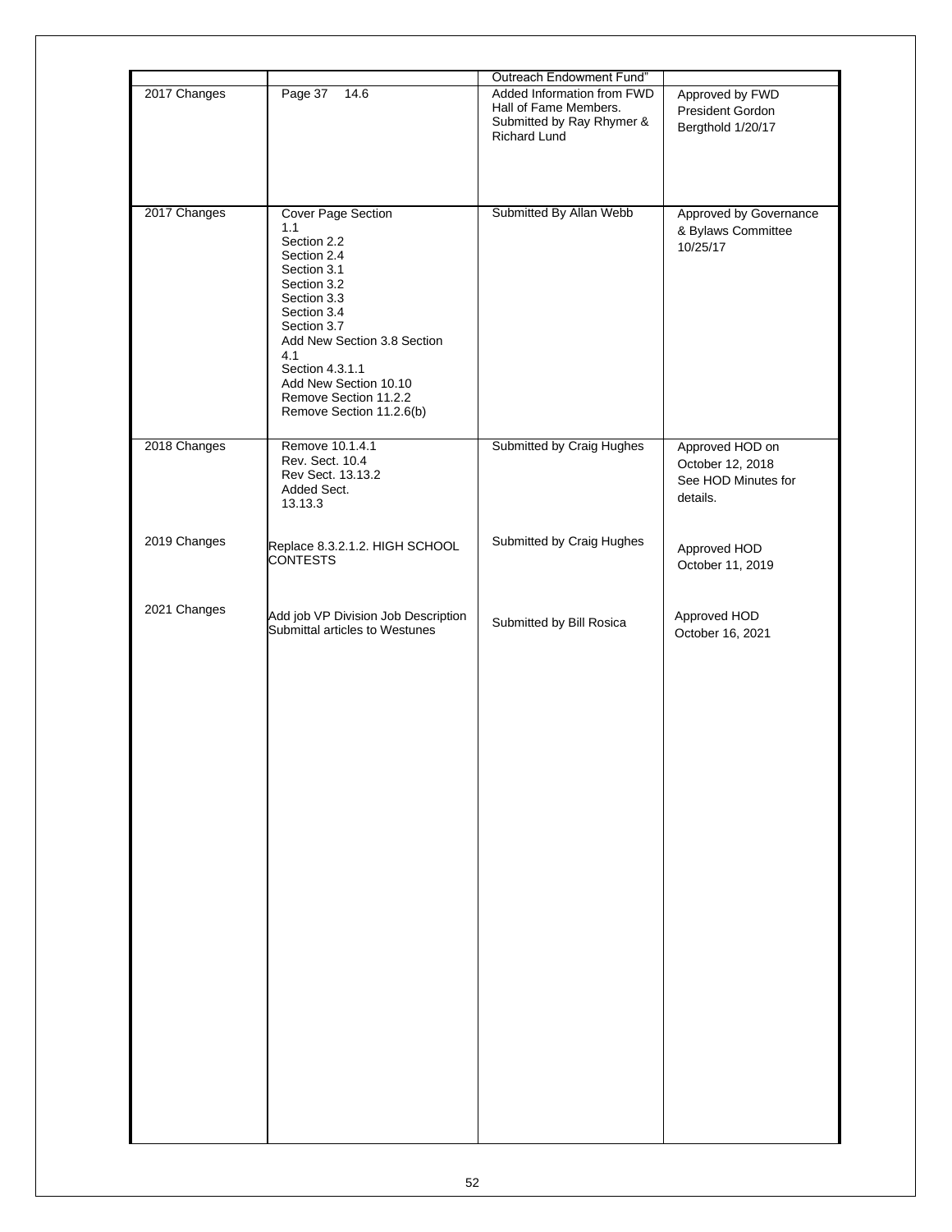| | | | |
|---|---|---|---|
| | | Outreach Endowment Fund" | |
| 2017 Changes | Page 37 14.6 | Added Information from FWD Hall of Fame Members. Submitted by Ray Rhymer & Richard Lund | Approved by FWD President Gordon Bergthold 1/20/17 |
| 2017 Changes | Cover Page Section 1.1<br>Section 2.2<br>Section 2.4<br>Section 3.1<br>Section 3.2<br>Section 3.3<br>Section 3.4<br>Section 3.7<br>Add New Section 3.8 Section 4.1<br>Section 4.3.1.1<br>Add New Section 10.10<br>Remove Section 11.2.2<br>Remove Section 11.2.6(b) | Submitted By Allan Webb | Approved by Governance & Bylaws Committee 10/25/17 |
| 2018 Changes | Remove 10.1.4.1<br>Rev. Sect. 10.4<br>Rev Sect. 13.13.2<br>Added Sect. 13.13.3 | Submitted by Craig Hughes | Approved HOD on October 12, 2018 See HOD Minutes for details. |
| 2019 Changes | Replace 8.3.2.1.2. HIGH SCHOOL CONTESTS | Submitted by Craig Hughes | Approved HOD October 11, 2019 |
| 2021 Changes | Add job VP Division Job Description Submittal articles to Westunes | Submitted by Bill Rosica | Approved HOD October 16, 2021 |